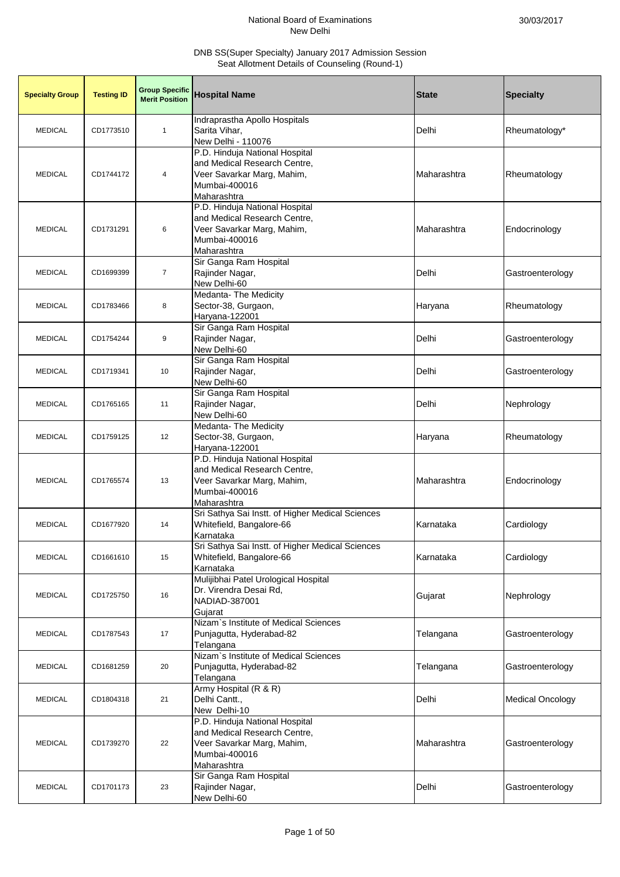National Board of Examinations
New Delhi

30/03/2017

DNB SS(Super Specialty) January 2017 Admission Session
Seat Allotment Details of Counseling (Round-1)

| Specialty Group | Testing ID | Group Specific Merit Position | Hospital Name | State | Specialty |
|---|---|---|---|---|---|
| MEDICAL | CD1773510 | 1 | Indraprastha Apollo Hospitals Sarita Vihar, New Delhi - 110076 | Delhi | Rheumatology* |
| MEDICAL | CD1744172 | 4 | P.D. Hinduja National Hospital and Medical Research Centre, Veer Savarkar Marg, Mahim, Mumbai-400016 Maharashtra | Maharashtra | Rheumatology |
| MEDICAL | CD1731291 | 6 | P.D. Hinduja National Hospital and Medical Research Centre, Veer Savarkar Marg, Mahim, Mumbai-400016 Maharashtra | Maharashtra | Endocrinology |
| MEDICAL | CD1699399 | 7 | Sir Ganga Ram Hospital Rajinder Nagar, New Delhi-60 | Delhi | Gastroenterology |
| MEDICAL | CD1783466 | 8 | Medanta- The Medicity Sector-38, Gurgaon, Haryana-122001 | Haryana | Rheumatology |
| MEDICAL | CD1754244 | 9 | Sir Ganga Ram Hospital Rajinder Nagar, New Delhi-60 | Delhi | Gastroenterology |
| MEDICAL | CD1719341 | 10 | Sir Ganga Ram Hospital Rajinder Nagar, New Delhi-60 | Delhi | Gastroenterology |
| MEDICAL | CD1765165 | 11 | Sir Ganga Ram Hospital Rajinder Nagar, New Delhi-60 | Delhi | Nephrology |
| MEDICAL | CD1759125 | 12 | Medanta- The Medicity Sector-38, Gurgaon, Haryana-122001 | Haryana | Rheumatology |
| MEDICAL | CD1765574 | 13 | P.D. Hinduja National Hospital and Medical Research Centre, Veer Savarkar Marg, Mahim, Mumbai-400016 Maharashtra | Maharashtra | Endocrinology |
| MEDICAL | CD1677920 | 14 | Sri Sathya Sai Instt. of Higher Medical Sciences Whitefield, Bangalore-66 Karnataka | Karnataka | Cardiology |
| MEDICAL | CD1661610 | 15 | Sri Sathya Sai Instt. of Higher Medical Sciences Whitefield, Bangalore-66 Karnataka | Karnataka | Cardiology |
| MEDICAL | CD1725750 | 16 | Mulijibhai Patel Urological Hospital Dr. Virendra Desai Rd, NADIAD-387001 Gujarat | Gujarat | Nephrology |
| MEDICAL | CD1787543 | 17 | Nizam`s Institute of Medical Sciences Punjagutta, Hyderabad-82 Telangana | Telangana | Gastroenterology |
| MEDICAL | CD1681259 | 20 | Nizam`s Institute of Medical Sciences Punjagutta, Hyderabad-82 Telangana | Telangana | Gastroenterology |
| MEDICAL | CD1804318 | 21 | Army Hospital (R & R) Delhi Cantt., New Delhi-10 | Delhi | Medical Oncology |
| MEDICAL | CD1739270 | 22 | P.D. Hinduja National Hospital and Medical Research Centre, Veer Savarkar Marg, Mahim, Mumbai-400016 Maharashtra | Maharashtra | Gastroenterology |
| MEDICAL | CD1701173 | 23 | Sir Ganga Ram Hospital Rajinder Nagar, New Delhi-60 | Delhi | Gastroenterology |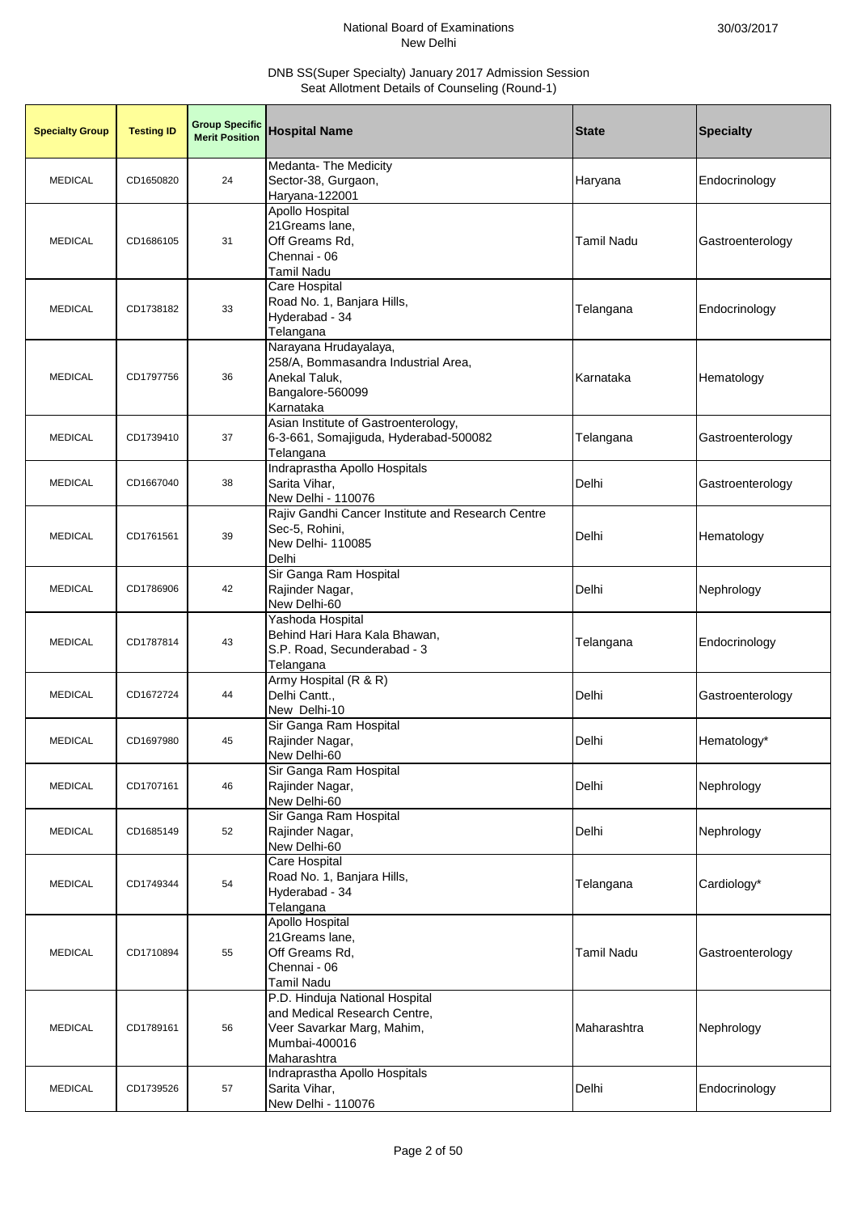National Board of Examinations
New Delhi

30/03/2017

DNB SS(Super Specialty) January 2017 Admission Session
Seat Allotment Details of Counseling (Round-1)

| Specialty Group | Testing ID | Group Specific Merit Position | Hospital Name | State | Specialty |
|---|---|---|---|---|---|
| MEDICAL | CD1650820 | 24 | Medanta- The Medicity<br>Sector-38, Gurgaon,<br>Haryana-122001 | Haryana | Endocrinology |
| MEDICAL | CD1686105 | 31 | Apollo Hospital<br>21Greams lane,<br>Off Greams Rd,<br>Chennai - 06<br>Tamil Nadu | Tamil Nadu | Gastroenterology |
| MEDICAL | CD1738182 | 33 | Care Hospital<br>Road No. 1, Banjara Hills,<br>Hyderabad - 34<br>Telangana | Telangana | Endocrinology |
| MEDICAL | CD1797756 | 36 | Narayana Hrudayalaya,<br>258/A, Bommasandra Industrial Area,<br>Anekal Taluk,<br>Bangalore-560099<br>Karnataka | Karnataka | Hematology |
| MEDICAL | CD1739410 | 37 | Asian Institute of Gastroenterology,<br>6-3-661, Somajiguda, Hyderabad-500082<br>Telangana | Telangana | Gastroenterology |
| MEDICAL | CD1667040 | 38 | Indraprastha Apollo Hospitals<br>Sarita Vihar,<br>New Delhi - 110076 | Delhi | Gastroenterology |
| MEDICAL | CD1761561 | 39 | Rajiv Gandhi Cancer Institute and Research Centre<br>Sec-5, Rohini,<br>New Delhi- 110085<br>Delhi | Delhi | Hematology |
| MEDICAL | CD1786906 | 42 | Sir Ganga Ram Hospital<br>Rajinder Nagar,<br>New Delhi-60 | Delhi | Nephrology |
| MEDICAL | CD1787814 | 43 | Yashoda Hospital<br>Behind Hari Hara Kala Bhawan,<br>S.P. Road, Secunderabad - 3<br>Telangana | Telangana | Endocrinology |
| MEDICAL | CD1672724 | 44 | Army Hospital (R & R)<br>Delhi Cantt.,<br>New Delhi-10 | Delhi | Gastroenterology |
| MEDICAL | CD1697980 | 45 | Sir Ganga Ram Hospital<br>Rajinder Nagar,<br>New Delhi-60 | Delhi | Hematology* |
| MEDICAL | CD1707161 | 46 | Sir Ganga Ram Hospital<br>Rajinder Nagar,<br>New Delhi-60 | Delhi | Nephrology |
| MEDICAL | CD1685149 | 52 | Sir Ganga Ram Hospital<br>Rajinder Nagar,<br>New Delhi-60 | Delhi | Nephrology |
| MEDICAL | CD1749344 | 54 | Care Hospital<br>Road No. 1, Banjara Hills,<br>Hyderabad - 34<br>Telangana | Telangana | Cardiology* |
| MEDICAL | CD1710894 | 55 | Apollo Hospital<br>21Greams lane,<br>Off Greams Rd,<br>Chennai - 06<br>Tamil Nadu | Tamil Nadu | Gastroenterology |
| MEDICAL | CD1789161 | 56 | P.D. Hinduja National Hospital<br>and Medical Research Centre,<br>Veer Savarkar Marg, Mahim,<br>Mumbai-400016<br>Maharashtra | Maharashtra | Nephrology |
| MEDICAL | CD1739526 | 57 | Indraprastha Apollo Hospitals<br>Sarita Vihar,<br>New Delhi - 110076 | Delhi | Endocrinology |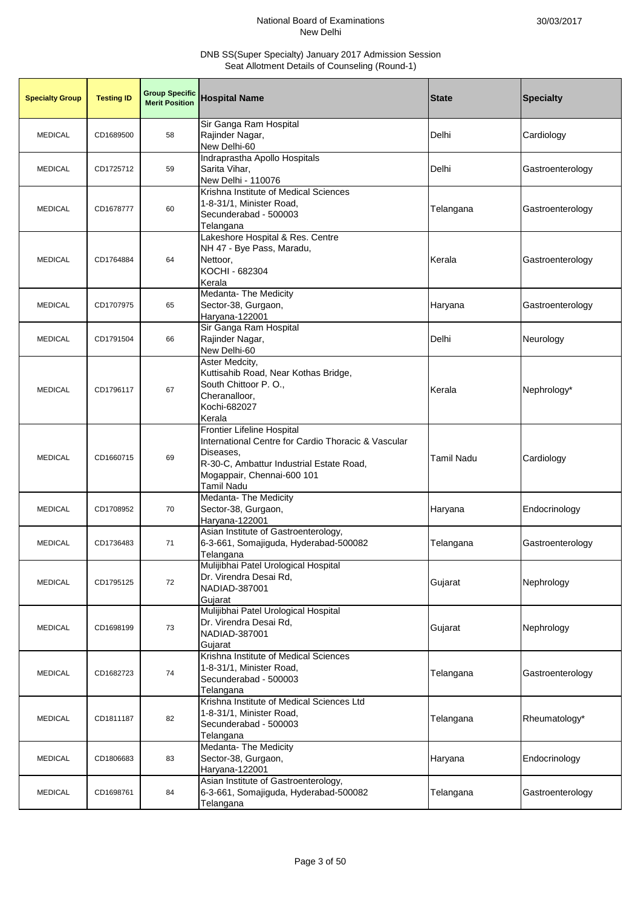National Board of Examinations
New Delhi

30/03/2017

DNB SS(Super Specialty) January 2017 Admission Session
Seat Allotment Details of Counseling (Round-1)

| Specialty Group | Testing ID | Group Specific Merit Position | Hospital Name | State | Specialty |
|---|---|---|---|---|---|
| MEDICAL | CD1689500 | 58 | Sir Ganga Ram Hospital<br>Rajinder Nagar,<br>New Delhi-60 | Delhi | Cardiology |
| MEDICAL | CD1725712 | 59 | Indraprastha Apollo Hospitals<br>Sarita Vihar,<br>New Delhi - 110076 | Delhi | Gastroenterology |
| MEDICAL | CD1678777 | 60 | Krishna Institute of Medical Sciences<br>1-8-31/1, Minister Road,<br>Secunderabad - 500003<br>Telangana | Telangana | Gastroenterology |
| MEDICAL | CD1764884 | 64 | Lakeshore Hospital & Res. Centre<br>NH 47 - Bye Pass, Maradu,<br>Nettoor,<br>KOCHI - 682304<br>Kerala | Kerala | Gastroenterology |
| MEDICAL | CD1707975 | 65 | Medanta- The Medicity<br>Sector-38, Gurgaon,<br>Haryana-122001 | Haryana | Gastroenterology |
| MEDICAL | CD1791504 | 66 | Sir Ganga Ram Hospital<br>Rajinder Nagar,<br>New Delhi-60 | Delhi | Neurology |
| MEDICAL | CD1796117 | 67 | Aster Medcity,<br>Kuttisahib Road, Near Kothas Bridge,<br>South Chittoor P. O.,<br>Cheranalloor,<br>Kochi-682027<br>Kerala | Kerala | Nephrology* |
| MEDICAL | CD1660715 | 69 | Frontier Lifeline Hospital<br>International Centre for Cardio Thoracic & Vascular Diseases,<br>R-30-C, Ambattur Industrial Estate Road,<br>Mogappair, Chennai-600 101<br>Tamil Nadu | Tamil Nadu | Cardiology |
| MEDICAL | CD1708952 | 70 | Medanta- The Medicity<br>Sector-38, Gurgaon,<br>Haryana-122001 | Haryana | Endocrinology |
| MEDICAL | CD1736483 | 71 | Asian Institute of Gastroenterology,<br>6-3-661, Somajiguda, Hyderabad-500082<br>Telangana | Telangana | Gastroenterology |
| MEDICAL | CD1795125 | 72 | Mulijibhai Patel Urological Hospital<br>Dr. Virendra Desai Rd,<br>NADIAD-387001<br>Gujarat | Gujarat | Nephrology |
| MEDICAL | CD1698199 | 73 | Mulijibhai Patel Urological Hospital<br>Dr. Virendra Desai Rd,<br>NADIAD-387001<br>Gujarat | Gujarat | Nephrology |
| MEDICAL | CD1682723 | 74 | Krishna Institute of Medical Sciences<br>1-8-31/1, Minister Road,<br>Secunderabad - 500003<br>Telangana | Telangana | Gastroenterology |
| MEDICAL | CD1811187 | 82 | Krishna Institute of Medical Sciences Ltd<br>1-8-31/1, Minister Road,<br>Secunderabad - 500003<br>Telangana | Telangana | Rheumatology* |
| MEDICAL | CD1806683 | 83 | Medanta- The Medicity<br>Sector-38, Gurgaon,<br>Haryana-122001 | Haryana | Endocrinology |
| MEDICAL | CD1698761 | 84 | Asian Institute of Gastroenterology,<br>6-3-661, Somajiguda, Hyderabad-500082<br>Telangana | Telangana | Gastroenterology |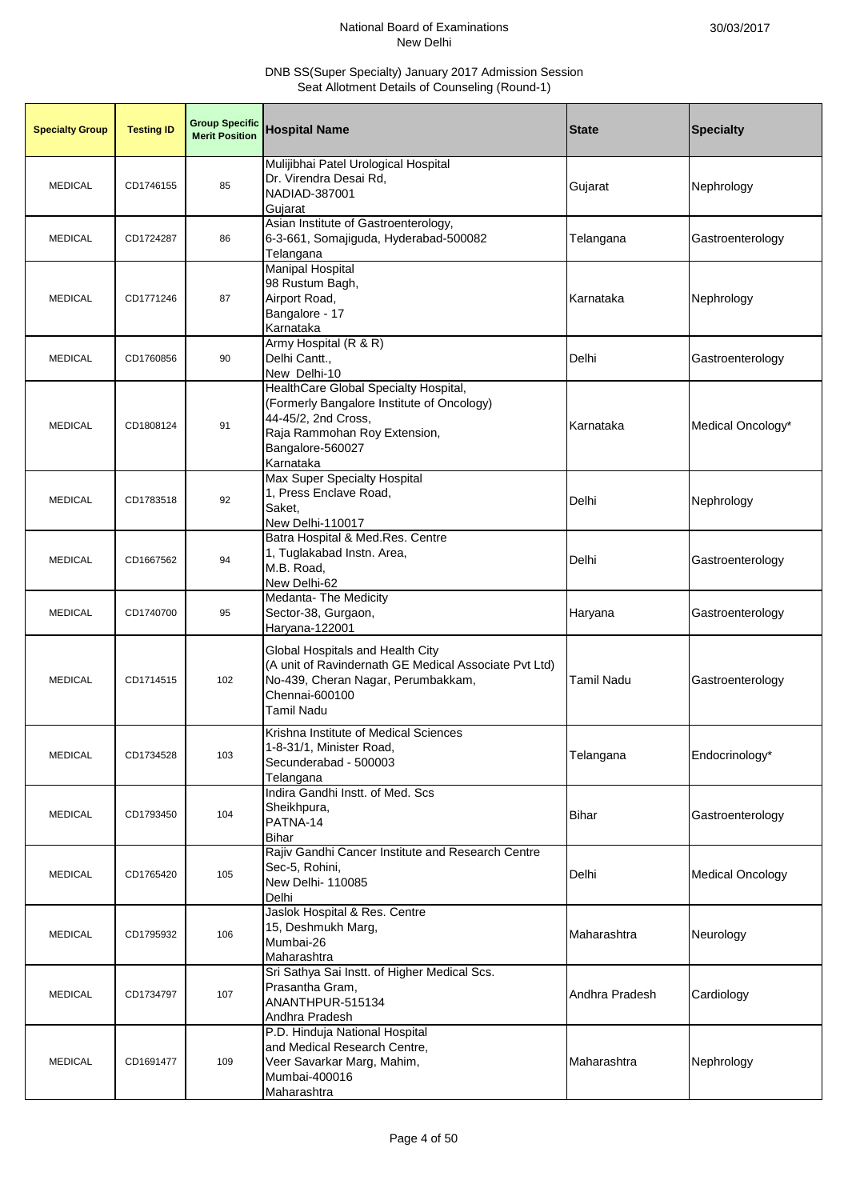National Board of Examinations
New Delhi

30/03/2017

DNB SS(Super Specialty) January 2017 Admission Session
Seat Allotment Details of Counseling (Round-1)

| Specialty Group | Testing ID | Group Specific Merit Position | Hospital Name | State | Specialty |
|---|---|---|---|---|---|
| MEDICAL | CD1746155 | 85 | Mulijibhai Patel Urological Hospital<br>Dr. Virendra Desai Rd,<br>NADIAD-387001<br>Gujarat | Gujarat | Nephrology |
| MEDICAL | CD1724287 | 86 | Asian Institute of Gastroenterology,<br>6-3-661, Somajiguda, Hyderabad-500082<br>Telangana | Telangana | Gastroenterology |
| MEDICAL | CD1771246 | 87 | Manipal Hospital<br>98 Rustum Bagh,<br>Airport Road,<br>Bangalore - 17<br>Karnataka | Karnataka | Nephrology |
| MEDICAL | CD1760856 | 90 | Army Hospital (R & R)<br>Delhi Cantt.,<br>New Delhi-10 | Delhi | Gastroenterology |
| MEDICAL | CD1808124 | 91 | HealthCare Global Specialty Hospital,<br>(Formerly Bangalore Institute of Oncology)<br>44-45/2, 2nd Cross,<br>Raja Rammohan Roy Extension,<br>Bangalore-560027<br>Karnataka | Karnataka | Medical Oncology* |
| MEDICAL | CD1783518 | 92 | Max Super Specialty Hospital<br>1, Press Enclave Road,<br>Saket,<br>New Delhi-110017 | Delhi | Nephrology |
| MEDICAL | CD1667562 | 94 | Batra Hospital & Med.Res. Centre<br>1, Tuglakabad Instn. Area,<br>M.B. Road,<br>New Delhi-62 | Delhi | Gastroenterology |
| MEDICAL | CD1740700 | 95 | Medanta- The Medicity<br>Sector-38, Gurgaon,<br>Haryana-122001 | Haryana | Gastroenterology |
| MEDICAL | CD1714515 | 102 | Global Hospitals and Health City<br>(A unit of Ravindernath GE Medical Associate Pvt Ltd)<br>No-439, Cheran Nagar, Perumbakkam,<br>Chennai-600100<br>Tamil Nadu | Tamil Nadu | Gastroenterology |
| MEDICAL | CD1734528 | 103 | Krishna Institute of Medical Sciences<br>1-8-31/1, Minister Road,<br>Secunderabad - 500003<br>Telangana | Telangana | Endocrinology* |
| MEDICAL | CD1793450 | 104 | Indira Gandhi Instt. of Med. Scs<br>Sheikhpura,<br>PATNA-14<br>Bihar | Bihar | Gastroenterology |
| MEDICAL | CD1765420 | 105 | Rajiv Gandhi Cancer Institute and Research Centre<br>Sec-5, Rohini,<br>New Delhi- 110085<br>Delhi | Delhi | Medical Oncology |
| MEDICAL | CD1795932 | 106 | Jaslok Hospital & Res. Centre<br>15, Deshmukh Marg,<br>Mumbai-26<br>Maharashtra | Maharashtra | Neurology |
| MEDICAL | CD1734797 | 107 | Sri Sathya Sai Instt. of Higher Medical Scs.<br>Prasantha Gram,<br>ANANTHPUR-515134<br>Andhra Pradesh | Andhra Pradesh | Cardiology |
| MEDICAL | CD1691477 | 109 | P.D. Hinduja National Hospital<br>and Medical Research Centre,<br>Veer Savarkar Marg, Mahim,<br>Mumbai-400016<br>Maharashtra | Maharashtra | Nephrology |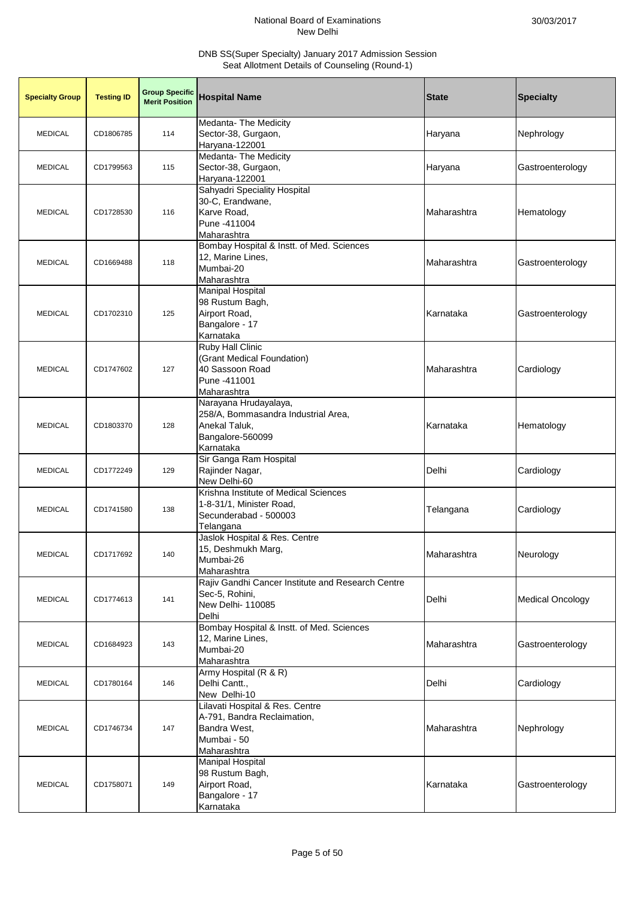National Board of Examinations
New Delhi

30/03/2017

DNB SS(Super Specialty) January 2017 Admission Session
Seat Allotment Details of Counseling (Round-1)

| Specialty Group | Testing ID | Group Specific Merit Position | Hospital Name | State | Specialty |
|---|---|---|---|---|---|
| MEDICAL | CD1806785 | 114 | Medanta- The Medicity Sector-38, Gurgaon, Haryana-122001 | Haryana | Nephrology |
| MEDICAL | CD1799563 | 115 | Medanta- The Medicity Sector-38, Gurgaon, Haryana-122001 | Haryana | Gastroenterology |
| MEDICAL | CD1728530 | 116 | Sahyadri Speciality Hospital 30-C, Erandwane, Karve Road, Pune -411004 Maharashtra | Maharashtra | Hematology |
| MEDICAL | CD1669488 | 118 | Bombay Hospital & Instt. of Med. Sciences 12, Marine Lines, Mumbai-20 Maharashtra | Maharashtra | Gastroenterology |
| MEDICAL | CD1702310 | 125 | Manipal Hospital 98 Rustum Bagh, Airport Road, Bangalore - 17 Karnataka | Karnataka | Gastroenterology |
| MEDICAL | CD1747602 | 127 | Ruby Hall Clinic (Grant Medical Foundation) 40 Sassoon Road Pune -411001 Maharashtra | Maharashtra | Cardiology |
| MEDICAL | CD1803370 | 128 | Narayana Hrudayalaya, 258/A, Bommasandra Industrial Area, Anekal Taluk, Bangalore-560099 Karnataka | Karnataka | Hematology |
| MEDICAL | CD1772249 | 129 | Sir Ganga Ram Hospital Rajinder Nagar, New Delhi-60 | Delhi | Cardiology |
| MEDICAL | CD1741580 | 138 | Krishna Institute of Medical Sciences 1-8-31/1, Minister Road, Secunderabad - 500003 Telangana | Telangana | Cardiology |
| MEDICAL | CD1717692 | 140 | Jaslok Hospital & Res. Centre 15, Deshmukh Marg, Mumbai-26 Maharashtra | Maharashtra | Neurology |
| MEDICAL | CD1774613 | 141 | Rajiv Gandhi Cancer Institute and Research Centre Sec-5, Rohini, New Delhi- 110085 Delhi | Delhi | Medical Oncology |
| MEDICAL | CD1684923 | 143 | Bombay Hospital & Instt. of Med. Sciences 12, Marine Lines, Mumbai-20 Maharashtra | Maharashtra | Gastroenterology |
| MEDICAL | CD1780164 | 146 | Army Hospital (R & R) Delhi Cantt., New Delhi-10 | Delhi | Cardiology |
| MEDICAL | CD1746734 | 147 | Lilavati Hospital & Res. Centre A-791, Bandra Reclaimation, Bandra West, Mumbai - 50 Maharashtra | Maharashtra | Nephrology |
| MEDICAL | CD1758071 | 149 | Manipal Hospital 98 Rustum Bagh, Airport Road, Bangalore - 17 Karnataka | Karnataka | Gastroenterology |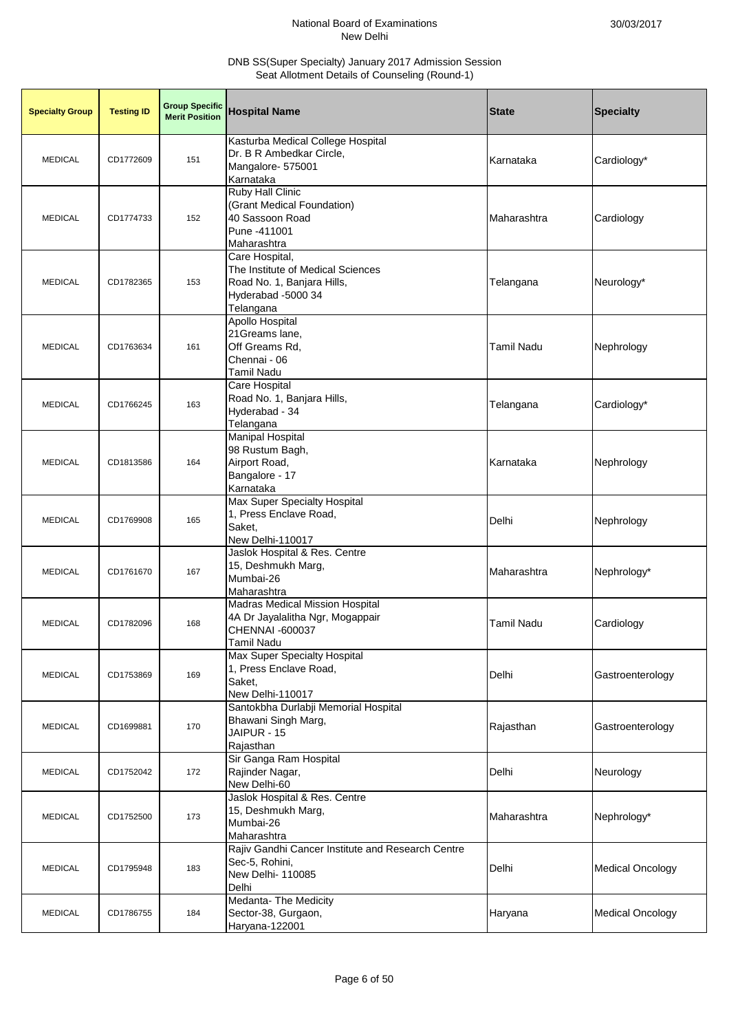| Specialty Group | Testing ID | Group Specific Merit Position | Hospital Name | State | Specialty |
|---|---|---|---|---|---|
| MEDICAL | CD1772609 | 151 | Kasturba Medical College Hospital<br>Dr. B R Ambedkar Circle,<br>Mangalore- 575001<br>Karnataka | Karnataka | Cardiology* |
| MEDICAL | CD1774733 | 152 | Ruby Hall Clinic<br>(Grant Medical Foundation)<br>40 Sassoon Road<br>Pune -411001<br>Maharashtra | Maharashtra | Cardiology |
| MEDICAL | CD1782365 | 153 | Care Hospital,<br>The Institute of Medical Sciences<br>Road No. 1, Banjara Hills,<br>Hyderabad -5000 34<br>Telangana | Telangana | Neurology* |
| MEDICAL | CD1763634 | 161 | Apollo Hospital<br>21Greams lane,<br>Off Greams Rd,<br>Chennai - 06<br>Tamil Nadu | Tamil Nadu | Nephrology |
| MEDICAL | CD1766245 | 163 | Care Hospital<br>Road No. 1, Banjara Hills,<br>Hyderabad - 34<br>Telangana | Telangana | Cardiology* |
| MEDICAL | CD1813586 | 164 | Manipal Hospital<br>98 Rustum Bagh,<br>Airport Road,<br>Bangalore - 17<br>Karnataka | Karnataka | Nephrology |
| MEDICAL | CD1769908 | 165 | Max Super Specialty Hospital<br>1, Press Enclave Road,<br>Saket,<br>New Delhi-110017 | Delhi | Nephrology |
| MEDICAL | CD1761670 | 167 | Jaslok Hospital & Res. Centre<br>15, Deshmukh Marg,<br>Mumbai-26<br>Maharashtra | Maharashtra | Nephrology* |
| MEDICAL | CD1782096 | 168 | Madras Medical Mission Hospital<br>4A Dr Jayalalitha Ngr, Mogappair<br>CHENNAI -600037<br>Tamil Nadu | Tamil Nadu | Cardiology |
| MEDICAL | CD1753869 | 169 | Max Super Specialty Hospital<br>1, Press Enclave Road,<br>Saket,<br>New Delhi-110017 | Delhi | Gastroenterology |
| MEDICAL | CD1699881 | 170 | Santokbha Durlabji Memorial Hospital<br>Bhawani Singh Marg,<br>JAIPUR - 15<br>Rajasthan | Rajasthan | Gastroenterology |
| MEDICAL | CD1752042 | 172 | Sir Ganga Ram Hospital<br>Rajinder Nagar,<br>New Delhi-60 | Delhi | Neurology |
| MEDICAL | CD1752500 | 173 | Jaslok Hospital & Res. Centre<br>15, Deshmukh Marg,<br>Mumbai-26<br>Maharashtra | Maharashtra | Nephrology* |
| MEDICAL | CD1795948 | 183 | Rajiv Gandhi Cancer Institute and Research Centre<br>Sec-5, Rohini,<br>New Delhi- 110085<br>Delhi | Delhi | Medical Oncology |
| MEDICAL | CD1786755 | 184 | Medanta- The Medicity<br>Sector-38, Gurgaon,<br>Haryana-122001 | Haryana | Medical Oncology |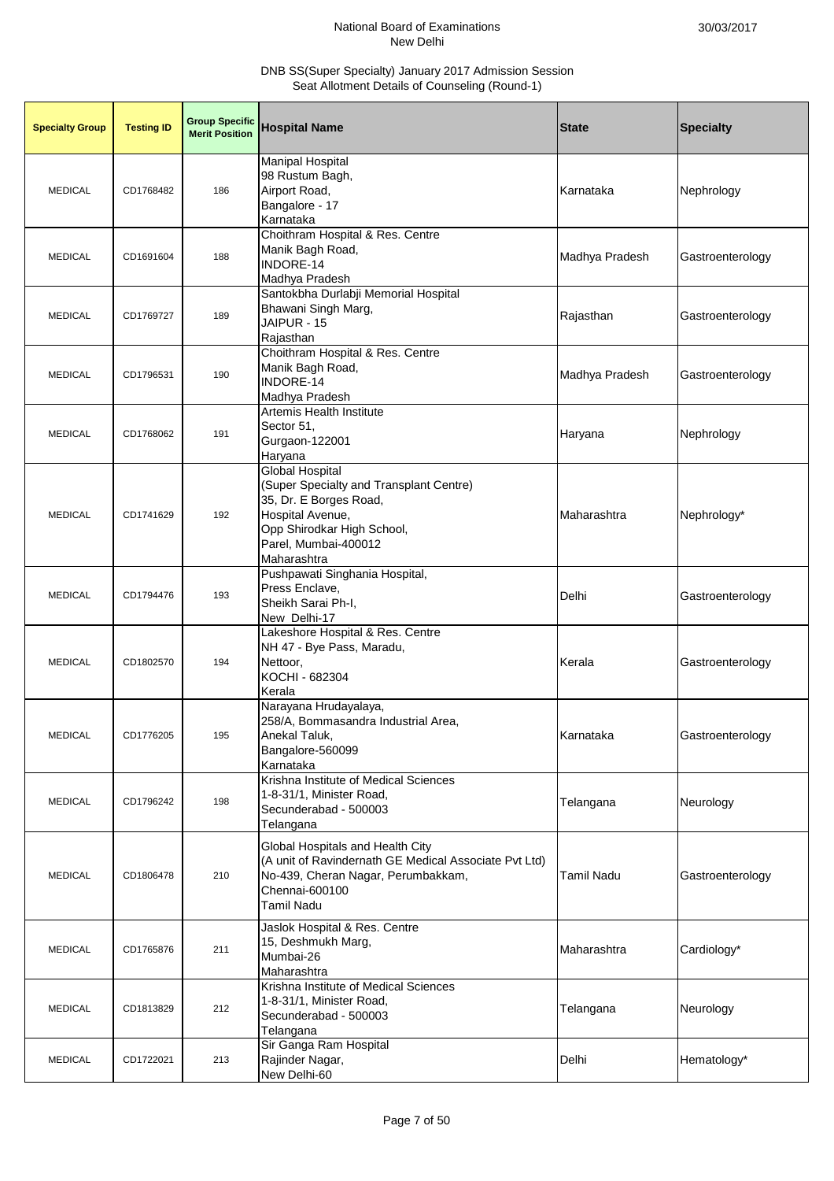National Board of Examinations
New Delhi

30/03/2017

DNB SS(Super Specialty) January 2017 Admission Session
Seat Allotment Details of Counseling (Round-1)

| Specialty Group | Testing ID | Group Specific Merit Position | Hospital Name | State | Specialty |
|---|---|---|---|---|---|
| MEDICAL | CD1768482 | 186 | Manipal Hospital 98 Rustum Bagh, Airport Road, Bangalore - 17 Karnataka | Karnataka | Nephrology |
| MEDICAL | CD1691604 | 188 | Choithram Hospital & Res. Centre Manik Bagh Road, INDORE-14 Madhya Pradesh | Madhya Pradesh | Gastroenterology |
| MEDICAL | CD1769727 | 189 | Santokbha Durlabji Memorial Hospital Bhawani Singh Marg, JAIPUR - 15 Rajasthan | Rajasthan | Gastroenterology |
| MEDICAL | CD1796531 | 190 | Choithram Hospital & Res. Centre Manik Bagh Road, INDORE-14 Madhya Pradesh | Madhya Pradesh | Gastroenterology |
| MEDICAL | CD1768062 | 191 | Artemis Health Institute Sector 51, Gurgaon-122001 Haryana | Haryana | Nephrology |
| MEDICAL | CD1741629 | 192 | Global Hospital (Super Specialty and Transplant Centre) 35, Dr. E Borges Road, Hospital Avenue, Opp Shirodkar High School, Parel, Mumbai-400012 Maharashtra | Maharashtra | Nephrology* |
| MEDICAL | CD1794476 | 193 | Pushpawati Singhania Hospital, Press Enclave, Sheikh Sarai Ph-I, New Delhi-17 | Delhi | Gastroenterology |
| MEDICAL | CD1802570 | 194 | Lakeshore Hospital & Res. Centre NH 47 - Bye Pass, Maradu, Nettoor, KOCHI - 682304 Kerala | Kerala | Gastroenterology |
| MEDICAL | CD1776205 | 195 | Narayana Hrudayalaya, 258/A, Bommasandra Industrial Area, Anekal Taluk, Bangalore-560099 Karnataka | Karnataka | Gastroenterology |
| MEDICAL | CD1796242 | 198 | Krishna Institute of Medical Sciences 1-8-31/1, Minister Road, Secunderabad - 500003 Telangana | Telangana | Neurology |
| MEDICAL | CD1806478 | 210 | Global Hospitals and Health City (A unit of Ravindernath GE Medical Associate Pvt Ltd) No-439, Cheran Nagar, Perumbakkam, Chennai-600100 Tamil Nadu | Tamil Nadu | Gastroenterology |
| MEDICAL | CD1765876 | 211 | Jaslok Hospital & Res. Centre 15, Deshmukh Marg, Mumbai-26 Maharashtra | Maharashtra | Cardiology* |
| MEDICAL | CD1813829 | 212 | Krishna Institute of Medical Sciences 1-8-31/1, Minister Road, Secunderabad - 500003 Telangana | Telangana | Neurology |
| MEDICAL | CD1722021 | 213 | Sir Ganga Ram Hospital Rajinder Nagar, New Delhi-60 | Delhi | Hematology* |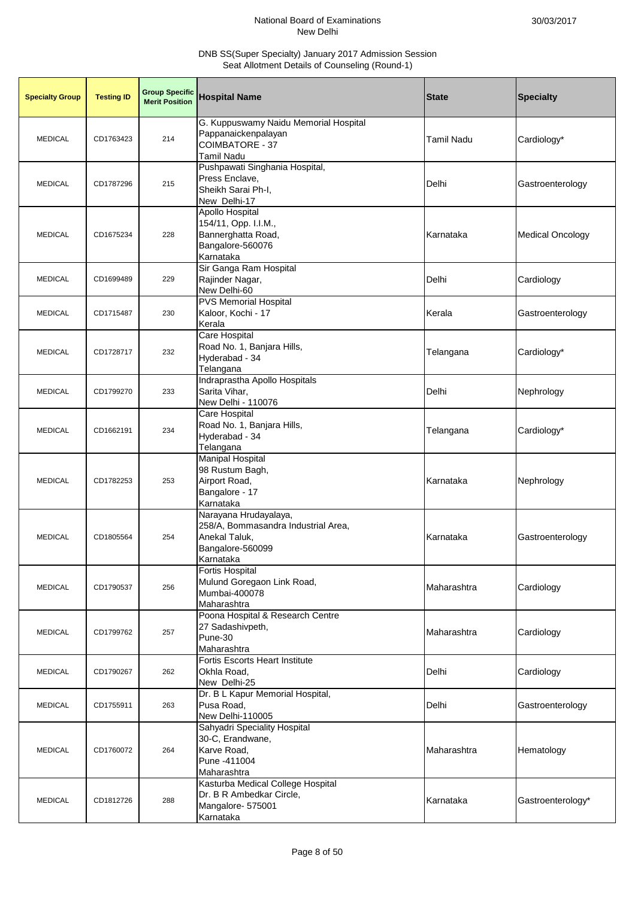National Board of Examinations
New Delhi

30/03/2017

DNB SS(Super Specialty) January 2017 Admission Session
Seat Allotment Details of Counseling (Round-1)

| Specialty Group | Testing ID | Group Specific Merit Position | Hospital Name | State | Specialty |
|---|---|---|---|---|---|
| MEDICAL | CD1763423 | 214 | G. Kuppuswamy Naidu Memorial Hospital Pappanaickenpalayan COIMBATORE - 37 Tamil Nadu | Tamil Nadu | Cardiology* |
| MEDICAL | CD1787296 | 215 | Pushpawati Singhania Hospital, Press Enclave, Sheikh Sarai Ph-I, New Delhi-17 | Delhi | Gastroenterology |
| MEDICAL | CD1675234 | 228 | Apollo Hospital 154/11, Opp. I.I.M., Bannerghatta Road, Bangalore-560076 Karnataka | Karnataka | Medical Oncology |
| MEDICAL | CD1699489 | 229 | Sir Ganga Ram Hospital Rajinder Nagar, New Delhi-60 | Delhi | Cardiology |
| MEDICAL | CD1715487 | 230 | PVS Memorial Hospital Kaloor, Kochi - 17 Kerala | Kerala | Gastroenterology |
| MEDICAL | CD1728717 | 232 | Care Hospital Road No. 1, Banjara Hills, Hyderabad - 34 Telangana | Telangana | Cardiology* |
| MEDICAL | CD1799270 | 233 | Indraprastha Apollo Hospitals Sarita Vihar, New Delhi - 110076 | Delhi | Nephrology |
| MEDICAL | CD1662191 | 234 | Care Hospital Road No. 1, Banjara Hills, Hyderabad - 34 Telangana | Telangana | Cardiology* |
| MEDICAL | CD1782253 | 253 | Manipal Hospital 98 Rustum Bagh, Airport Road, Bangalore - 17 Karnataka | Karnataka | Nephrology |
| MEDICAL | CD1805564 | 254 | Narayana Hrudayalaya, 258/A, Bommasandra Industrial Area, Anekal Taluk, Bangalore-560099 Karnataka | Karnataka | Gastroenterology |
| MEDICAL | CD1790537 | 256 | Fortis Hospital Mulund Goregaon Link Road, Mumbai-400078 Maharashtra | Maharashtra | Cardiology |
| MEDICAL | CD1799762 | 257 | Poona Hospital & Research Centre 27 Sadashivpeth, Pune-30 Maharashtra | Maharashtra | Cardiology |
| MEDICAL | CD1790267 | 262 | Fortis Escorts Heart Institute Okhla Road, New Delhi-25 | Delhi | Cardiology |
| MEDICAL | CD1755911 | 263 | Dr. B L Kapur Memorial Hospital, Pusa Road, New Delhi-110005 | Delhi | Gastroenterology |
| MEDICAL | CD1760072 | 264 | Sahyadri Speciality Hospital 30-C, Erandwane, Karve Road, Pune -411004 Maharashtra | Maharashtra | Hematology |
| MEDICAL | CD1812726 | 288 | Kasturba Medical College Hospital Dr. B R Ambedkar Circle, Mangalore- 575001 Karnataka | Karnataka | Gastroenterology* |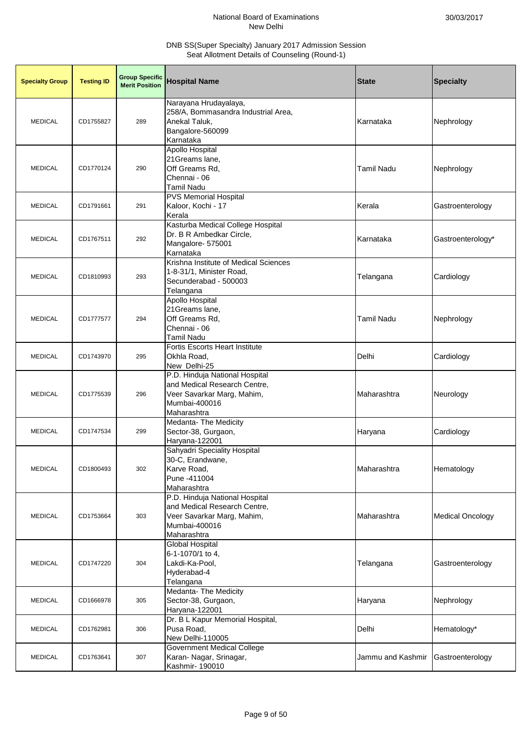National Board of Examinations
New Delhi

30/03/2017

DNB SS(Super Specialty) January 2017 Admission Session
Seat Allotment Details of Counseling (Round-1)

| Specialty Group | Testing ID | Group Specific Merit Position | Hospital Name | State | Specialty |
|---|---|---|---|---|---|
| MEDICAL | CD1755827 | 289 | Narayana Hrudayalaya, 258/A, Bommasandra Industrial Area, Anekal Taluk, Bangalore-560099 Karnataka | Karnataka | Nephrology |
| MEDICAL | CD1770124 | 290 | Apollo Hospital 21Greams lane, Off Greams Rd, Chennai - 06 Tamil Nadu | Tamil Nadu | Nephrology |
| MEDICAL | CD1791661 | 291 | PVS Memorial Hospital Kaloor, Kochi - 17 Kerala | Kerala | Gastroenterology |
| MEDICAL | CD1767511 | 292 | Kasturba Medical College Hospital Dr. B R Ambedkar Circle, Mangalore- 575001 Karnataka | Karnataka | Gastroenterology* |
| MEDICAL | CD1810993 | 293 | Krishna Institute of Medical Sciences 1-8-31/1, Minister Road, Secunderabad - 500003 Telangana | Telangana | Cardiology |
| MEDICAL | CD1777577 | 294 | Apollo Hospital 21Greams lane, Off Greams Rd, Chennai - 06 Tamil Nadu | Tamil Nadu | Nephrology |
| MEDICAL | CD1743970 | 295 | Fortis Escorts Heart Institute Okhla Road, New Delhi-25 | Delhi | Cardiology |
| MEDICAL | CD1775539 | 296 | P.D. Hinduja National Hospital and Medical Research Centre, Veer Savarkar Marg, Mahim, Mumbai-400016 Maharashtra | Maharashtra | Neurology |
| MEDICAL | CD1747534 | 299 | Medanta- The Medicity Sector-38, Gurgaon, Haryana-122001 | Haryana | Cardiology |
| MEDICAL | CD1800493 | 302 | Sahyadri Speciality Hospital 30-C, Erandwane, Karve Road, Pune -411004 Maharashtra | Maharashtra | Hematology |
| MEDICAL | CD1753664 | 303 | P.D. Hinduja National Hospital and Medical Research Centre, Veer Savarkar Marg, Mahim, Mumbai-400016 Maharashtra | Maharashtra | Medical Oncology |
| MEDICAL | CD1747220 | 304 | Global Hospital 6-1-1070/1 to 4, Lakdi-Ka-Pool, Hyderabad-4 Telangana | Telangana | Gastroenterology |
| MEDICAL | CD1666978 | 305 | Medanta- The Medicity Sector-38, Gurgaon, Haryana-122001 | Haryana | Nephrology |
| MEDICAL | CD1762981 | 306 | Dr. B L Kapur Memorial Hospital, Pusa Road, New Delhi-110005 | Delhi | Hematology* |
| MEDICAL | CD1763641 | 307 | Government Medical College Karan- Nagar, Srinagar, Kashmir- 190010 | Jammu and Kashmir | Gastroenterology |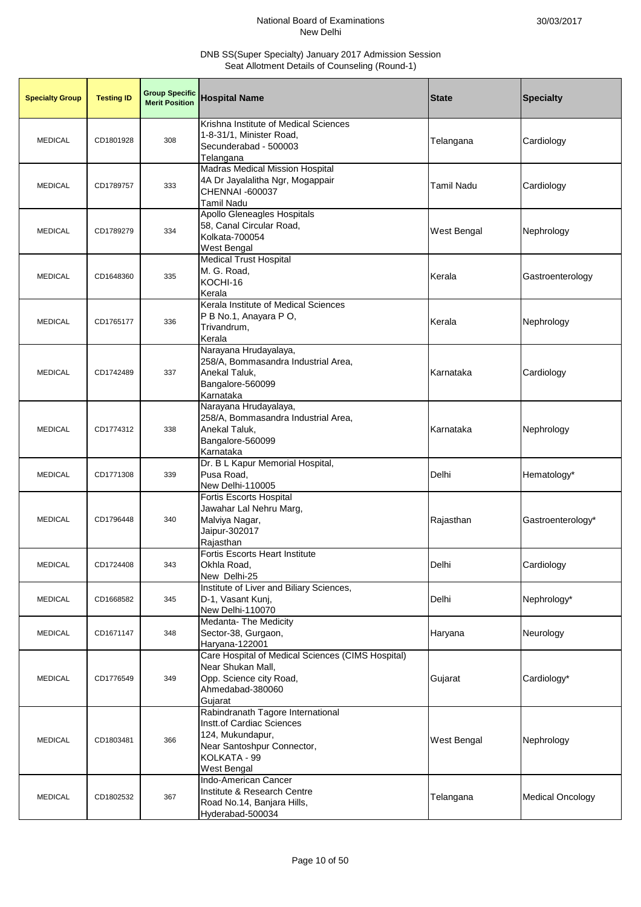National Board of Examinations
New Delhi

30/03/2017

DNB SS(Super Specialty) January 2017 Admission Session
Seat Allotment Details of Counseling (Round-1)

| Specialty Group | Testing ID | Group Specific Merit Position | Hospital Name | State | Specialty |
|---|---|---|---|---|---|
| MEDICAL | CD1801928 | 308 | Krishna Institute of Medical Sciences<br>1-8-31/1, Minister Road,<br>Secunderabad - 500003<br>Telangana | Telangana | Cardiology |
| MEDICAL | CD1789757 | 333 | Madras Medical Mission Hospital<br>4A Dr Jayalalitha Ngr, Mogappair<br>CHENNAI -600037<br>Tamil Nadu | Tamil Nadu | Cardiology |
| MEDICAL | CD1789279 | 334 | Apollo Gleneagles Hospitals<br>58, Canal Circular Road,<br>Kolkata-700054<br>West Bengal | West Bengal | Nephrology |
| MEDICAL | CD1648360 | 335 | Medical Trust Hospital<br>M. G. Road,<br>KOCHI-16<br>Kerala | Kerala | Gastroenterology |
| MEDICAL | CD1765177 | 336 | Kerala Institute of Medical Sciences<br>P B No.1, Anayara P O,<br>Trivandrum,<br>Kerala | Kerala | Nephrology |
| MEDICAL | CD1742489 | 337 | Narayana Hrudayalaya,<br>258/A, Bommasandra Industrial Area,<br>Anekal Taluk,<br>Bangalore-560099<br>Karnataka | Karnataka | Cardiology |
| MEDICAL | CD1774312 | 338 | Narayana Hrudayalaya,<br>258/A, Bommasandra Industrial Area,<br>Anekal Taluk,<br>Bangalore-560099<br>Karnataka | Karnataka | Nephrology |
| MEDICAL | CD1771308 | 339 | Dr. B L Kapur Memorial Hospital,<br>Pusa Road,<br>New Delhi-110005 | Delhi | Hematology* |
| MEDICAL | CD1796448 | 340 | Fortis Escorts Hospital<br>Jawahar Lal Nehru Marg,<br>Malviya Nagar,<br>Jaipur-302017<br>Rajasthan | Rajasthan | Gastroenterology* |
| MEDICAL | CD1724408 | 343 | Fortis Escorts Heart Institute<br>Okhla Road,<br>New Delhi-25 | Delhi | Cardiology |
| MEDICAL | CD1668582 | 345 | Institute of Liver and Biliary Sciences,<br>D-1, Vasant Kunj,<br>New Delhi-110070 | Delhi | Nephrology* |
| MEDICAL | CD1671147 | 348 | Medanta- The Medicity<br>Sector-38, Gurgaon,<br>Haryana-122001 | Haryana | Neurology |
| MEDICAL | CD1776549 | 349 | Care Hospital of Medical Sciences (CIMS Hospital)<br>Near Shukan Mall,<br>Opp. Science city Road,<br>Ahmedabad-380060<br>Gujarat | Gujarat | Cardiology* |
| MEDICAL | CD1803481 | 366 | Rabindranath Tagore International<br>Instt.of Cardiac Sciences<br>124, Mukundapur,<br>Near Santoshpur Connector,<br>KOLKATA - 99<br>West Bengal | West Bengal | Nephrology |
| MEDICAL | CD1802532 | 367 | Indo-American Cancer<br>Institute & Research Centre<br>Road No.14, Banjara Hills,<br>Hyderabad-500034 | Telangana | Medical Oncology |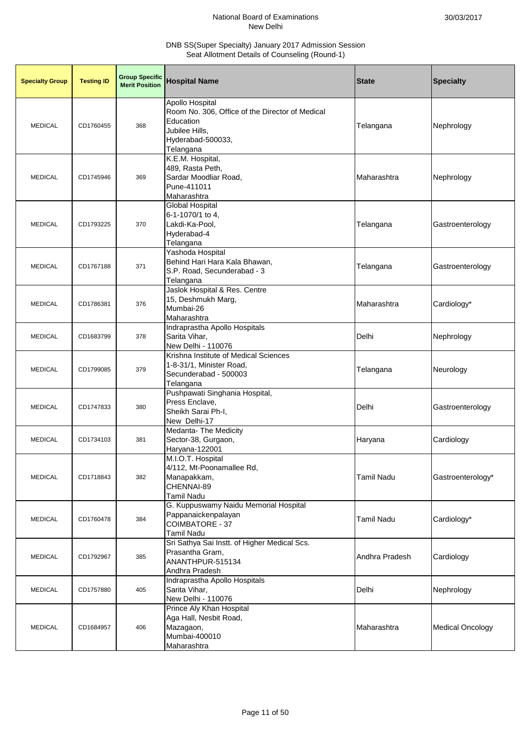National Board of Examinations
New Delhi

30/03/2017

DNB SS(Super Specialty) January 2017 Admission Session
Seat Allotment Details of Counseling (Round-1)

| Specialty Group | Testing ID | Group Specific Merit Position | Hospital Name | State | Specialty |
|---|---|---|---|---|---|
| MEDICAL | CD1760455 | 368 | Apollo Hospital<br>Room No. 306, Office of the Director of Medical Education<br>Jubilee Hills,<br>Hyderabad-500033,<br>Telangana | Telangana | Nephrology |
| MEDICAL | CD1745946 | 369 | K.E.M. Hospital,<br>489, Rasta Peth,<br>Sardar Moodliar Road,<br>Pune-411011<br>Maharashtra | Maharashtra | Nephrology |
| MEDICAL | CD1793225 | 370 | Global Hospital<br>6-1-1070/1 to 4,<br>Lakdi-Ka-Pool,<br>Hyderabad-4<br>Telangana | Telangana | Gastroenterology |
| MEDICAL | CD1767188 | 371 | Yashoda Hospital<br>Behind Hari Hara Kala Bhawan,<br>S.P. Road, Secunderabad - 3<br>Telangana | Telangana | Gastroenterology |
| MEDICAL | CD1786381 | 376 | Jaslok Hospital & Res. Centre<br>15, Deshmukh Marg,<br>Mumbai-26<br>Maharashtra | Maharashtra | Cardiology* |
| MEDICAL | CD1683799 | 378 | Indraprastha Apollo Hospitals<br>Sarita Vihar,<br>New Delhi - 110076 | Delhi | Nephrology |
| MEDICAL | CD1799085 | 379 | Krishna Institute of Medical Sciences<br>1-8-31/1, Minister Road,<br>Secunderabad - 500003<br>Telangana | Telangana | Neurology |
| MEDICAL | CD1747833 | 380 | Pushpawati Singhania Hospital,<br>Press Enclave,<br>Sheikh Sarai Ph-I,<br>New Delhi-17 | Delhi | Gastroenterology |
| MEDICAL | CD1734103 | 381 | Medanta- The Medicity<br>Sector-38, Gurgaon,<br>Haryana-122001 | Haryana | Cardiology |
| MEDICAL | CD1718843 | 382 | M.I.O.T. Hospital<br>4/112, Mt-Poonamallee Rd,<br>Manapakkam,<br>CHENNAI-89<br>Tamil Nadu | Tamil Nadu | Gastroenterology* |
| MEDICAL | CD1760478 | 384 | G. Kuppuswamy Naidu Memorial Hospital<br>Pappanaickenpalayan<br>COIMBATORE - 37<br>Tamil Nadu | Tamil Nadu | Cardiology* |
| MEDICAL | CD1792967 | 385 | Sri Sathya Sai Instt. of Higher Medical Scs.<br>Prasantha Gram,<br>ANANTHPUR-515134<br>Andhra Pradesh | Andhra Pradesh | Cardiology |
| MEDICAL | CD1757880 | 405 | Indraprastha Apollo Hospitals<br>Sarita Vihar,<br>New Delhi - 110076 | Delhi | Nephrology |
| MEDICAL | CD1684957 | 406 | Prince Aly Khan Hospital<br>Aga Hall, Nesbit Road,<br>Mazagaon,<br>Mumbai-400010<br>Maharashtra | Maharashtra | Medical Oncology |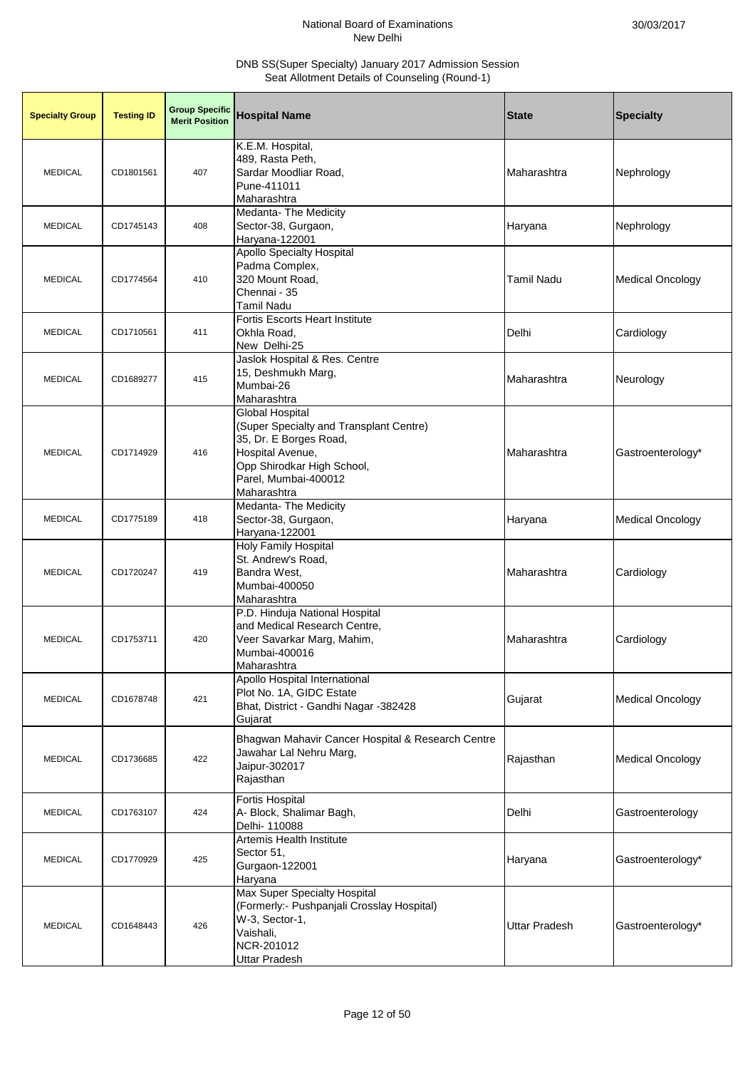National Board of Examinations
New Delhi

30/03/2017

DNB SS(Super Specialty) January 2017 Admission Session
Seat Allotment Details of Counseling (Round-1)

| Specialty Group | Testing ID | Group Specific Merit Position | Hospital Name | State | Specialty |
|---|---|---|---|---|---|
| MEDICAL | CD1801561 | 407 | K.E.M. Hospital,<br>489, Rasta Peth,<br>Sardar Moodliar Road,<br>Pune-411011<br>Maharashtra | Maharashtra | Nephrology |
| MEDICAL | CD1745143 | 408 | Medanta- The Medicity<br>Sector-38, Gurgaon,<br>Haryana-122001 | Haryana | Nephrology |
| MEDICAL | CD1774564 | 410 | Apollo Specialty Hospital<br>Padma Complex,<br>320 Mount Road,<br>Chennai - 35<br>Tamil Nadu | Tamil Nadu | Medical Oncology |
| MEDICAL | CD1710561 | 411 | Fortis Escorts Heart Institute<br>Okhla Road,<br>New Delhi-25 | Delhi | Cardiology |
| MEDICAL | CD1689277 | 415 | Jaslok Hospital & Res. Centre<br>15, Deshmukh Marg,<br>Mumbai-26<br>Maharashtra | Maharashtra | Neurology |
| MEDICAL | CD1714929 | 416 | Global Hospital<br>(Super Specialty and Transplant Centre)<br>35, Dr. E Borges Road,<br>Hospital Avenue,<br>Opp Shirodkar High School,<br>Parel, Mumbai-400012<br>Maharashtra | Maharashtra | Gastroenterology* |
| MEDICAL | CD1775189 | 418 | Medanta- The Medicity<br>Sector-38, Gurgaon,<br>Haryana-122001 | Haryana | Medical Oncology |
| MEDICAL | CD1720247 | 419 | Holy Family Hospital<br>St. Andrew's Road,<br>Bandra West,<br>Mumbai-400050<br>Maharashtra | Maharashtra | Cardiology |
| MEDICAL | CD1753711 | 420 | P.D. Hinduja National Hospital<br>and Medical Research Centre,<br>Veer Savarkar Marg, Mahim,<br>Mumbai-400016<br>Maharashtra | Maharashtra | Cardiology |
| MEDICAL | CD1678748 | 421 | Apollo Hospital International<br>Plot No. 1A, GIDC Estate<br>Bhat, District - Gandhi Nagar -382428<br>Gujarat | Gujarat | Medical Oncology |
| MEDICAL | CD1736685 | 422 | Bhagwan Mahavir Cancer Hospital & Research Centre<br>Jawahar Lal Nehru Marg,<br>Jaipur-302017<br>Rajasthan | Rajasthan | Medical Oncology |
| MEDICAL | CD1763107 | 424 | Fortis Hospital<br>A- Block, Shalimar Bagh,<br>Delhi- 110088 | Delhi | Gastroenterology |
| MEDICAL | CD1770929 | 425 | Artemis Health Institute<br>Sector 51,<br>Gurgaon-122001<br>Haryana | Haryana | Gastroenterology* |
| MEDICAL | CD1648443 | 426 | Max Super Specialty Hospital<br>(Formerly:- Pushpanjali Crosslay Hospital)<br>W-3, Sector-1,<br>Vaishali,<br>NCR-201012<br>Uttar Pradesh | Uttar Pradesh | Gastroenterology* |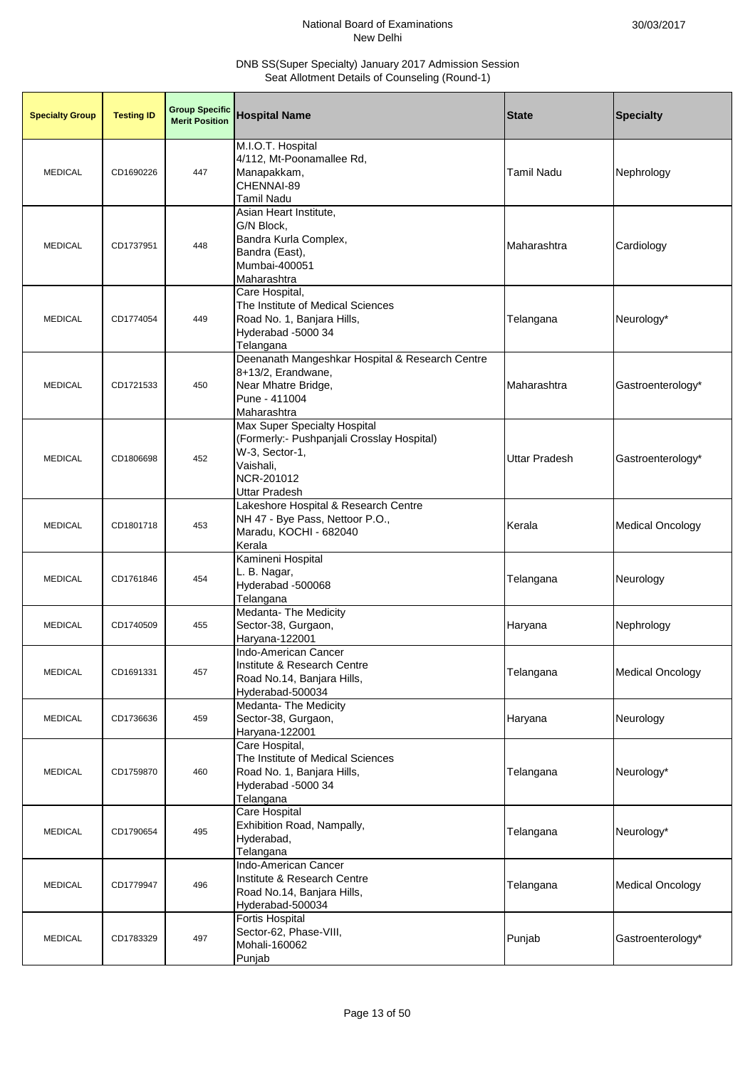National Board of Examinations
New Delhi

30/03/2017

DNB SS(Super Specialty) January 2017 Admission Session
Seat Allotment Details of Counseling (Round-1)

| Specialty Group | Testing ID | Group Specific Merit Position | Hospital Name | State | Specialty |
|---|---|---|---|---|---|
| MEDICAL | CD1690226 | 447 | M.I.O.T. Hospital<br>4/112, Mt-Poonamallee Rd,<br>Manapakkam,<br>CHENNAI-89<br>Tamil Nadu | Tamil Nadu | Nephrology |
| MEDICAL | CD1737951 | 448 | Asian Heart Institute,<br>G/N Block,<br>Bandra Kurla Complex,<br>Bandra (East),<br>Mumbai-400051<br>Maharashtra | Maharashtra | Cardiology |
| MEDICAL | CD1774054 | 449 | Care Hospital,<br>The Institute of Medical Sciences<br>Road No. 1, Banjara Hills,<br>Hyderabad -5000 34<br>Telangana | Telangana | Neurology* |
| MEDICAL | CD1721533 | 450 | Deenanath Mangeshkar Hospital & Research Centre<br>8+13/2, Erandwane,<br>Near Mhatre Bridge,<br>Pune - 411004<br>Maharashtra | Maharashtra | Gastroenterology* |
| MEDICAL | CD1806698 | 452 | Max Super Specialty Hospital<br>(Formerly:- Pushpanjali Crosslay Hospital)<br>W-3, Sector-1,<br>Vaishali,<br>NCR-201012<br>Uttar Pradesh | Uttar Pradesh | Gastroenterology* |
| MEDICAL | CD1801718 | 453 | Lakeshore Hospital & Research Centre<br>NH 47 - Bye Pass, Nettoor P.O.,<br>Maradu, KOCHI - 682040<br>Kerala | Kerala | Medical Oncology |
| MEDICAL | CD1761846 | 454 | Kamineni Hospital<br>L. B. Nagar,<br>Hyderabad -500068<br>Telangana | Telangana | Neurology |
| MEDICAL | CD1740509 | 455 | Medanta- The Medicity<br>Sector-38, Gurgaon,<br>Haryana-122001 | Haryana | Nephrology |
| MEDICAL | CD1691331 | 457 | Indo-American Cancer<br>Institute & Research Centre<br>Road No.14, Banjara Hills,<br>Hyderabad-500034 | Telangana | Medical Oncology |
| MEDICAL | CD1736636 | 459 | Medanta- The Medicity<br>Sector-38, Gurgaon,<br>Haryana-122001 | Haryana | Neurology |
| MEDICAL | CD1759870 | 460 | Care Hospital,<br>The Institute of Medical Sciences<br>Road No. 1, Banjara Hills,<br>Hyderabad -5000 34<br>Telangana | Telangana | Neurology* |
| MEDICAL | CD1790654 | 495 | Care Hospital<br>Exhibition Road, Nampally,<br>Hyderabad,<br>Telangana | Telangana | Neurology* |
| MEDICAL | CD1779947 | 496 | Indo-American Cancer<br>Institute & Research Centre<br>Road No.14, Banjara Hills,<br>Hyderabad-500034 | Telangana | Medical Oncology |
| MEDICAL | CD1783329 | 497 | Fortis Hospital<br>Sector-62, Phase-VIII,<br>Mohali-160062<br>Punjab | Punjab | Gastroenterology* |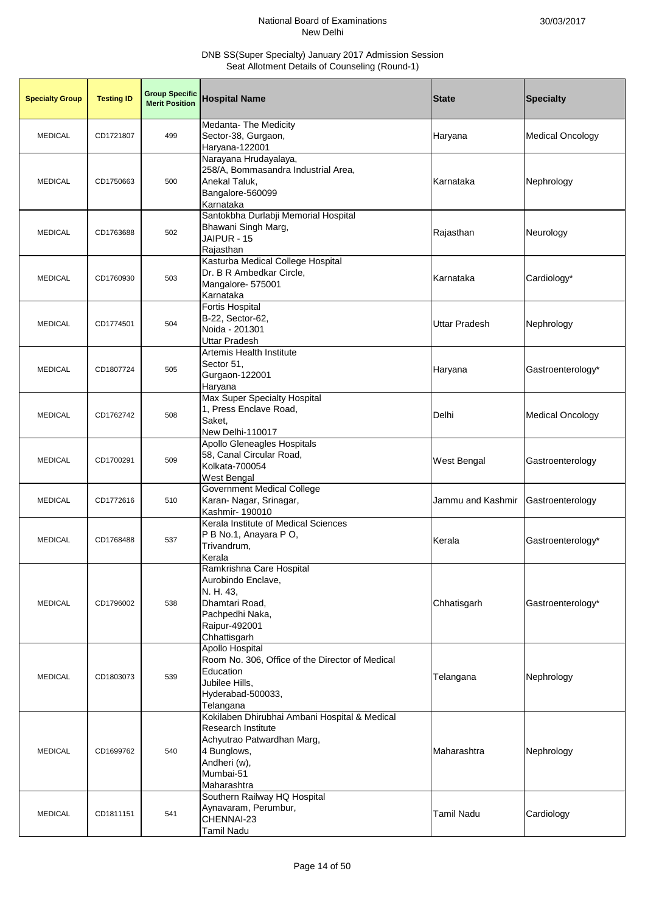National Board of Examinations
New Delhi

30/03/2017

DNB SS(Super Specialty) January 2017 Admission Session
Seat Allotment Details of Counseling (Round-1)

| Specialty Group | Testing ID | Group Specific Merit Position | Hospital Name | State | Specialty |
|---|---|---|---|---|---|
| MEDICAL | CD1721807 | 499 | Medanta- The Medicity<br>Sector-38, Gurgaon,<br>Haryana-122001 | Haryana | Medical Oncology |
| MEDICAL | CD1750663 | 500 | Narayana Hrudayalaya,<br>258/A, Bommasandra Industrial Area,<br>Anekal Taluk,<br>Bangalore-560099<br>Karnataka | Karnataka | Nephrology |
| MEDICAL | CD1763688 | 502 | Santokbha Durlabji Memorial Hospital<br>Bhawani Singh Marg,<br>JAIPUR - 15<br>Rajasthan | Rajasthan | Neurology |
| MEDICAL | CD1760930 | 503 | Kasturba Medical College Hospital<br>Dr. B R Ambedkar Circle,<br>Mangalore- 575001<br>Karnataka | Karnataka | Cardiology* |
| MEDICAL | CD1774501 | 504 | Fortis Hospital<br>B-22, Sector-62,<br>Noida - 201301<br>Uttar Pradesh | Uttar Pradesh | Nephrology |
| MEDICAL | CD1807724 | 505 | Artemis Health Institute<br>Sector 51,<br>Gurgaon-122001<br>Haryana | Haryana | Gastroenterology* |
| MEDICAL | CD1762742 | 508 | Max Super Specialty Hospital<br>1, Press Enclave Road,<br>Saket,<br>New Delhi-110017 | Delhi | Medical Oncology |
| MEDICAL | CD1700291 | 509 | Apollo Gleneagles Hospitals<br>58, Canal Circular Road,<br>Kolkata-700054<br>West Bengal | West Bengal | Gastroenterology |
| MEDICAL | CD1772616 | 510 | Government Medical College<br>Karan- Nagar, Srinagar,<br>Kashmir- 190010 | Jammu and Kashmir | Gastroenterology |
| MEDICAL | CD1768488 | 537 | Kerala Institute of Medical Sciences<br>P B No.1, Anayara P O,<br>Trivandrum,<br>Kerala | Kerala | Gastroenterology* |
| MEDICAL | CD1796002 | 538 | Ramkrishna Care Hospital<br>Aurobindo Enclave,<br>N. H. 43,<br>Dhamtari Road,<br>Pachpedhi Naka,<br>Raipur-492001<br>Chhattisgarh | Chhatisgarh | Gastroenterology* |
| MEDICAL | CD1803073 | 539 | Apollo Hospital<br>Room No. 306, Office of the Director of Medical Education<br>Jubilee Hills,<br>Hyderabad-500033,<br>Telangana | Telangana | Nephrology |
| MEDICAL | CD1699762 | 540 | Kokilaben Dhirubhai Ambani Hospital & Medical Research Institute<br>Achyutrao Patwardhan Marg,<br>4 Bunglows,<br>Andheri (w),<br>Mumbai-51<br>Maharashtra | Maharashtra | Nephrology |
| MEDICAL | CD1811151 | 541 | Southern Railway HQ Hospital<br>Aynavaram, Perumbur,<br>CHENNAI-23<br>Tamil Nadu | Tamil Nadu | Cardiology |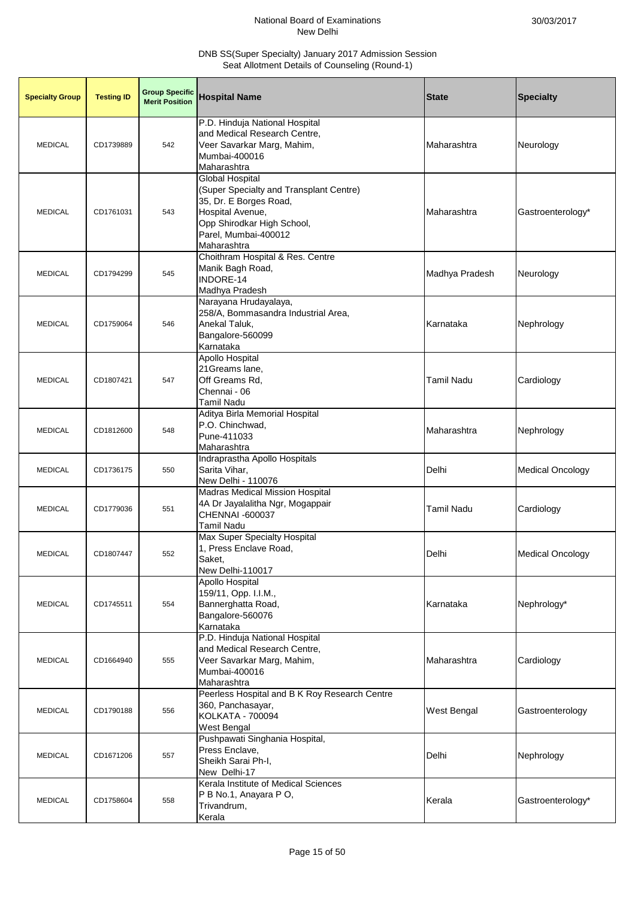National Board of Examinations
New Delhi

30/03/2017

DNB SS(Super Specialty) January 2017 Admission Session
Seat Allotment Details of Counseling (Round-1)

| Specialty Group | Testing ID | Group Specific Merit Position | Hospital Name | State | Specialty |
|---|---|---|---|---|---|
| MEDICAL | CD1739889 | 542 | P.D. Hinduja National Hospital and Medical Research Centre, Veer Savarkar Marg, Mahim, Mumbai-400016 Maharashtra | Maharashtra | Neurology |
| MEDICAL | CD1761031 | 543 | Global Hospital (Super Specialty and Transplant Centre) 35, Dr. E Borges Road, Hospital Avenue, Opp Shirodkar High School, Parel, Mumbai-400012 Maharashtra | Maharashtra | Gastroenterology* |
| MEDICAL | CD1794299 | 545 | Choithram Hospital & Res. Centre Manik Bagh Road, INDORE-14 Madhya Pradesh | Madhya Pradesh | Neurology |
| MEDICAL | CD1759064 | 546 | Narayana Hrudayalaya, 258/A, Bommasandra Industrial Area, Anekal Taluk, Bangalore-560099 Karnataka | Karnataka | Nephrology |
| MEDICAL | CD1807421 | 547 | Apollo Hospital 21Greams lane, Off Greams Rd, Chennai - 06 Tamil Nadu | Tamil Nadu | Cardiology |
| MEDICAL | CD1812600 | 548 | Aditya Birla Memorial Hospital P.O. Chinchwad, Pune-411033 Maharashtra | Maharashtra | Nephrology |
| MEDICAL | CD1736175 | 550 | Indraprastha Apollo Hospitals Sarita Vihar, New Delhi - 110076 | Delhi | Medical Oncology |
| MEDICAL | CD1779036 | 551 | Madras Medical Mission Hospital 4A Dr Jayalalitha Ngr, Mogappair CHENNAI -600037 Tamil Nadu | Tamil Nadu | Cardiology |
| MEDICAL | CD1807447 | 552 | Max Super Specialty Hospital 1, Press Enclave Road, Saket, New Delhi-110017 | Delhi | Medical Oncology |
| MEDICAL | CD1745511 | 554 | Apollo Hospital 159/11, Opp. I.I.M., Bannerghatta Road, Bangalore-560076 Karnataka | Karnataka | Nephrology* |
| MEDICAL | CD1664940 | 555 | P.D. Hinduja National Hospital and Medical Research Centre, Veer Savarkar Marg, Mahim, Mumbai-400016 Maharashtra | Maharashtra | Cardiology |
| MEDICAL | CD1790188 | 556 | Peerless Hospital and B K Roy Research Centre 360, Panchasayar, KOLKATA - 700094 West Bengal | West Bengal | Gastroenterology |
| MEDICAL | CD1671206 | 557 | Pushpawati Singhania Hospital, Press Enclave, Sheikh Sarai Ph-I, New Delhi-17 | Delhi | Nephrology |
| MEDICAL | CD1758604 | 558 | Kerala Institute of Medical Sciences P B No.1, Anayara P O, Trivandrum, Kerala | Kerala | Gastroenterology* |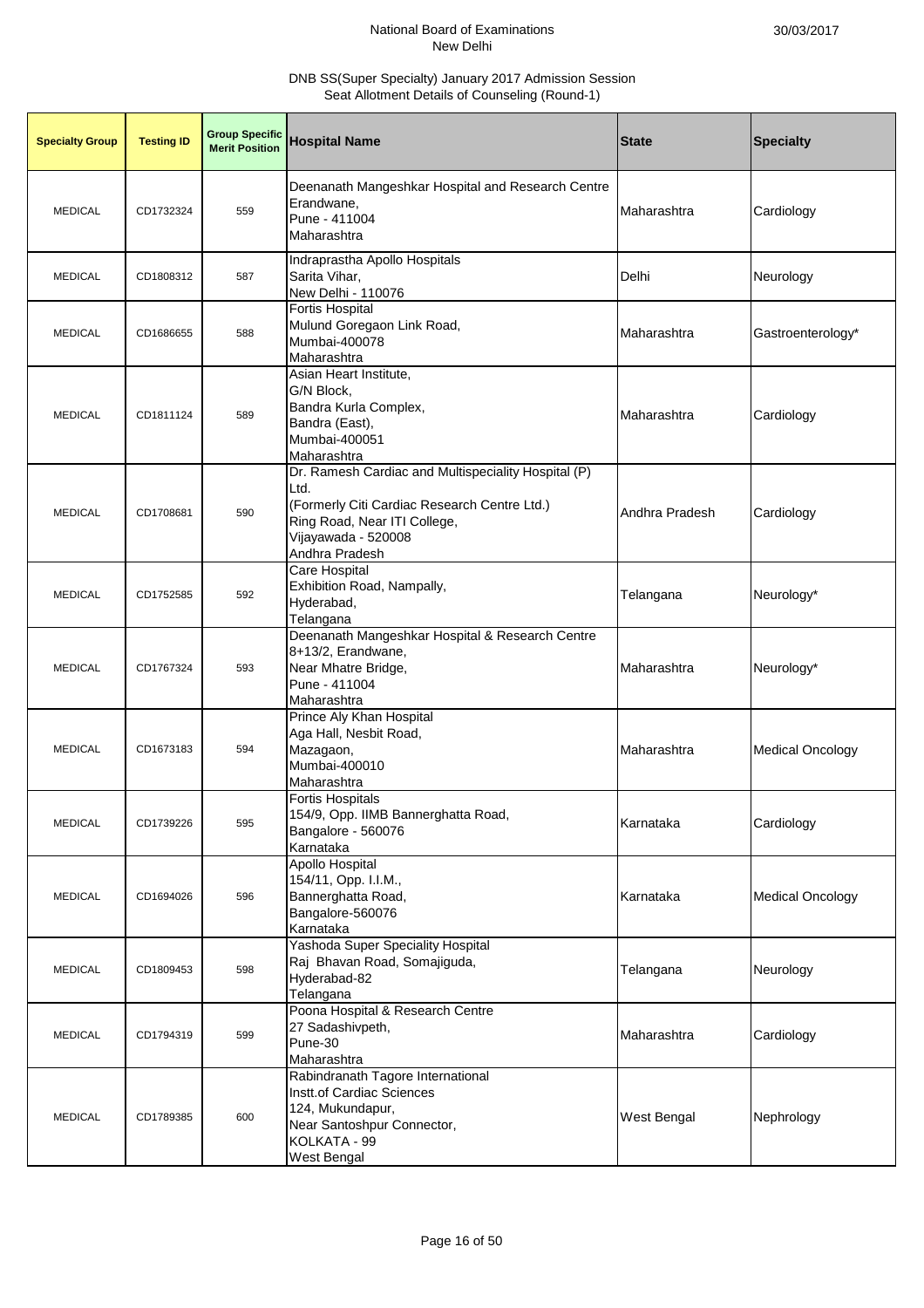National Board of Examinations
New Delhi

30/03/2017

DNB SS(Super Specialty) January 2017 Admission Session
Seat Allotment Details of Counseling (Round-1)

| Specialty Group | Testing ID | Group Specific Merit Position | Hospital Name | State | Specialty |
|---|---|---|---|---|---|
| MEDICAL | CD1732324 | 559 | Deenanath Mangeshkar Hospital and Research Centre Erandwane, Pune - 411004 Maharashtra | Maharashtra | Cardiology |
| MEDICAL | CD1808312 | 587 | Indraprastha Apollo Hospitals Sarita Vihar, New Delhi - 110076 | Delhi | Neurology |
| MEDICAL | CD1686655 | 588 | Fortis Hospital Mulund Goregaon Link Road, Mumbai-400078 Maharashtra | Maharashtra | Gastroenterology* |
| MEDICAL | CD1811124 | 589 | Asian Heart Institute, G/N Block, Bandra Kurla Complex, Bandra (East), Mumbai-400051 Maharashtra | Maharashtra | Cardiology |
| MEDICAL | CD1708681 | 590 | Dr. Ramesh Cardiac and Multispeciality Hospital (P) Ltd. (Formerly Citi Cardiac Research Centre Ltd.) Ring Road, Near ITI College, Vijayawada - 520008 Andhra Pradesh | Andhra Pradesh | Cardiology |
| MEDICAL | CD1752585 | 592 | Care Hospital Exhibition Road, Nampally, Hyderabad, Telangana | Telangana | Neurology* |
| MEDICAL | CD1767324 | 593 | Deenanath Mangeshkar Hospital & Research Centre 8+13/2, Erandwane, Near Mhatre Bridge, Pune - 411004 Maharashtra | Maharashtra | Neurology* |
| MEDICAL | CD1673183 | 594 | Prince Aly Khan Hospital Aga Hall, Nesbit Road, Mazagaon, Mumbai-400010 Maharashtra | Maharashtra | Medical Oncology |
| MEDICAL | CD1739226 | 595 | Fortis Hospitals 154/9, Opp. IIMB Bannerghatta Road, Bangalore - 560076 Karnataka | Karnataka | Cardiology |
| MEDICAL | CD1694026 | 596 | Apollo Hospital 154/11, Opp. I.I.M., Bannerghatta Road, Bangalore-560076 Karnataka | Karnataka | Medical Oncology |
| MEDICAL | CD1809453 | 598 | Yashoda Super Speciality Hospital Raj Bhavan Road, Somajiguda, Hyderabad-82 Telangana | Telangana | Neurology |
| MEDICAL | CD1794319 | 599 | Poona Hospital & Research Centre 27 Sadashivpeth, Pune-30 Maharashtra | Maharashtra | Cardiology |
| MEDICAL | CD1789385 | 600 | Rabindranath Tagore International Instt.of Cardiac Sciences 124, Mukundapur, Near Santoshpur Connector, KOLKATA - 99 West Bengal | West Bengal | Nephrology |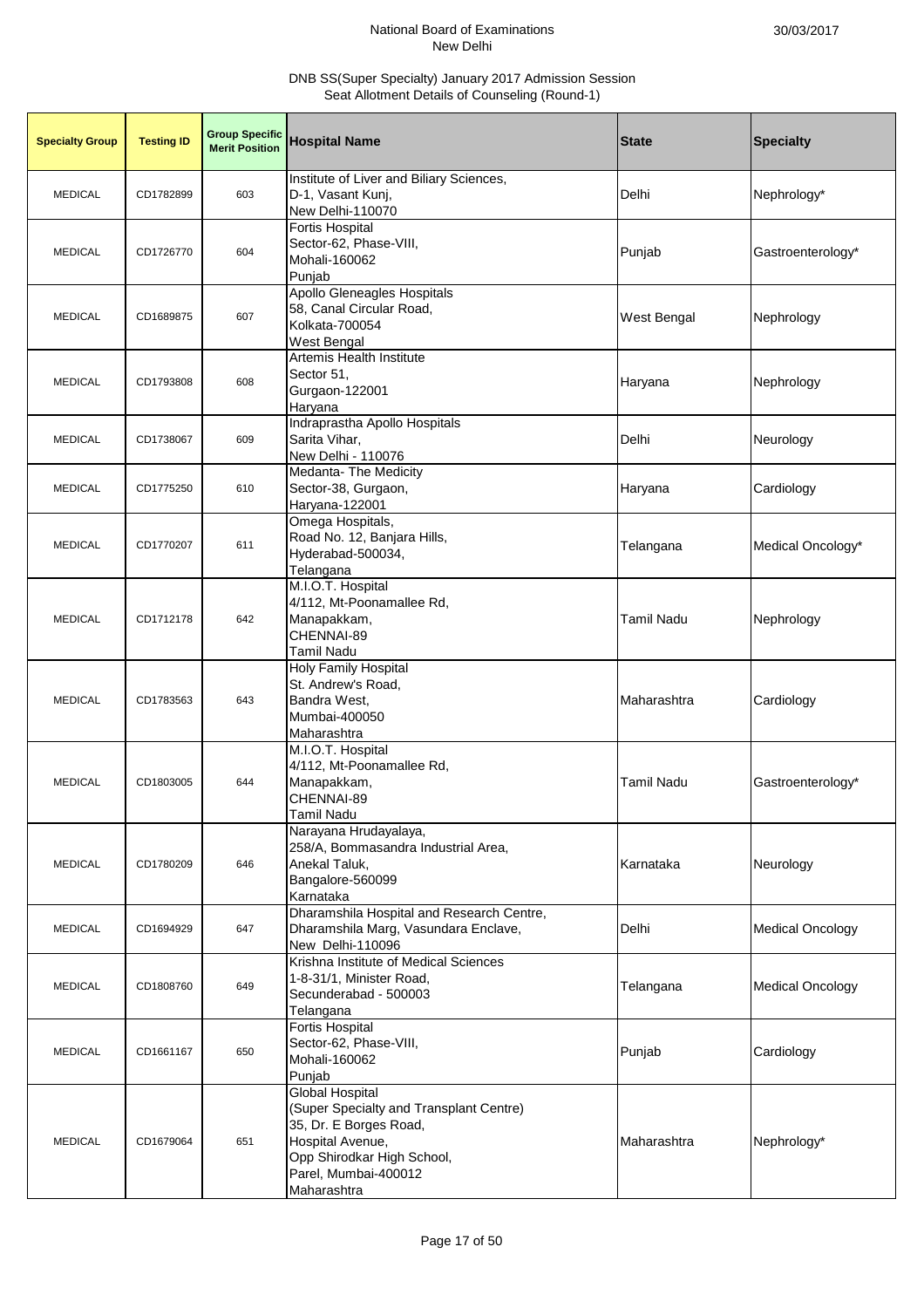National Board of Examinations
New Delhi

30/03/2017

DNB SS(Super Specialty) January 2017 Admission Session
Seat Allotment Details of Counseling (Round-1)

| Specialty Group | Testing ID | Group Specific Merit Position | Hospital Name | State | Specialty |
|---|---|---|---|---|---|
| MEDICAL | CD1782899 | 603 | Institute of Liver and Biliary Sciences, D-1, Vasant Kunj, New Delhi-110070 | Delhi | Nephrology* |
| MEDICAL | CD1726770 | 604 | Fortis Hospital Sector-62, Phase-VIII, Mohali-160062 Punjab | Punjab | Gastroenterology* |
| MEDICAL | CD1689875 | 607 | Apollo Gleneagles Hospitals 58, Canal Circular Road, Kolkata-700054 West Bengal | West Bengal | Nephrology |
| MEDICAL | CD1793808 | 608 | Artemis Health Institute Sector 51, Gurgaon-122001 Haryana | Haryana | Nephrology |
| MEDICAL | CD1738067 | 609 | Indraprastha Apollo Hospitals Sarita Vihar, New Delhi - 110076 | Delhi | Neurology |
| MEDICAL | CD1775250 | 610 | Medanta- The Medicity Sector-38, Gurgaon, Haryana-122001 | Haryana | Cardiology |
| MEDICAL | CD1770207 | 611 | Omega Hospitals, Road No. 12, Banjara Hills, Hyderabad-500034, Telangana | Telangana | Medical Oncology* |
| MEDICAL | CD1712178 | 642 | M.I.O.T. Hospital 4/112, Mt-Poonamallee Rd, Manapakkam, CHENNAI-89 Tamil Nadu | Tamil Nadu | Nephrology |
| MEDICAL | CD1783563 | 643 | Holy Family Hospital St. Andrew's Road, Bandra West, Mumbai-400050 Maharashtra | Maharashtra | Cardiology |
| MEDICAL | CD1803005 | 644 | M.I.O.T. Hospital 4/112, Mt-Poonamallee Rd, Manapakkam, CHENNAI-89 Tamil Nadu | Tamil Nadu | Gastroenterology* |
| MEDICAL | CD1780209 | 646 | Narayana Hrudayalaya, 258/A, Bommasandra Industrial Area, Anekal Taluk, Bangalore-560099 Karnataka | Karnataka | Neurology |
| MEDICAL | CD1694929 | 647 | Dharamshila Hospital and Research Centre, Dharamshila Marg, Vasundara Enclave, New Delhi-110096 | Delhi | Medical Oncology |
| MEDICAL | CD1808760 | 649 | Krishna Institute of Medical Sciences 1-8-31/1, Minister Road, Secunderabad - 500003 Telangana | Telangana | Medical Oncology |
| MEDICAL | CD1661167 | 650 | Fortis Hospital Sector-62, Phase-VIII, Mohali-160062 Punjab | Punjab | Cardiology |
| MEDICAL | CD1679064 | 651 | Global Hospital (Super Specialty and Transplant Centre) 35, Dr. E Borges Road, Hospital Avenue, Opp Shirodkar High School, Parel, Mumbai-400012 Maharashtra | Maharashtra | Nephrology* |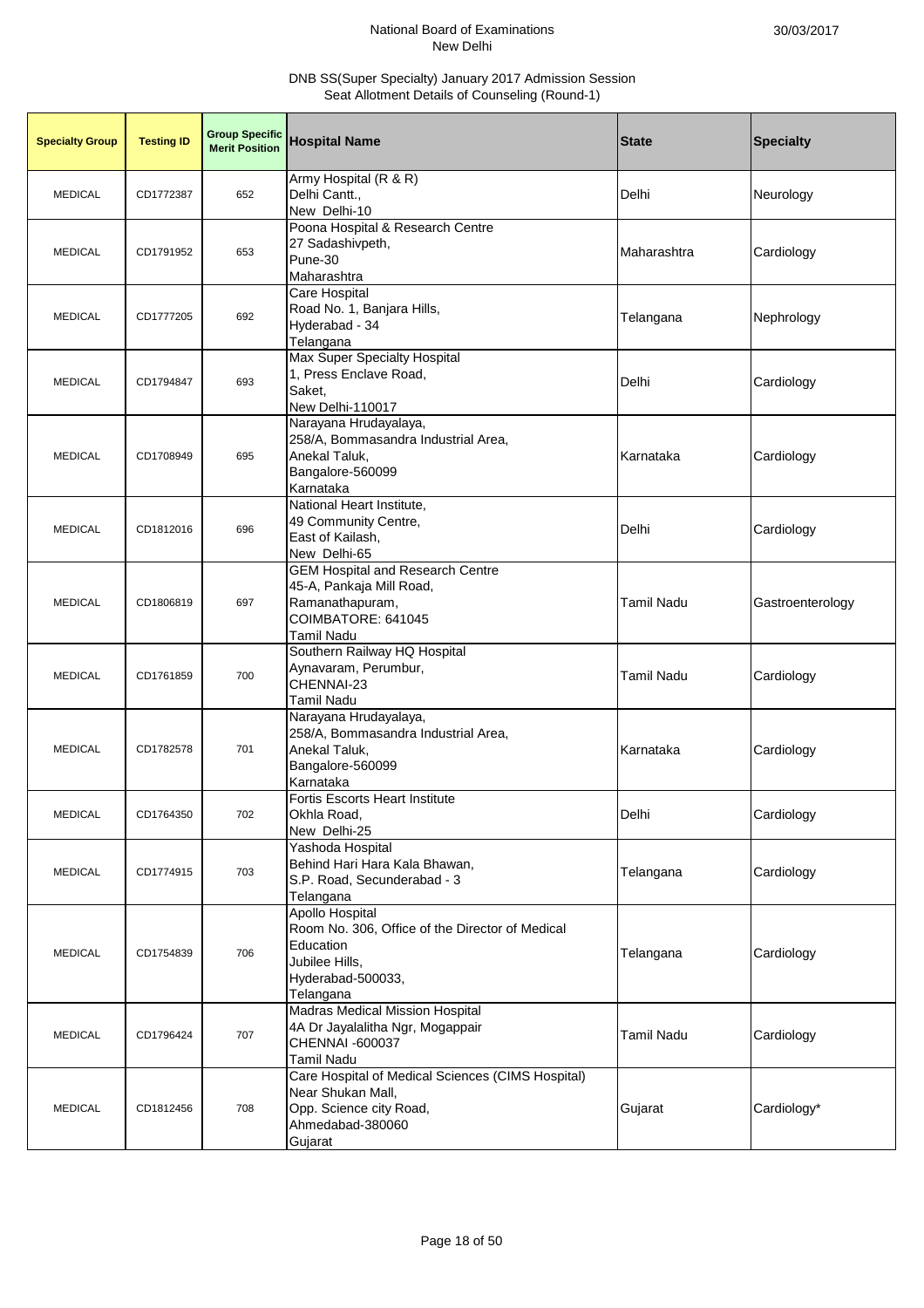National Board of Examinations
New Delhi

30/03/2017

DNB SS(Super Specialty) January 2017 Admission Session
Seat Allotment Details of Counseling (Round-1)

| Specialty Group | Testing ID | Group Specific Merit Position | Hospital Name | State | Specialty |
|---|---|---|---|---|---|
| MEDICAL | CD1772387 | 652 | Army Hospital (R & R)<br>Delhi Cantt.,<br>New Delhi-10 | Delhi | Neurology |
| MEDICAL | CD1791952 | 653 | Poona Hospital & Research Centre<br>27 Sadashivpeth,<br>Pune-30<br>Maharashtra | Maharashtra | Cardiology |
| MEDICAL | CD1777205 | 692 | Care Hospital<br>Road No. 1, Banjara Hills,<br>Hyderabad - 34<br>Telangana | Telangana | Nephrology |
| MEDICAL | CD1794847 | 693 | Max Super Specialty Hospital<br>1, Press Enclave Road,<br>Saket,<br>New Delhi-110017 | Delhi | Cardiology |
| MEDICAL | CD1708949 | 695 | Narayana Hrudayalaya,<br>258/A, Bommasandra Industrial Area,<br>Anekal Taluk,<br>Bangalore-560099<br>Karnataka | Karnataka | Cardiology |
| MEDICAL | CD1812016 | 696 | National Heart Institute,<br>49 Community Centre,<br>East of Kailash,<br>New Delhi-65 | Delhi | Cardiology |
| MEDICAL | CD1806819 | 697 | GEM Hospital and Research Centre<br>45-A, Pankaja Mill Road,<br>Ramanathapuram,<br>COIMBATORE: 641045<br>Tamil Nadu | Tamil Nadu | Gastroenterology |
| MEDICAL | CD1761859 | 700 | Southern Railway HQ Hospital<br>Aynavaram, Perumbur,<br>CHENNAI-23<br>Tamil Nadu | Tamil Nadu | Cardiology |
| MEDICAL | CD1782578 | 701 | Narayana Hrudayalaya,<br>258/A, Bommasandra Industrial Area,<br>Anekal Taluk,<br>Bangalore-560099<br>Karnataka | Karnataka | Cardiology |
| MEDICAL | CD1764350 | 702 | Fortis Escorts Heart Institute<br>Okhla Road,<br>New Delhi-25 | Delhi | Cardiology |
| MEDICAL | CD1774915 | 703 | Yashoda Hospital<br>Behind Hari Hara Kala Bhawan,<br>S.P. Road, Secunderabad - 3<br>Telangana | Telangana | Cardiology |
| MEDICAL | CD1754839 | 706 | Apollo Hospital<br>Room No. 306, Office of the Director of Medical Education<br>Jubilee Hills,<br>Hyderabad-500033,<br>Telangana | Telangana | Cardiology |
| MEDICAL | CD1796424 | 707 | Madras Medical Mission Hospital<br>4A Dr Jayalalitha Ngr, Mogappair<br>CHENNAI -600037<br>Tamil Nadu | Tamil Nadu | Cardiology |
| MEDICAL | CD1812456 | 708 | Care Hospital of Medical Sciences (CIMS Hospital)<br>Near Shukan Mall,<br>Opp. Science city Road,<br>Ahmedabad-380060<br>Gujarat | Gujarat | Cardiology* |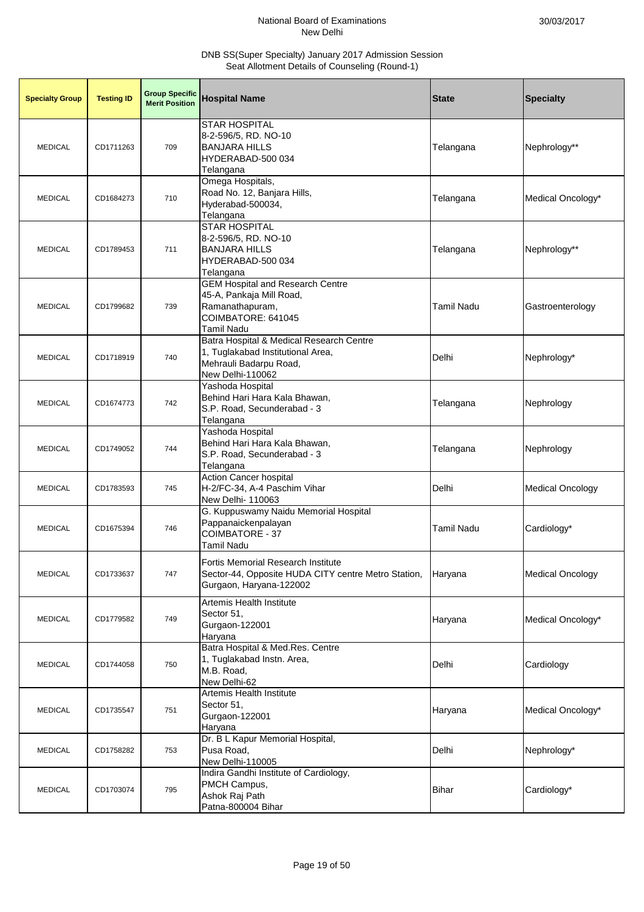National Board of Examinations
New Delhi

30/03/2017

DNB SS(Super Specialty) January 2017 Admission Session
Seat Allotment Details of Counseling (Round-1)

| Specialty Group | Testing ID | Group Specific Merit Position | Hospital Name | State | Specialty |
|---|---|---|---|---|---|
| MEDICAL | CD1711263 | 709 | STAR HOSPITAL<br>8-2-596/5, RD. NO-10<br>BANJARA HILLS<br>HYDERABAD-500 034<br>Telangana | Telangana | Nephrology** |
| MEDICAL | CD1684273 | 710 | Omega Hospitals,<br>Road No. 12, Banjara Hills,<br>Hyderabad-500034,<br>Telangana | Telangana | Medical Oncology* |
| MEDICAL | CD1789453 | 711 | STAR HOSPITAL<br>8-2-596/5, RD. NO-10<br>BANJARA HILLS<br>HYDERABAD-500 034<br>Telangana | Telangana | Nephrology** |
| MEDICAL | CD1799682 | 739 | GEM Hospital and Research Centre<br>45-A, Pankaja Mill Road,<br>Ramanathapuram,<br>COIMBATORE: 641045<br>Tamil Nadu | Tamil Nadu | Gastroenterology |
| MEDICAL | CD1718919 | 740 | Batra Hospital & Medical Research Centre<br>1, Tuglakabad Institutional Area,<br>Mehrauli Badarpu Road,<br>New Delhi-110062 | Delhi | Nephrology* |
| MEDICAL | CD1674773 | 742 | Yashoda Hospital<br>Behind Hari Hara Kala Bhawan,<br>S.P. Road, Secunderabad - 3<br>Telangana | Telangana | Nephrology |
| MEDICAL | CD1749052 | 744 | Yashoda Hospital<br>Behind Hari Hara Kala Bhawan,<br>S.P. Road, Secunderabad - 3<br>Telangana | Telangana | Nephrology |
| MEDICAL | CD1783593 | 745 | Action Cancer hospital<br>H-2/FC-34, A-4 Paschim Vihar<br>New Delhi- 110063 | Delhi | Medical Oncology |
| MEDICAL | CD1675394 | 746 | G. Kuppuswamy Naidu Memorial Hospital<br>Pappanaickenpalayan<br>COIMBATORE - 37<br>Tamil Nadu | Tamil Nadu | Cardiology* |
| MEDICAL | CD1733637 | 747 | Fortis Memorial Research Institute<br>Sector-44, Opposite HUDA CITY centre Metro Station,<br>Gurgaon, Haryana-122002 | Haryana | Medical Oncology |
| MEDICAL | CD1779582 | 749 | Artemis Health Institute<br>Sector 51,<br>Gurgaon-122001<br>Haryana | Haryana | Medical Oncology* |
| MEDICAL | CD1744058 | 750 | Batra Hospital & Med.Res. Centre<br>1, Tuglakabad Instn. Area,<br>M.B. Road,<br>New Delhi-62 | Delhi | Cardiology |
| MEDICAL | CD1735547 | 751 | Artemis Health Institute<br>Sector 51,<br>Gurgaon-122001<br>Haryana | Haryana | Medical Oncology* |
| MEDICAL | CD1758282 | 753 | Dr. B L Kapur Memorial Hospital,<br>Pusa Road,<br>New Delhi-110005 | Delhi | Nephrology* |
| MEDICAL | CD1703074 | 795 | Indira Gandhi Institute of Cardiology,<br>PMCH Campus,<br>Ashok Raj Path<br>Patna-800004 Bihar | Bihar | Cardiology* |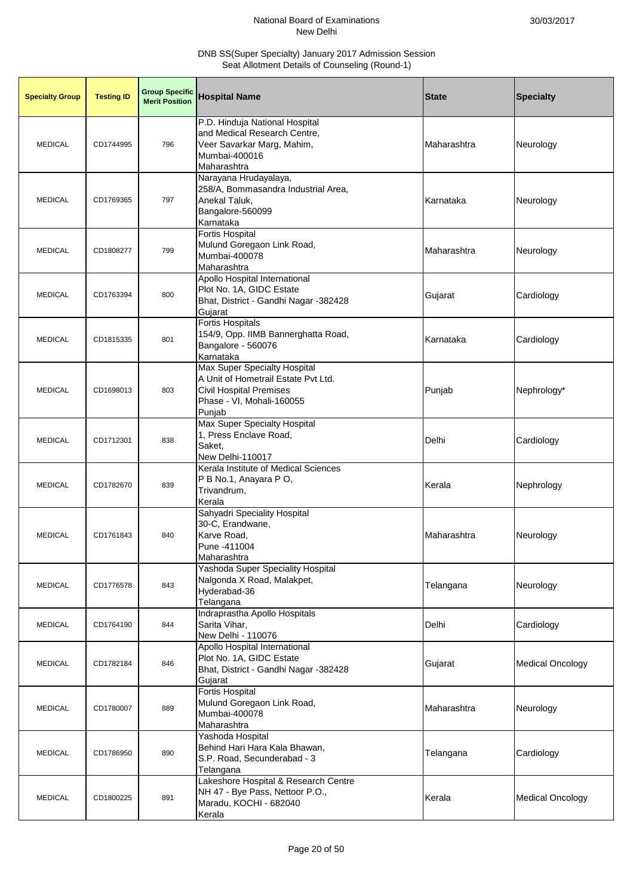National Board of Examinations
New Delhi

30/03/2017

DNB SS(Super Specialty) January 2017 Admission Session
Seat Allotment Details of Counseling (Round-1)

| Specialty Group | Testing ID | Group Specific Merit Position | Hospital Name | State | Specialty |
|---|---|---|---|---|---|
| MEDICAL | CD1744995 | 796 | P.D. Hinduja National Hospital and Medical Research Centre, Veer Savarkar Marg, Mahim, Mumbai-400016 Maharashtra | Maharashtra | Neurology |
| MEDICAL | CD1769365 | 797 | Narayana Hrudayalaya, 258/A, Bommasandra Industrial Area, Anekal Taluk, Bangalore-560099 Karnataka | Karnataka | Neurology |
| MEDICAL | CD1808277 | 799 | Fortis Hospital Mulund Goregaon Link Road, Mumbai-400078 Maharashtra | Maharashtra | Neurology |
| MEDICAL | CD1763394 | 800 | Apollo Hospital International Plot No. 1A, GIDC Estate Bhat, District - Gandhi Nagar -382428 Gujarat | Gujarat | Cardiology |
| MEDICAL | CD1815335 | 801 | Fortis Hospitals 154/9, Opp. IIMB Bannerghatta Road, Bangalore - 560076 Karnataka | Karnataka | Cardiology |
| MEDICAL | CD1698013 | 803 | Max Super Specialty Hospital A Unit of Hometrail Estate Pvt Ltd. Civil Hospital Premises Phase - VI, Mohali-160055 Punjab | Punjab | Nephrology* |
| MEDICAL | CD1712301 | 838 | Max Super Specialty Hospital 1, Press Enclave Road, Saket, New Delhi-110017 | Delhi | Cardiology |
| MEDICAL | CD1782670 | 839 | Kerala Institute of Medical Sciences P B No.1, Anayara P O, Trivandrum, Kerala | Kerala | Nephrology |
| MEDICAL | CD1761843 | 840 | Sahyadri Speciality Hospital 30-C, Erandwane, Karve Road, Pune -411004 Maharashtra | Maharashtra | Neurology |
| MEDICAL | CD1776578 | 843 | Yashoda Super Speciality Hospital Nalgonda X Road, Malakpet, Hyderabad-36 Telangana | Telangana | Neurology |
| MEDICAL | CD1764190 | 844 | Indraprastha Apollo Hospitals Sarita Vihar, New Delhi - 110076 | Delhi | Cardiology |
| MEDICAL | CD1782184 | 846 | Apollo Hospital International Plot No. 1A, GIDC Estate Bhat, District - Gandhi Nagar -382428 Gujarat | Gujarat | Medical Oncology |
| MEDICAL | CD1780007 | 889 | Fortis Hospital Mulund Goregaon Link Road, Mumbai-400078 Maharashtra | Maharashtra | Neurology |
| MEDICAL | CD1786950 | 890 | Yashoda Hospital Behind Hari Hara Kala Bhawan, S.P. Road, Secunderabad - 3 Telangana | Telangana | Cardiology |
| MEDICAL | CD1800225 | 891 | Lakeshore Hospital & Research Centre NH 47 - Bye Pass, Nettoor P.O., Maradu, KOCHI - 682040 Kerala | Kerala | Medical Oncology |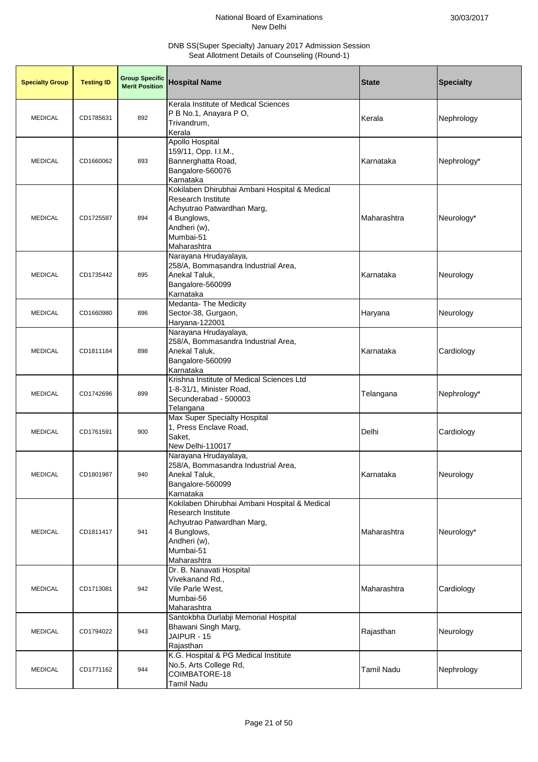National Board of Examinations
New Delhi

30/03/2017

DNB SS(Super Specialty) January 2017 Admission Session
Seat Allotment Details of Counseling (Round-1)

| Specialty Group | Testing ID | Group Specific Merit Position | Hospital Name | State | Specialty |
|---|---|---|---|---|---|
| MEDICAL | CD1785631 | 892 | Kerala Institute of Medical Sciences<br>P B No.1, Anayara P O,<br>Trivandrum,<br>Kerala | Kerala | Nephrology |
| MEDICAL | CD1660062 | 893 | Apollo Hospital<br>159/11, Opp. I.I.M.,<br>Bannerghatta Road,<br>Bangalore-560076<br>Karnataka | Karnataka | Nephrology* |
| MEDICAL | CD1725587 | 894 | Kokilaben Dhirubhai Ambani Hospital & Medical Research Institute<br>Achyutrao Patwardhan Marg,<br>4 Bunglows,<br>Andheri (w),<br>Mumbai-51<br>Maharashtra | Maharashtra | Neurology* |
| MEDICAL | CD1735442 | 895 | Narayana Hrudayalaya,<br>258/A, Bommasandra Industrial Area,<br>Anekal Taluk,<br>Bangalore-560099<br>Karnataka | Karnataka | Neurology |
| MEDICAL | CD1660980 | 896 | Medanta- The Medicity<br>Sector-38, Gurgaon,<br>Haryana-122001 | Haryana | Neurology |
| MEDICAL | CD1811184 | 898 | Narayana Hrudayalaya,<br>258/A, Bommasandra Industrial Area,<br>Anekal Taluk,<br>Bangalore-560099<br>Karnataka | Karnataka | Cardiology |
| MEDICAL | CD1742696 | 899 | Krishna Institute of Medical Sciences Ltd<br>1-8-31/1, Minister Road,<br>Secunderabad - 500003<br>Telangana | Telangana | Nephrology* |
| MEDICAL | CD1761591 | 900 | Max Super Specialty Hospital<br>1, Press Enclave Road,<br>Saket,<br>New Delhi-110017 | Delhi | Cardiology |
| MEDICAL | CD1801987 | 940 | Narayana Hrudayalaya,<br>258/A, Bommasandra Industrial Area,<br>Anekal Taluk,<br>Bangalore-560099<br>Karnataka | Karnataka | Neurology |
| MEDICAL | CD1811417 | 941 | Kokilaben Dhirubhai Ambani Hospital & Medical Research Institute<br>Achyutrao Patwardhan Marg,<br>4 Bunglows,<br>Andheri (w),<br>Mumbai-51<br>Maharashtra | Maharashtra | Neurology* |
| MEDICAL | CD1713081 | 942 | Dr. B. Nanavati Hospital<br>Vivekanand Rd.,<br>Vile Parle West,<br>Mumbai-56<br>Maharashtra | Maharashtra | Cardiology |
| MEDICAL | CD1794022 | 943 | Santokbha Durlabji Memorial Hospital<br>Bhawani Singh Marg,<br>JAIPUR - 15<br>Rajasthan | Rajasthan | Neurology |
| MEDICAL | CD1771162 | 944 | K.G. Hospital & PG Medical Institute<br>No.5, Arts College Rd,<br>COIMBATORE-18<br>Tamil Nadu | Tamil Nadu | Nephrology |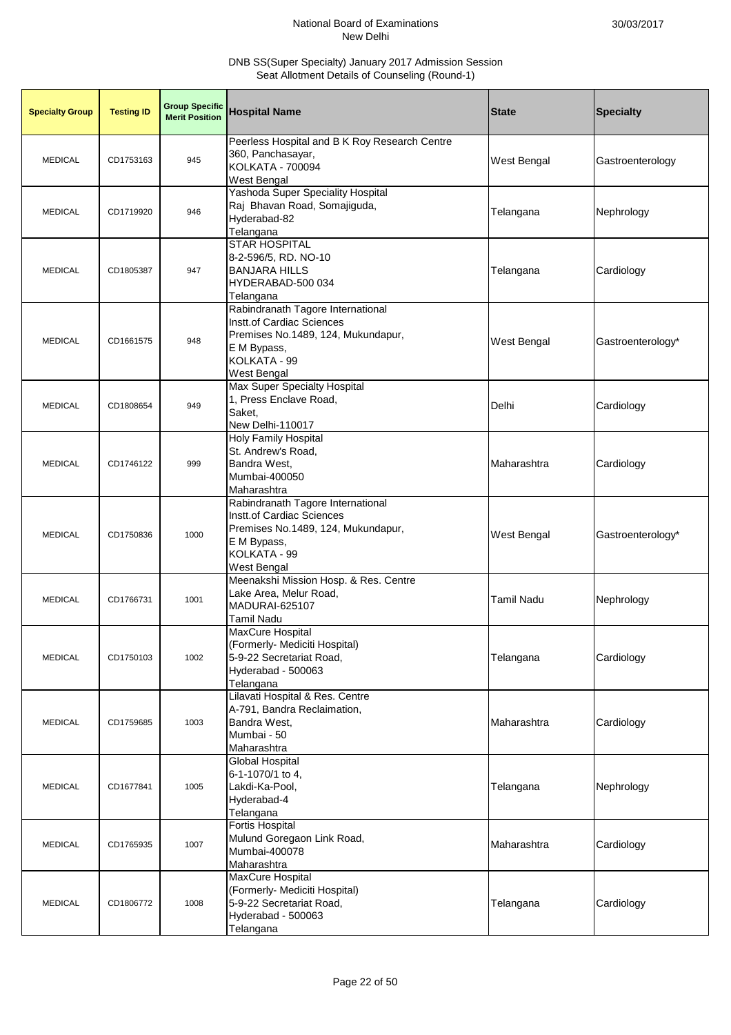National Board of Examinations
New Delhi

30/03/2017

DNB SS(Super Specialty) January 2017 Admission Session
Seat Allotment Details of Counseling (Round-1)

| Specialty Group | Testing ID | Group Specific Merit Position | Hospital Name | State | Specialty |
|---|---|---|---|---|---|
| MEDICAL | CD1753163 | 945 | Peerless Hospital and B K Roy Research Centre 360, Panchasayar, KOLKATA - 700094 West Bengal | West Bengal | Gastroenterology |
| MEDICAL | CD1719920 | 946 | Yashoda Super Speciality Hospital Raj Bhavan Road, Somajiguda, Hyderabad-82 Telangana | Telangana | Nephrology |
| MEDICAL | CD1805387 | 947 | STAR HOSPITAL 8-2-596/5, RD. NO-10 BANJARA HILLS HYDERABAD-500 034 Telangana | Telangana | Cardiology |
| MEDICAL | CD1661575 | 948 | Rabindranath Tagore International Instt.of Cardiac Sciences Premises No.1489, 124, Mukundapur, E M Bypass, KOLKATA - 99 West Bengal | West Bengal | Gastroenterology* |
| MEDICAL | CD1808654 | 949 | Max Super Specialty Hospital 1, Press Enclave Road, Saket, New Delhi-110017 | Delhi | Cardiology |
| MEDICAL | CD1746122 | 999 | Holy Family Hospital St. Andrew's Road, Bandra West, Mumbai-400050 Maharashtra | Maharashtra | Cardiology |
| MEDICAL | CD1750836 | 1000 | Rabindranath Tagore International Instt.of Cardiac Sciences Premises No.1489, 124, Mukundapur, E M Bypass, KOLKATA - 99 West Bengal | West Bengal | Gastroenterology* |
| MEDICAL | CD1766731 | 1001 | Meenakshi Mission Hosp. & Res. Centre Lake Area, Melur Road, MADURAI-625107 Tamil Nadu | Tamil Nadu | Nephrology |
| MEDICAL | CD1750103 | 1002 | MaxCure Hospital (Formerly- Mediciti Hospital) 5-9-22 Secretariat Road, Hyderabad - 500063 Telangana | Telangana | Cardiology |
| MEDICAL | CD1759685 | 1003 | Lilavati Hospital & Res. Centre A-791, Bandra Reclaimation, Bandra West, Mumbai - 50 Maharashtra | Maharashtra | Cardiology |
| MEDICAL | CD1677841 | 1005 | Global Hospital 6-1-1070/1 to 4, Lakdi-Ka-Pool, Hyderabad-4 Telangana | Telangana | Nephrology |
| MEDICAL | CD1765935 | 1007 | Fortis Hospital Mulund Goregaon Link Road, Mumbai-400078 Maharashtra | Maharashtra | Cardiology |
| MEDICAL | CD1806772 | 1008 | MaxCure Hospital (Formerly- Mediciti Hospital) 5-9-22 Secretariat Road, Hyderabad - 500063 Telangana | Telangana | Cardiology |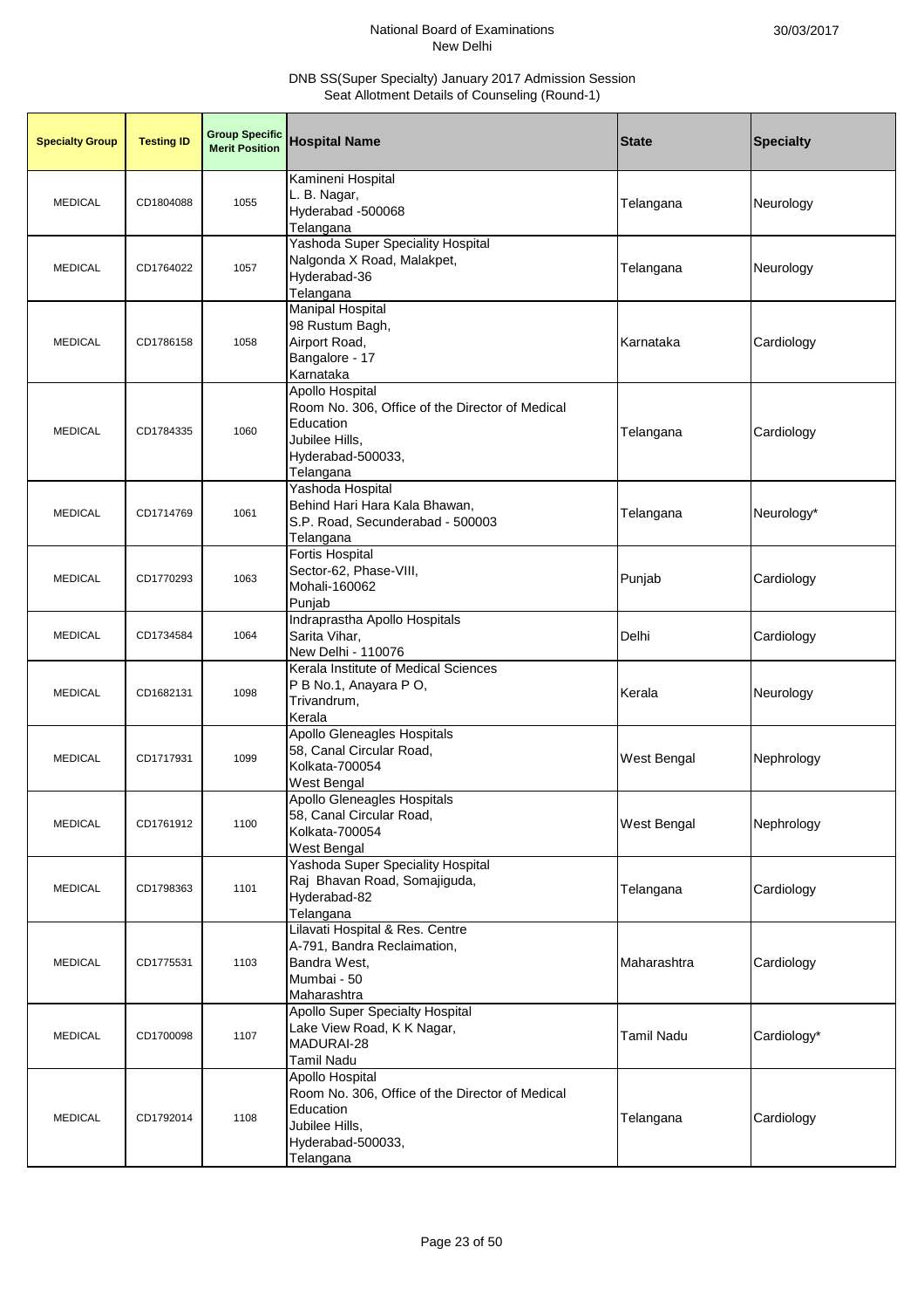National Board of Examinations
New Delhi

30/03/2017

DNB SS(Super Specialty) January 2017 Admission Session
Seat Allotment Details of Counseling (Round-1)

| Specialty Group | Testing ID | Group Specific Merit Position | Hospital Name | State | Specialty |
|---|---|---|---|---|---|
| MEDICAL | CD1804088 | 1055 | Kamineni Hospital<br>L. B. Nagar,<br>Hyderabad -500068<br>Telangana | Telangana | Neurology |
| MEDICAL | CD1764022 | 1057 | Yashoda Super Speciality Hospital<br>Nalgonda X Road, Malakpet,<br>Hyderabad-36<br>Telangana | Telangana | Neurology |
| MEDICAL | CD1786158 | 1058 | Manipal Hospital<br>98 Rustum Bagh,<br>Airport Road,<br>Bangalore - 17<br>Karnataka | Karnataka | Cardiology |
| MEDICAL | CD1784335 | 1060 | Apollo Hospital<br>Room No. 306, Office of the Director of Medical Education<br>Jubilee Hills,<br>Hyderabad-500033,<br>Telangana | Telangana | Cardiology |
| MEDICAL | CD1714769 | 1061 | Yashoda Hospital<br>Behind Hari Hara Kala Bhawan,<br>S.P. Road, Secunderabad - 500003<br>Telangana | Telangana | Neurology* |
| MEDICAL | CD1770293 | 1063 | Fortis Hospital<br>Sector-62, Phase-VIII,<br>Mohali-160062<br>Punjab | Punjab | Cardiology |
| MEDICAL | CD1734584 | 1064 | Indraprastha Apollo Hospitals<br>Sarita Vihar,<br>New Delhi - 110076 | Delhi | Cardiology |
| MEDICAL | CD1682131 | 1098 | Kerala Institute of Medical Sciences<br>P B No.1, Anayara P O,<br>Trivandrum,<br>Kerala | Kerala | Neurology |
| MEDICAL | CD1717931 | 1099 | Apollo Gleneagles Hospitals<br>58, Canal Circular Road,<br>Kolkata-700054<br>West Bengal | West Bengal | Nephrology |
| MEDICAL | CD1761912 | 1100 | Apollo Gleneagles Hospitals<br>58, Canal Circular Road,<br>Kolkata-700054<br>West Bengal | West Bengal | Nephrology |
| MEDICAL | CD1798363 | 1101 | Yashoda Super Speciality Hospital<br>Raj Bhavan Road, Somajiguda,<br>Hyderabad-82<br>Telangana | Telangana | Cardiology |
| MEDICAL | CD1775531 | 1103 | Lilavati Hospital & Res. Centre<br>A-791, Bandra Reclaimation,<br>Bandra West,<br>Mumbai - 50<br>Maharashtra | Maharashtra | Cardiology |
| MEDICAL | CD1700098 | 1107 | Apollo Super Specialty Hospital<br>Lake View Road, K K Nagar,<br>MADURAI-28<br>Tamil Nadu | Tamil Nadu | Cardiology* |
| MEDICAL | CD1792014 | 1108 | Apollo Hospital<br>Room No. 306, Office of the Director of Medical Education<br>Jubilee Hills,<br>Hyderabad-500033,<br>Telangana | Telangana | Cardiology |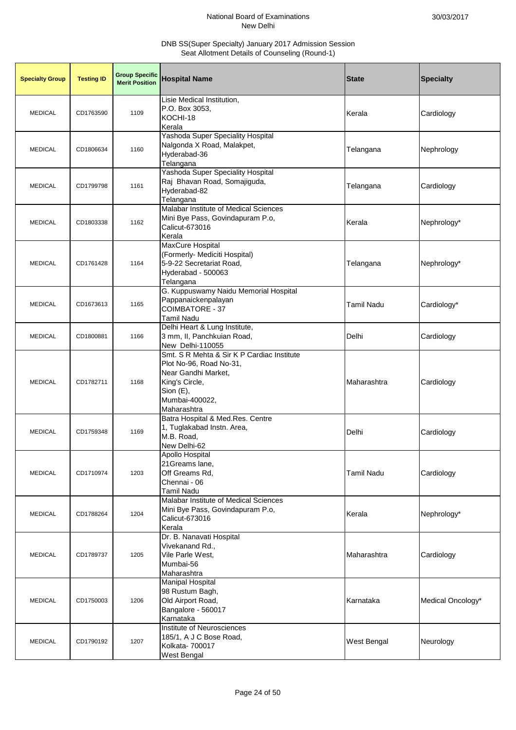National Board of Examinations
New Delhi

30/03/2017

DNB SS(Super Specialty) January 2017 Admission Session
Seat Allotment Details of Counseling (Round-1)

| Specialty Group | Testing ID | Group Specific Merit Position | Hospital Name | State | Specialty |
|---|---|---|---|---|---|
| MEDICAL | CD1763590 | 1109 | Lisie Medical Institution, P.O. Box 3053, KOCHI-18 Kerala | Kerala | Cardiology |
| MEDICAL | CD1806634 | 1160 | Yashoda Super Speciality Hospital Nalgonda X Road, Malakpet, Hyderabad-36 Telangana | Telangana | Nephrology |
| MEDICAL | CD1799798 | 1161 | Yashoda Super Speciality Hospital Raj Bhavan Road, Somajiguda, Hyderabad-82 Telangana | Telangana | Cardiology |
| MEDICAL | CD1803338 | 1162 | Malabar Institute of Medical Sciences Mini Bye Pass, Govindapuram P.o, Calicut-673016 Kerala | Kerala | Nephrology* |
| MEDICAL | CD1761428 | 1164 | MaxCure Hospital (Formerly- Mediciti Hospital) 5-9-22 Secretariat Road, Hyderabad - 500063 Telangana | Telangana | Nephrology* |
| MEDICAL | CD1673613 | 1165 | G. Kuppuswamy Naidu Memorial Hospital Pappanaickenpalayan COIMBATORE - 37 Tamil Nadu | Tamil Nadu | Cardiology* |
| MEDICAL | CD1800881 | 1166 | Delhi Heart & Lung Institute, 3 mm, II, Panchkuian Road, New Delhi-110055 | Delhi | Cardiology |
| MEDICAL | CD1782711 | 1168 | Smt. S R Mehta & Sir K P Cardiac Institute Plot No-96, Road No-31, Near Gandhi Market, King's Circle, Sion (E), Mumbai-400022, Maharashtra | Maharashtra | Cardiology |
| MEDICAL | CD1759348 | 1169 | Batra Hospital & Med.Res. Centre 1, Tuglakabad Instn. Area, M.B. Road, New Delhi-62 | Delhi | Cardiology |
| MEDICAL | CD1710974 | 1203 | Apollo Hospital 21Greams lane, Off Greams Rd, Chennai - 06 Tamil Nadu | Tamil Nadu | Cardiology |
| MEDICAL | CD1788264 | 1204 | Malabar Institute of Medical Sciences Mini Bye Pass, Govindapuram P.o, Calicut-673016 Kerala | Kerala | Nephrology* |
| MEDICAL | CD1789737 | 1205 | Dr. B. Nanavati Hospital Vivekanand Rd., Vile Parle West, Mumbai-56 Maharashtra | Maharashtra | Cardiology |
| MEDICAL | CD1750003 | 1206 | Manipal Hospital 98 Rustum Bagh, Old Airport Road, Bangalore - 560017 Karnataka | Karnataka | Medical Oncology* |
| MEDICAL | CD1790192 | 1207 | Institute of Neurosciences 185/1, A J C Bose Road, Kolkata- 700017 West Bengal | West Bengal | Neurology |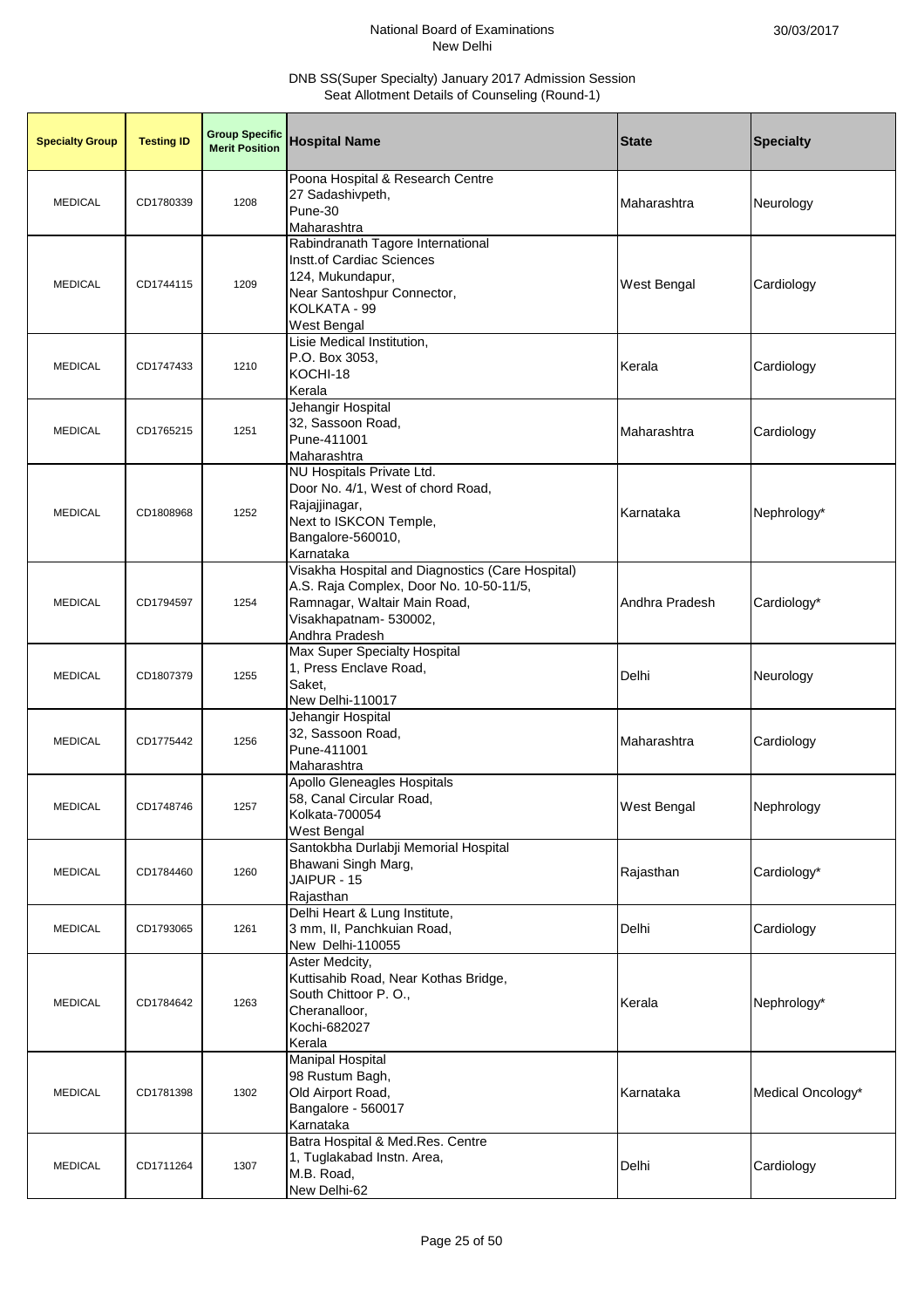National Board of Examinations
New Delhi

30/03/2017

DNB SS(Super Specialty) January 2017 Admission Session
Seat Allotment Details of Counseling (Round-1)

| Specialty Group | Testing ID | Group Specific Merit Position | Hospital Name | State | Specialty |
|---|---|---|---|---|---|
| MEDICAL | CD1780339 | 1208 | Poona Hospital & Research Centre<br>27 Sadashivpeth,<br>Pune-30<br>Maharashtra | Maharashtra | Neurology |
| MEDICAL | CD1744115 | 1209 | Rabindranath Tagore International<br>Instt.of Cardiac Sciences<br>124, Mukundapur,<br>Near Santoshpur Connector,<br>KOLKATA - 99<br>West Bengal | West Bengal | Cardiology |
| MEDICAL | CD1747433 | 1210 | Lisie Medical Institution,<br>P.O. Box 3053,<br>KOCHI-18<br>Kerala | Kerala | Cardiology |
| MEDICAL | CD1765215 | 1251 | Jehangir Hospital<br>32, Sassoon Road,<br>Pune-411001<br>Maharashtra | Maharashtra | Cardiology |
| MEDICAL | CD1808968 | 1252 | NU Hospitals Private Ltd.<br>Door No. 4/1, West of chord Road,<br>Rajajjinagar,<br>Next to ISKCON Temple,<br>Bangalore-560010,<br>Karnataka | Karnataka | Nephrology* |
| MEDICAL | CD1794597 | 1254 | Visakha Hospital and Diagnostics (Care Hospital)<br>A.S. Raja Complex, Door No. 10-50-11/5,<br>Ramnagar, Waltair Main Road,<br>Visakhapatnam- 530002,<br>Andhra Pradesh | Andhra Pradesh | Cardiology* |
| MEDICAL | CD1807379 | 1255 | Max Super Specialty Hospital<br>1, Press Enclave Road,<br>Saket,<br>New Delhi-110017 | Delhi | Neurology |
| MEDICAL | CD1775442 | 1256 | Jehangir Hospital<br>32, Sassoon Road,<br>Pune-411001<br>Maharashtra | Maharashtra | Cardiology |
| MEDICAL | CD1748746 | 1257 | Apollo Gleneagles Hospitals<br>58, Canal Circular Road,<br>Kolkata-700054<br>West Bengal | West Bengal | Nephrology |
| MEDICAL | CD1784460 | 1260 | Santokbha Durlabji Memorial Hospital<br>Bhawani Singh Marg,<br>JAIPUR - 15<br>Rajasthan | Rajasthan | Cardiology* |
| MEDICAL | CD1793065 | 1261 | Delhi Heart & Lung Institute,<br>3 mm, II, Panchkuian Road,<br>New Delhi-110055 | Delhi | Cardiology |
| MEDICAL | CD1784642 | 1263 | Aster Medcity,<br>Kuttisahib Road, Near Kothas Bridge,<br>South Chittoor P. O.,<br>Cheranalloor,<br>Kochi-682027<br>Kerala | Kerala | Nephrology* |
| MEDICAL | CD1781398 | 1302 | Manipal Hospital<br>98 Rustum Bagh,<br>Old Airport Road,<br>Bangalore - 560017<br>Karnataka | Karnataka | Medical Oncology* |
| MEDICAL | CD1711264 | 1307 | Batra Hospital & Med.Res. Centre<br>1, Tuglakabad Instn. Area,<br>M.B. Road,<br>New Delhi-62 | Delhi | Cardiology |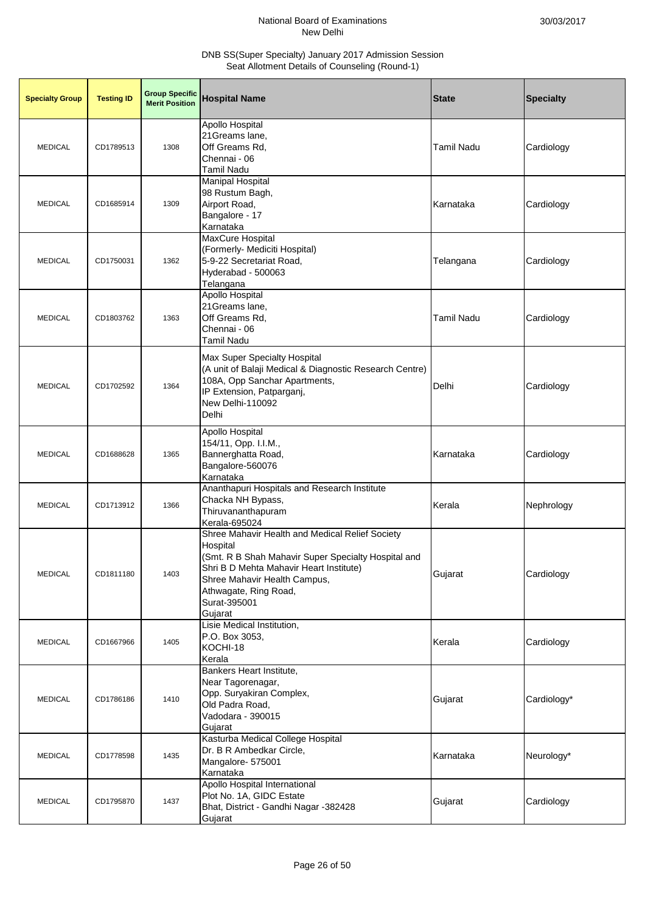National Board of Examinations
New Delhi

30/03/2017

DNB SS(Super Specialty) January 2017 Admission Session
Seat Allotment Details of Counseling (Round-1)

| Specialty Group | Testing ID | Group Specific Merit Position | Hospital Name | State | Specialty |
|---|---|---|---|---|---|
| MEDICAL | CD1789513 | 1308 | Apollo Hospital<br>21Greams lane,<br>Off Greams Rd,<br>Chennai - 06<br>Tamil Nadu | Tamil Nadu | Cardiology |
| MEDICAL | CD1685914 | 1309 | Manipal Hospital<br>98 Rustum Bagh,<br>Airport Road,<br>Bangalore - 17<br>Karnataka | Karnataka | Cardiology |
| MEDICAL | CD1750031 | 1362 | MaxCure Hospital<br>(Formerly- Mediciti Hospital)<br>5-9-22 Secretariat Road,<br>Hyderabad - 500063<br>Telangana | Telangana | Cardiology |
| MEDICAL | CD1803762 | 1363 | Apollo Hospital<br>21Greams lane,<br>Off Greams Rd,<br>Chennai - 06<br>Tamil Nadu | Tamil Nadu | Cardiology |
| MEDICAL | CD1702592 | 1364 | Max Super Specialty Hospital<br>(A unit of Balaji Medical & Diagnostic Research Centre)<br>108A, Opp Sanchar Apartments,<br>IP Extension, Patparganj,<br>New Delhi-110092<br>Delhi | Delhi | Cardiology |
| MEDICAL | CD1688628 | 1365 | Apollo Hospital<br>154/11, Opp. I.I.M.,<br>Bannerghatta Road,<br>Bangalore-560076<br>Karnataka | Karnataka | Cardiology |
| MEDICAL | CD1713912 | 1366 | Ananthapuri Hospitals and Research Institute<br>Chacka NH Bypass,<br>Thiruvananthapuram<br>Kerala-695024 | Kerala | Nephrology |
| MEDICAL | CD1811180 | 1403 | Shree Mahavir Health and Medical Relief Society Hospital<br>(Smt. R B Shah Mahavir Super Specialty Hospital and Shri B D Mehta Mahavir Heart Institute)<br>Shree Mahavir Health Campus,<br>Athwagate, Ring Road,<br>Surat-395001<br>Gujarat | Gujarat | Cardiology |
| MEDICAL | CD1667966 | 1405 | Lisie Medical Institution,<br>P.O. Box 3053,<br>KOCHI-18<br>Kerala | Kerala | Cardiology |
| MEDICAL | CD1786186 | 1410 | Bankers Heart Institute,<br>Near Tagorenagar,<br>Opp. Suryakiran Complex,<br>Old Padra Road,<br>Vadodara - 390015<br>Gujarat | Gujarat | Cardiology* |
| MEDICAL | CD1778598 | 1435 | Kasturba Medical College Hospital<br>Dr. B R Ambedkar Circle,<br>Mangalore- 575001<br>Karnataka | Karnataka | Neurology* |
| MEDICAL | CD1795870 | 1437 | Apollo Hospital International<br>Plot No. 1A, GIDC Estate<br>Bhat, District - Gandhi Nagar -382428<br>Gujarat | Gujarat | Cardiology |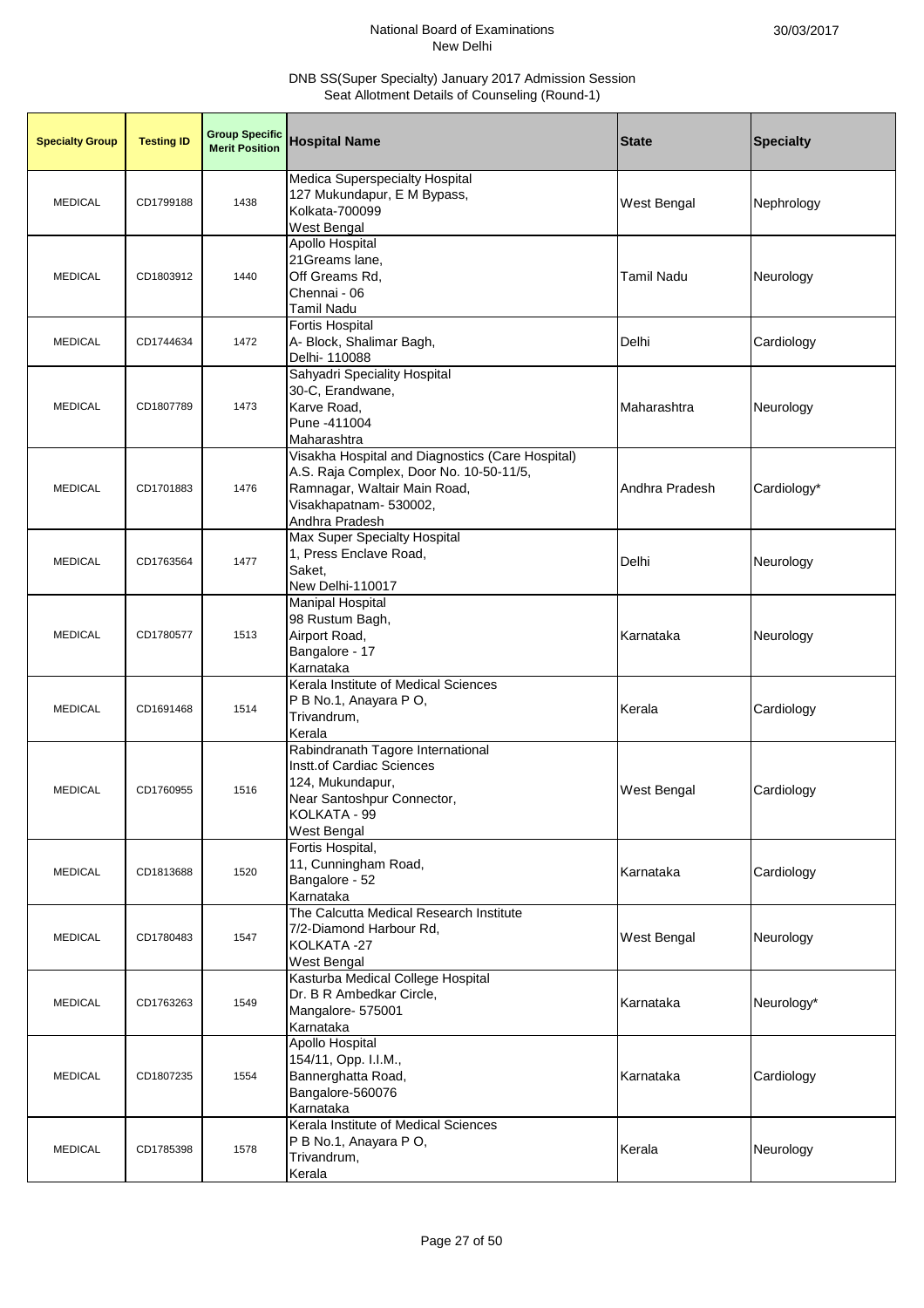National Board of Examinations
New Delhi

DNB SS(Super Specialty) January 2017 Admission Session
Seat Allotment Details of Counseling (Round-1)

| Specialty Group | Testing ID | Group Specific Merit Position | Hospital Name | State | Specialty |
|---|---|---|---|---|---|
| MEDICAL | CD1799188 | 1438 | Medica Superspecialty Hospital<br>127 Mukundapur, E M Bypass,<br>Kolkata-700099<br>West Bengal | West Bengal | Nephrology |
| MEDICAL | CD1803912 | 1440 | Apollo Hospital<br>21Greams lane,<br>Off Greams Rd,<br>Chennai - 06<br>Tamil Nadu | Tamil Nadu | Neurology |
| MEDICAL | CD1744634 | 1472 | Fortis Hospital<br>A- Block, Shalimar Bagh,<br>Delhi- 110088 | Delhi | Cardiology |
| MEDICAL | CD1807789 | 1473 | Sahyadri Speciality Hospital<br>30-C, Erandwane,<br>Karve Road,<br>Pune -411004<br>Maharashtra | Maharashtra | Neurology |
| MEDICAL | CD1701883 | 1476 | Visakha Hospital and Diagnostics (Care Hospital)<br>A.S. Raja Complex, Door No. 10-50-11/5,<br>Ramnagar, Waltair Main Road,<br>Visakhapatnam- 530002,<br>Andhra Pradesh | Andhra Pradesh | Cardiology* |
| MEDICAL | CD1763564 | 1477 | Max Super Specialty Hospital<br>1, Press Enclave Road,<br>Saket,<br>New Delhi-110017 | Delhi | Neurology |
| MEDICAL | CD1780577 | 1513 | Manipal Hospital<br>98 Rustum Bagh,<br>Airport Road,<br>Bangalore - 17<br>Karnataka | Karnataka | Neurology |
| MEDICAL | CD1691468 | 1514 | Kerala Institute of Medical Sciences<br>P B No.1, Anayara P O,<br>Trivandrum,<br>Kerala | Kerala | Cardiology |
| MEDICAL | CD1760955 | 1516 | Rabindranath Tagore International<br>Instt.of Cardiac Sciences<br>124, Mukundapur,<br>Near Santoshpur Connector,<br>KOLKATA - 99<br>West Bengal | West Bengal | Cardiology |
| MEDICAL | CD1813688 | 1520 | Fortis Hospital,<br>11, Cunningham Road,<br>Bangalore - 52<br>Karnataka | Karnataka | Cardiology |
| MEDICAL | CD1780483 | 1547 | The Calcutta Medical Research Institute<br>7/2-Diamond Harbour Rd,<br>KOLKATA -27<br>West Bengal | West Bengal | Neurology |
| MEDICAL | CD1763263 | 1549 | Kasturba Medical College Hospital<br>Dr. B R Ambedkar Circle,<br>Mangalore- 575001<br>Karnataka | Karnataka | Neurology* |
| MEDICAL | CD1807235 | 1554 | Apollo Hospital<br>154/11, Opp. I.I.M.,<br>Bannerghatta Road,<br>Bangalore-560076<br>Karnataka | Karnataka | Cardiology |
| MEDICAL | CD1785398 | 1578 | Kerala Institute of Medical Sciences<br>P B No.1, Anayara P O,<br>Trivandrum,<br>Kerala | Kerala | Neurology |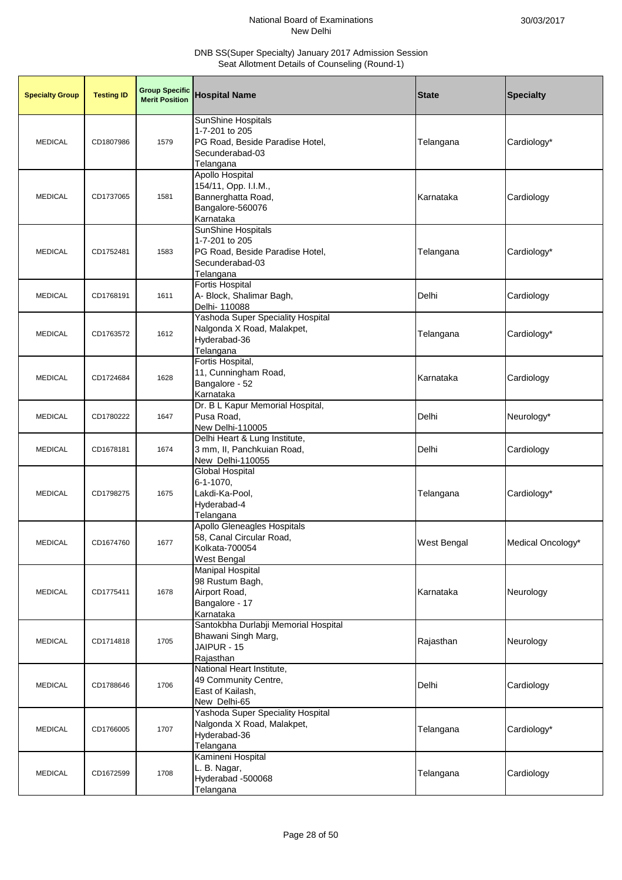National Board of Examinations
New Delhi

30/03/2017

DNB SS(Super Specialty) January 2017 Admission Session
Seat Allotment Details of Counseling (Round-1)

| Specialty Group | Testing ID | Group Specific Merit Position | Hospital Name | State | Specialty |
|---|---|---|---|---|---|
| MEDICAL | CD1807986 | 1579 | SunShine Hospitals<br>1-7-201 to 205<br>PG Road, Beside Paradise Hotel,<br>Secunderabad-03<br>Telangana | Telangana | Cardiology* |
| MEDICAL | CD1737065 | 1581 | Apollo Hospital<br>154/11, Opp. I.I.M.,<br>Bannerghatta Road,<br>Bangalore-560076<br>Karnataka | Karnataka | Cardiology |
| MEDICAL | CD1752481 | 1583 | SunShine Hospitals<br>1-7-201 to 205<br>PG Road, Beside Paradise Hotel,<br>Secunderabad-03<br>Telangana | Telangana | Cardiology* |
| MEDICAL | CD1768191 | 1611 | Fortis Hospital<br>A- Block, Shalimar Bagh,<br>Delhi- 110088 | Delhi | Cardiology |
| MEDICAL | CD1763572 | 1612 | Yashoda Super Speciality Hospital<br>Nalgonda X Road, Malakpet,<br>Hyderabad-36<br>Telangana | Telangana | Cardiology* |
| MEDICAL | CD1724684 | 1628 | Fortis Hospital,<br>11, Cunningham Road,<br>Bangalore - 52<br>Karnataka | Karnataka | Cardiology |
| MEDICAL | CD1780222 | 1647 | Dr. B L Kapur Memorial Hospital,<br>Pusa Road,<br>New Delhi-110005 | Delhi | Neurology* |
| MEDICAL | CD1678181 | 1674 | Delhi Heart & Lung Institute,<br>3 mm, II, Panchkuian Road,<br>New Delhi-110055 | Delhi | Cardiology |
| MEDICAL | CD1798275 | 1675 | Global Hospital<br>6-1-1070,<br>Lakdi-Ka-Pool,<br>Hyderabad-4<br>Telangana | Telangana | Cardiology* |
| MEDICAL | CD1674760 | 1677 | Apollo Gleneagles Hospitals<br>58, Canal Circular Road,<br>Kolkata-700054<br>West Bengal | West Bengal | Medical Oncology* |
| MEDICAL | CD1775411 | 1678 | Manipal Hospital<br>98 Rustum Bagh,<br>Airport Road,<br>Bangalore - 17<br>Karnataka | Karnataka | Neurology |
| MEDICAL | CD1714818 | 1705 | Santokbha Durlabji Memorial Hospital<br>Bhawani Singh Marg,<br>JAIPUR - 15<br>Rajasthan | Rajasthan | Neurology |
| MEDICAL | CD1788646 | 1706 | National Heart Institute,<br>49 Community Centre,<br>East of Kailash,<br>New Delhi-65 | Delhi | Cardiology |
| MEDICAL | CD1766005 | 1707 | Yashoda Super Speciality Hospital<br>Nalgonda X Road, Malakpet,<br>Hyderabad-36<br>Telangana | Telangana | Cardiology* |
| MEDICAL | CD1672599 | 1708 | Kamineni Hospital<br>L. B. Nagar,<br>Hyderabad -500068<br>Telangana | Telangana | Cardiology |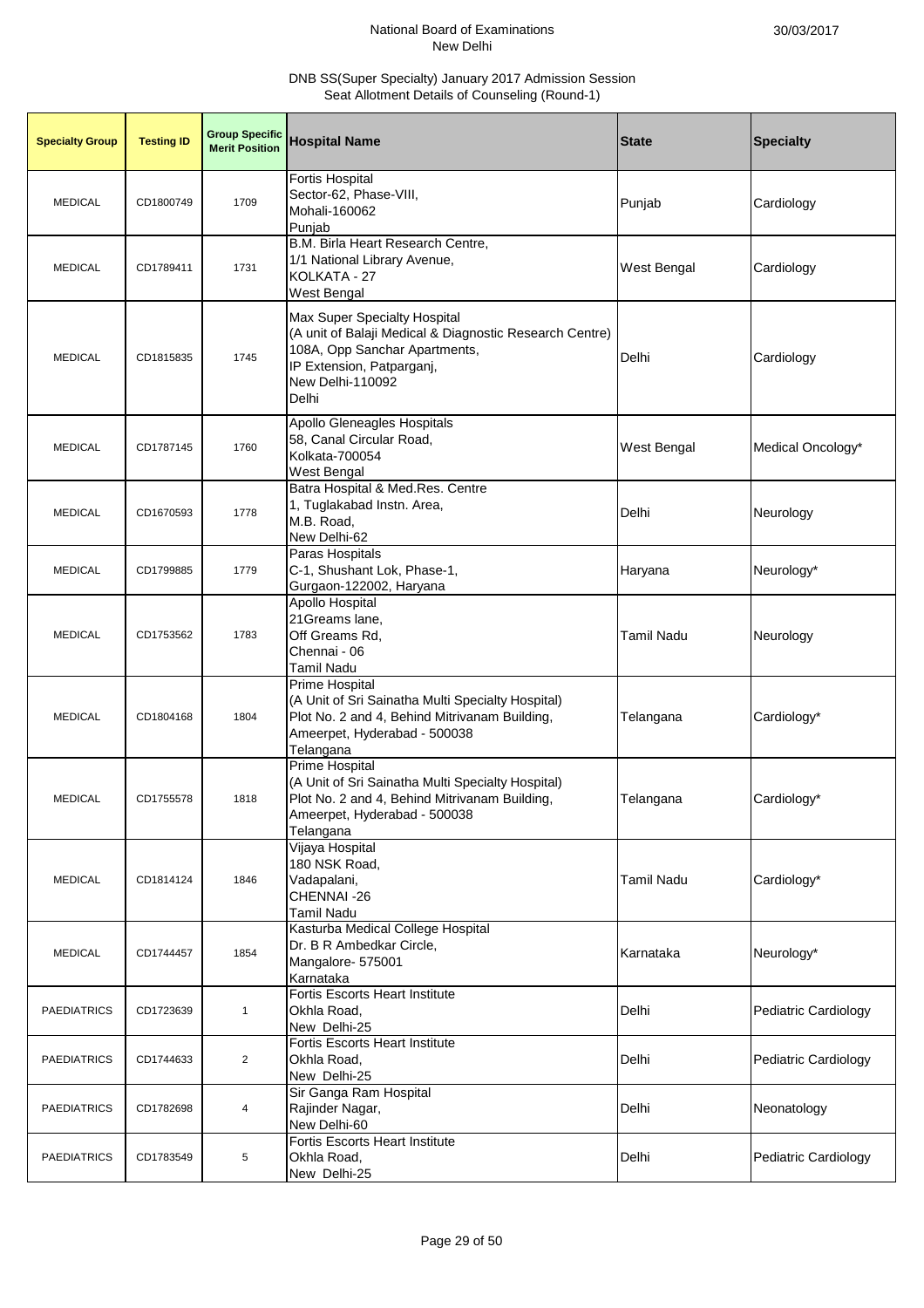National Board of Examinations
New Delhi

30/03/2017

DNB SS(Super Specialty) January 2017 Admission Session
Seat Allotment Details of Counseling (Round-1)

| Specialty Group | Testing ID | Group Specific Merit Position | Hospital Name | State | Specialty |
|---|---|---|---|---|---|
| MEDICAL | CD1800749 | 1709 | Fortis Hospital<br>Sector-62, Phase-VIII,<br>Mohali-160062<br>Punjab | Punjab | Cardiology |
| MEDICAL | CD1789411 | 1731 | B.M. Birla Heart Research Centre,<br>1/1 National Library Avenue,<br>KOLKATA - 27<br>West Bengal | West Bengal | Cardiology |
| MEDICAL | CD1815835 | 1745 | Max Super Specialty Hospital<br>(A unit of Balaji Medical & Diagnostic Research Centre)<br>108A, Opp Sanchar Apartments,<br>IP Extension, Patparganj,<br>New Delhi-110092<br>Delhi | Delhi | Cardiology |
| MEDICAL | CD1787145 | 1760 | Apollo Gleneagles Hospitals<br>58, Canal Circular Road,<br>Kolkata-700054<br>West Bengal | West Bengal | Medical Oncology* |
| MEDICAL | CD1670593 | 1778 | Batra Hospital & Med.Res. Centre<br>1, Tuglakabad Instn. Area,<br>M.B. Road,<br>New Delhi-62 | Delhi | Neurology |
| MEDICAL | CD1799885 | 1779 | Paras Hospitals<br>C-1, Shushant Lok, Phase-1,<br>Gurgaon-122002, Haryana | Haryana | Neurology* |
| MEDICAL | CD1753562 | 1783 | Apollo Hospital<br>21Greams lane,<br>Off Greams Rd,<br>Chennai - 06<br>Tamil Nadu | Tamil Nadu | Neurology |
| MEDICAL | CD1804168 | 1804 | Prime Hospital<br>(A Unit of Sri Sainatha Multi Specialty Hospital)<br>Plot No. 2 and 4, Behind Mitrivanam Building,<br>Ameerpet, Hyderabad - 500038<br>Telangana | Telangana | Cardiology* |
| MEDICAL | CD1755578 | 1818 | Prime Hospital<br>(A Unit of Sri Sainatha Multi Specialty Hospital)<br>Plot No. 2 and 4, Behind Mitrivanam Building,<br>Ameerpet, Hyderabad - 500038<br>Telangana | Telangana | Cardiology* |
| MEDICAL | CD1814124 | 1846 | Vijaya Hospital<br>180 NSK Road,<br>Vadapalani,<br>CHENNAI -26<br>Tamil Nadu | Tamil Nadu | Cardiology* |
| MEDICAL | CD1744457 | 1854 | Kasturba Medical College Hospital<br>Dr. B R Ambedkar Circle,<br>Mangalore- 575001<br>Karnataka | Karnataka | Neurology* |
| PAEDIATRICS | CD1723639 | 1 | Fortis Escorts Heart Institute<br>Okhla Road,<br>New Delhi-25 | Delhi | Pediatric Cardiology |
| PAEDIATRICS | CD1744633 | 2 | Fortis Escorts Heart Institute<br>Okhla Road,<br>New Delhi-25 | Delhi | Pediatric Cardiology |
| PAEDIATRICS | CD1782698 | 4 | Sir Ganga Ram Hospital<br>Rajinder Nagar,<br>New Delhi-60 | Delhi | Neonatology |
| PAEDIATRICS | CD1783549 | 5 | Fortis Escorts Heart Institute<br>Okhla Road,<br>New Delhi-25 | Delhi | Pediatric Cardiology |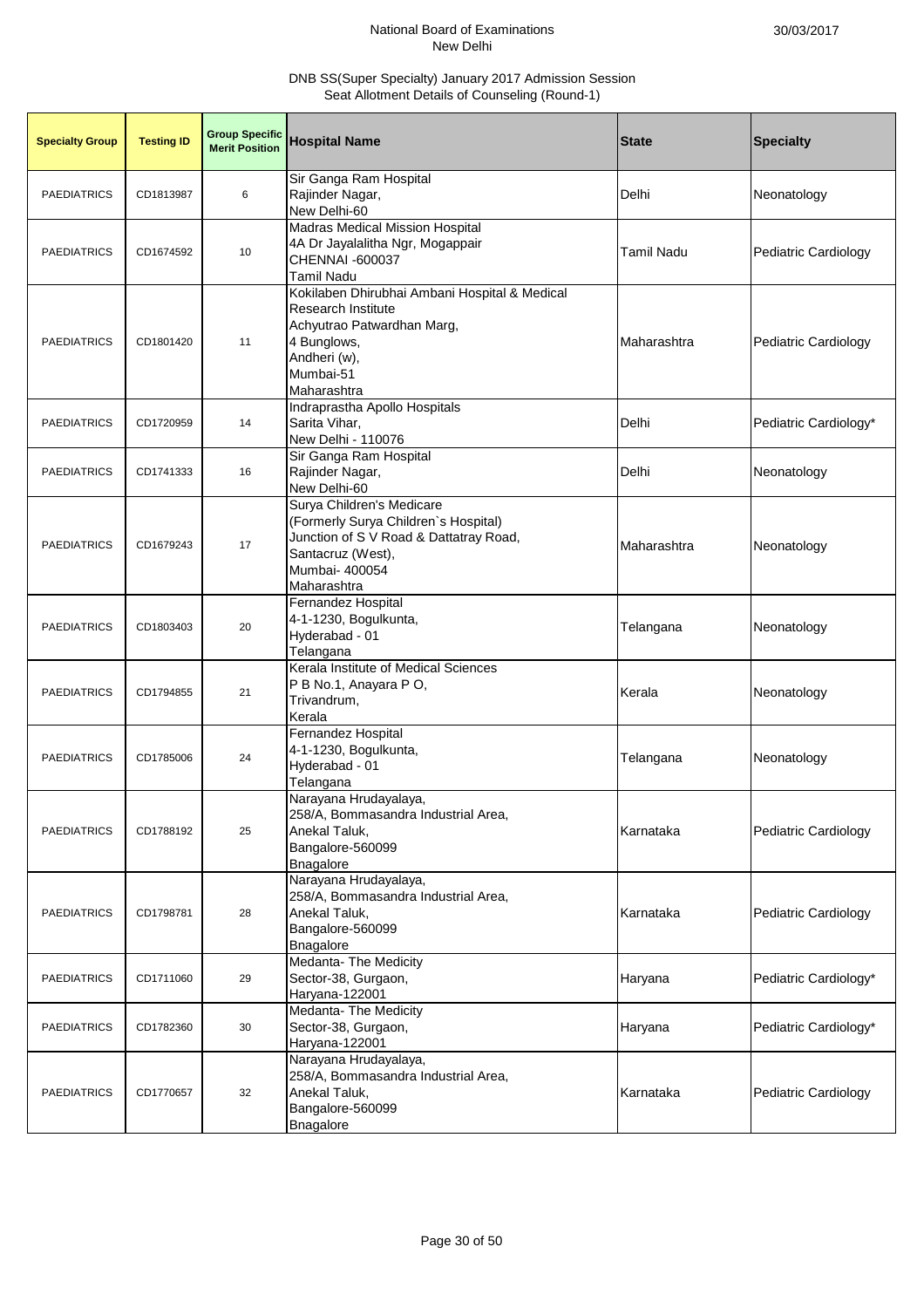National Board of Examinations
New Delhi

30/03/2017

DNB SS(Super Specialty) January 2017 Admission Session
Seat Allotment Details of Counseling (Round-1)

| Specialty Group | Testing ID | Group Specific Merit Position | Hospital Name | State | Specialty |
|---|---|---|---|---|---|
| PAEDIATRICS | CD1813987 | 6 | Sir Ganga Ram Hospital Rajinder Nagar, New Delhi-60 | Delhi | Neonatology |
| PAEDIATRICS | CD1674592 | 10 | Madras Medical Mission Hospital 4A Dr Jayalalitha Ngr, Mogappair CHENNAI -600037 Tamil Nadu | Tamil Nadu | Pediatric Cardiology |
| PAEDIATRICS | CD1801420 | 11 | Kokilaben Dhirubhai Ambani Hospital & Medical Research Institute Achyutrao Patwardhan Marg, 4 Bunglows, Andheri (w), Mumbai-51 Maharashtra | Maharashtra | Pediatric Cardiology |
| PAEDIATRICS | CD1720959 | 14 | Indraprastha Apollo Hospitals Sarita Vihar, New Delhi - 110076 | Delhi | Pediatric Cardiology* |
| PAEDIATRICS | CD1741333 | 16 | Sir Ganga Ram Hospital Rajinder Nagar, New Delhi-60 | Delhi | Neonatology |
| PAEDIATRICS | CD1679243 | 17 | Surya Children's Medicare (Formerly Surya Children`s Hospital) Junction of S V Road & Dattatray Road, Santacruz (West), Mumbai- 400054 Maharashtra | Maharashtra | Neonatology |
| PAEDIATRICS | CD1803403 | 20 | Fernandez Hospital 4-1-1230, Bogulkunta, Hyderabad - 01 Telangana | Telangana | Neonatology |
| PAEDIATRICS | CD1794855 | 21 | Kerala Institute of Medical Sciences P B No.1, Anayara P O, Trivandrum, Kerala | Kerala | Neonatology |
| PAEDIATRICS | CD1785006 | 24 | Fernandez Hospital 4-1-1230, Bogulkunta, Hyderabad - 01 Telangana | Telangana | Neonatology |
| PAEDIATRICS | CD1788192 | 25 | Narayana Hrudayalaya, 258/A, Bommasandra Industrial Area, Anekal Taluk, Bangalore-560099 Bnagalore | Karnataka | Pediatric Cardiology |
| PAEDIATRICS | CD1798781 | 28 | Narayana Hrudayalaya, 258/A, Bommasandra Industrial Area, Anekal Taluk, Bangalore-560099 Bnagalore | Karnataka | Pediatric Cardiology |
| PAEDIATRICS | CD1711060 | 29 | Medanta- The Medicity Sector-38, Gurgaon, Haryana-122001 | Haryana | Pediatric Cardiology* |
| PAEDIATRICS | CD1782360 | 30 | Medanta- The Medicity Sector-38, Gurgaon, Haryana-122001 | Haryana | Pediatric Cardiology* |
| PAEDIATRICS | CD1770657 | 32 | Narayana Hrudayalaya, 258/A, Bommasandra Industrial Area, Anekal Taluk, Bangalore-560099 Bnagalore | Karnataka | Pediatric Cardiology |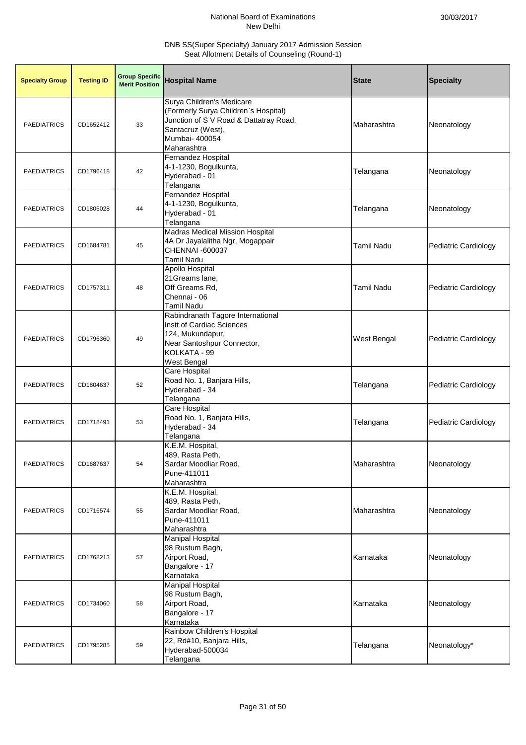National Board of Examinations
New Delhi

30/03/2017

DNB SS(Super Specialty) January 2017 Admission Session
Seat Allotment Details of Counseling (Round-1)

| Specialty Group | Testing ID | Group Specific Merit Position | Hospital Name | State | Specialty |
|---|---|---|---|---|---|
| PAEDIATRICS | CD1652412 | 33 | Surya Children's Medicare (Formerly Surya Children`s Hospital) Junction of S V Road & Dattatray Road, Santacruz (West), Mumbai- 400054 Maharashtra | Maharashtra | Neonatology |
| PAEDIATRICS | CD1796418 | 42 | Fernandez Hospital 4-1-1230, Bogulkunta, Hyderabad - 01 Telangana | Telangana | Neonatology |
| PAEDIATRICS | CD1805028 | 44 | Fernandez Hospital 4-1-1230, Bogulkunta, Hyderabad - 01 Telangana | Telangana | Neonatology |
| PAEDIATRICS | CD1684781 | 45 | Madras Medical Mission Hospital 4A Dr Jayalalitha Ngr, Mogappair CHENNAI -600037 Tamil Nadu | Tamil Nadu | Pediatric Cardiology |
| PAEDIATRICS | CD1757311 | 48 | Apollo Hospital 21Greams lane, Off Greams Rd, Chennai - 06 Tamil Nadu | Tamil Nadu | Pediatric Cardiology |
| PAEDIATRICS | CD1796360 | 49 | Rabindranath Tagore International Instt.of Cardiac Sciences 124, Mukundapur, Near Santoshpur Connector, KOLKATA - 99 West Bengal | West Bengal | Pediatric Cardiology |
| PAEDIATRICS | CD1804637 | 52 | Care Hospital Road No. 1, Banjara Hills, Hyderabad - 34 Telangana | Telangana | Pediatric Cardiology |
| PAEDIATRICS | CD1718491 | 53 | Care Hospital Road No. 1, Banjara Hills, Hyderabad - 34 Telangana | Telangana | Pediatric Cardiology |
| PAEDIATRICS | CD1687637 | 54 | K.E.M. Hospital, 489, Rasta Peth, Sardar Moodliar Road, Pune-411011 Maharashtra | Maharashtra | Neonatology |
| PAEDIATRICS | CD1716574 | 55 | K.E.M. Hospital, 489, Rasta Peth, Sardar Moodliar Road, Pune-411011 Maharashtra | Maharashtra | Neonatology |
| PAEDIATRICS | CD1768213 | 57 | Manipal Hospital 98 Rustum Bagh, Airport Road, Bangalore - 17 Karnataka | Karnataka | Neonatology |
| PAEDIATRICS | CD1734060 | 58 | Manipal Hospital 98 Rustum Bagh, Airport Road, Bangalore - 17 Karnataka | Karnataka | Neonatology |
| PAEDIATRICS | CD1795285 | 59 | Rainbow Children's Hospital 22, Rd#10, Banjara Hills, Hyderabad-500034 Telangana | Telangana | Neonatology* |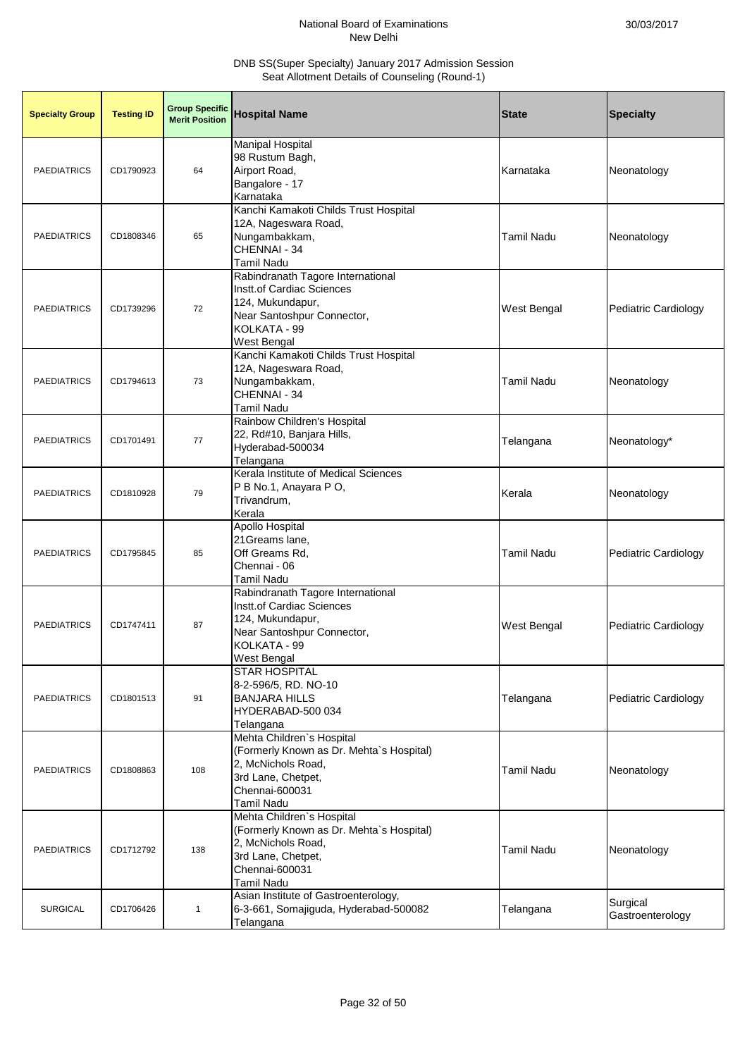National Board of Examinations
New Delhi

30/03/2017

DNB SS(Super Specialty) January 2017 Admission Session
Seat Allotment Details of Counseling (Round-1)

| Specialty Group | Testing ID | Group Specific Merit Position | Hospital Name | State | Specialty |
|---|---|---|---|---|---|
| PAEDIATRICS | CD1790923 | 64 | Manipal Hospital<br>98 Rustum Bagh,<br>Airport Road,<br>Bangalore - 17<br>Karnataka | Karnataka | Neonatology |
| PAEDIATRICS | CD1808346 | 65 | Kanchi Kamakoti Childs Trust Hospital<br>12A, Nageswara Road,<br>Nungambakkam,<br>CHENNAI - 34<br>Tamil Nadu | Tamil Nadu | Neonatology |
| PAEDIATRICS | CD1739296 | 72 | Rabindranath Tagore International<br>Instt.of Cardiac Sciences<br>124, Mukundapur,<br>Near Santoshpur Connector,<br>KOLKATA - 99<br>West Bengal | West Bengal | Pediatric Cardiology |
| PAEDIATRICS | CD1794613 | 73 | Kanchi Kamakoti Childs Trust Hospital<br>12A, Nageswara Road,<br>Nungambakkam,<br>CHENNAI - 34<br>Tamil Nadu | Tamil Nadu | Neonatology |
| PAEDIATRICS | CD1701491 | 77 | Rainbow Children's Hospital<br>22, Rd#10, Banjara Hills,<br>Hyderabad-500034<br>Telangana | Telangana | Neonatology* |
| PAEDIATRICS | CD1810928 | 79 | Kerala Institute of Medical Sciences<br>P B No.1, Anayara P O,<br>Trivandrum,<br>Kerala | Kerala | Neonatology |
| PAEDIATRICS | CD1795845 | 85 | Apollo Hospital<br>21Greams lane,<br>Off Greams Rd,<br>Chennai - 06<br>Tamil Nadu | Tamil Nadu | Pediatric Cardiology |
| PAEDIATRICS | CD1747411 | 87 | Rabindranath Tagore International<br>Instt.of Cardiac Sciences<br>124, Mukundapur,<br>Near Santoshpur Connector,<br>KOLKATA - 99<br>West Bengal | West Bengal | Pediatric Cardiology |
| PAEDIATRICS | CD1801513 | 91 | STAR HOSPITAL<br>8-2-596/5, RD. NO-10<br>BANJARA HILLS<br>HYDERABAD-500 034<br>Telangana | Telangana | Pediatric Cardiology |
| PAEDIATRICS | CD1808863 | 108 | Mehta Children`s Hospital<br>(Formerly Known as Dr. Mehta`s Hospital)<br>2, McNichols Road,<br>3rd Lane, Chetpet,<br>Chennai-600031<br>Tamil Nadu | Tamil Nadu | Neonatology |
| PAEDIATRICS | CD1712792 | 138 | Mehta Children`s Hospital<br>(Formerly Known as Dr. Mehta`s Hospital)<br>2, McNichols Road,<br>3rd Lane, Chetpet,<br>Chennai-600031<br>Tamil Nadu | Tamil Nadu | Neonatology |
| SURGICAL | CD1706426 | 1 | Asian Institute of Gastroenterology,<br>6-3-661, Somajiguda, Hyderabad-500082<br>Telangana | Telangana | Surgical Gastroenterology |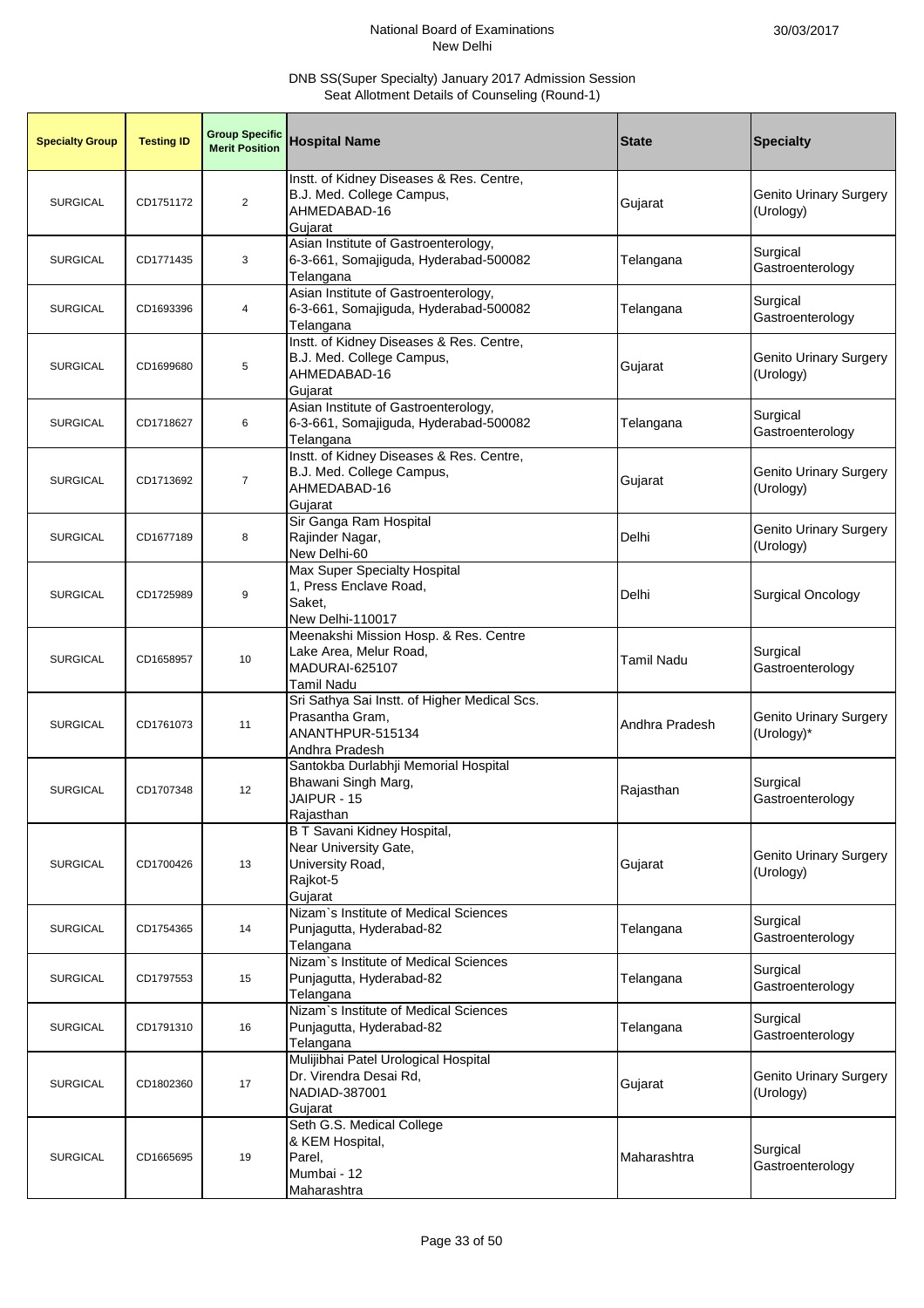National Board of Examinations
New Delhi

30/03/2017

DNB SS(Super Specialty) January 2017 Admission Session
Seat Allotment Details of Counseling (Round-1)

| Specialty Group | Testing ID | Group Specific Merit Position | Hospital Name | State | Specialty |
|---|---|---|---|---|---|
| SURGICAL | CD1751172 | 2 | Instt. of Kidney Diseases & Res. Centre, B.J. Med. College Campus, AHMEDABAD-16 Gujarat | Gujarat | Genito Urinary Surgery (Urology) |
| SURGICAL | CD1771435 | 3 | Asian Institute of Gastroenterology, 6-3-661, Somajiguda, Hyderabad-500082 Telangana | Telangana | Surgical Gastroenterology |
| SURGICAL | CD1693396 | 4 | Asian Institute of Gastroenterology, 6-3-661, Somajiguda, Hyderabad-500082 Telangana | Telangana | Surgical Gastroenterology |
| SURGICAL | CD1699680 | 5 | Instt. of Kidney Diseases & Res. Centre, B.J. Med. College Campus, AHMEDABAD-16 Gujarat | Gujarat | Genito Urinary Surgery (Urology) |
| SURGICAL | CD1718627 | 6 | Asian Institute of Gastroenterology, 6-3-661, Somajiguda, Hyderabad-500082 Telangana | Telangana | Surgical Gastroenterology |
| SURGICAL | CD1713692 | 7 | Instt. of Kidney Diseases & Res. Centre, B.J. Med. College Campus, AHMEDABAD-16 Gujarat | Gujarat | Genito Urinary Surgery (Urology) |
| SURGICAL | CD1677189 | 8 | Sir Ganga Ram Hospital Rajinder Nagar, New Delhi-60 | Delhi | Genito Urinary Surgery (Urology) |
| SURGICAL | CD1725989 | 9 | Max Super Specialty Hospital 1, Press Enclave Road, Saket, New Delhi-110017 | Delhi | Surgical Oncology |
| SURGICAL | CD1658957 | 10 | Meenakshi Mission Hosp. & Res. Centre Lake Area, Melur Road, MADURAI-625107 Tamil Nadu | Tamil Nadu | Surgical Gastroenterology |
| SURGICAL | CD1761073 | 11 | Sri Sathya Sai Instt. of Higher Medical Scs. Prasantha Gram, ANANTHPUR-515134 Andhra Pradesh | Andhra Pradesh | Genito Urinary Surgery (Urology)* |
| SURGICAL | CD1707348 | 12 | Santokba Durlabhji Memorial Hospital Bhawani Singh Marg, JAIPUR - 15 Rajasthan | Rajasthan | Surgical Gastroenterology |
| SURGICAL | CD1700426 | 13 | B T Savani Kidney Hospital, Near University Gate, University Road, Rajkot-5 Gujarat | Gujarat | Genito Urinary Surgery (Urology) |
| SURGICAL | CD1754365 | 14 | Nizam`s Institute of Medical Sciences Punjagutta, Hyderabad-82 Telangana | Telangana | Surgical Gastroenterology |
| SURGICAL | CD1797553 | 15 | Nizam`s Institute of Medical Sciences Punjagutta, Hyderabad-82 Telangana | Telangana | Surgical Gastroenterology |
| SURGICAL | CD1791310 | 16 | Nizam`s Institute of Medical Sciences Punjagutta, Hyderabad-82 Telangana | Telangana | Surgical Gastroenterology |
| SURGICAL | CD1802360 | 17 | Mulijibhai Patel Urological Hospital Dr. Virendra Desai Rd, NADIAD-387001 Gujarat | Gujarat | Genito Urinary Surgery (Urology) |
| SURGICAL | CD1665695 | 19 | Seth G.S. Medical College & KEM Hospital, Parel, Mumbai - 12 Maharashtra | Maharashtra | Surgical Gastroenterology |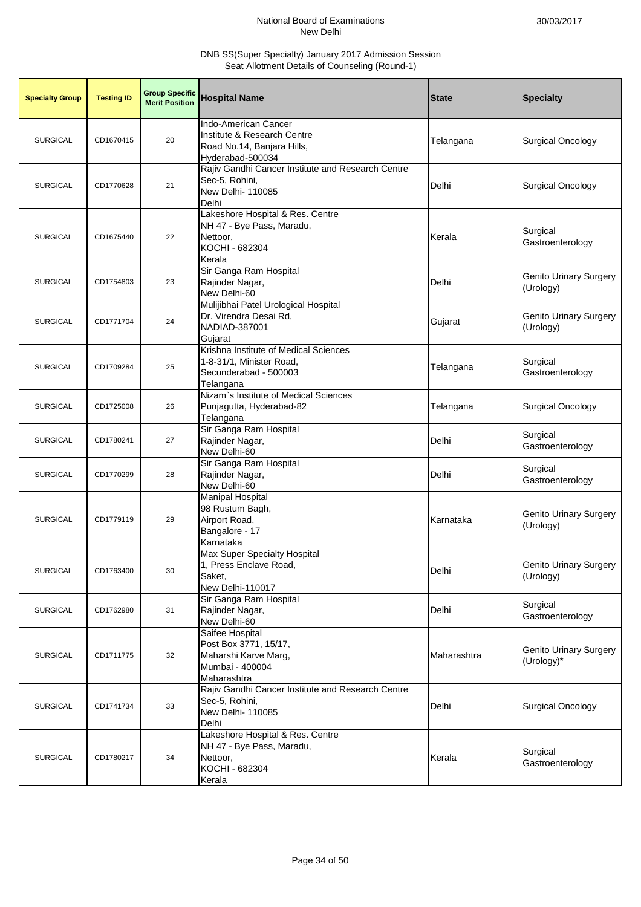National Board of Examinations
New Delhi

30/03/2017

DNB SS(Super Specialty) January 2017 Admission Session
Seat Allotment Details of Counseling (Round-1)

| Specialty Group | Testing ID | Group Specific Merit Position | Hospital Name | State | Specialty |
|---|---|---|---|---|---|
| SURGICAL | CD1670415 | 20 | Indo-American Cancer Institute & Research Centre Road No.14, Banjara Hills, Hyderabad-500034 | Telangana | Surgical Oncology |
| SURGICAL | CD1770628 | 21 | Rajiv Gandhi Cancer Institute and Research Centre Sec-5, Rohini, New Delhi- 110085 Delhi | Delhi | Surgical Oncology |
| SURGICAL | CD1675440 | 22 | Lakeshore Hospital & Res. Centre NH 47 - Bye Pass, Maradu, Nettoor, KOCHI - 682304 Kerala | Kerala | Surgical Gastroenterology |
| SURGICAL | CD1754803 | 23 | Sir Ganga Ram Hospital Rajinder Nagar, New Delhi-60 | Delhi | Genito Urinary Surgery (Urology) |
| SURGICAL | CD1771704 | 24 | Mulijibhai Patel Urological Hospital Dr. Virendra Desai Rd, NADIAD-387001 Gujarat | Gujarat | Genito Urinary Surgery (Urology) |
| SURGICAL | CD1709284 | 25 | Krishna Institute of Medical Sciences 1-8-31/1, Minister Road, Secunderabad - 500003 Telangana | Telangana | Surgical Gastroenterology |
| SURGICAL | CD1725008 | 26 | Nizam`s Institute of Medical Sciences Punjagutta, Hyderabad-82 Telangana | Telangana | Surgical Oncology |
| SURGICAL | CD1780241 | 27 | Sir Ganga Ram Hospital Rajinder Nagar, New Delhi-60 | Delhi | Surgical Gastroenterology |
| SURGICAL | CD1770299 | 28 | Sir Ganga Ram Hospital Rajinder Nagar, New Delhi-60 | Delhi | Surgical Gastroenterology |
| SURGICAL | CD1779119 | 29 | Manipal Hospital 98 Rustum Bagh, Airport Road, Bangalore - 17 Karnataka | Karnataka | Genito Urinary Surgery (Urology) |
| SURGICAL | CD1763400 | 30 | Max Super Specialty Hospital 1, Press Enclave Road, Saket, New Delhi-110017 | Delhi | Genito Urinary Surgery (Urology) |
| SURGICAL | CD1762980 | 31 | Sir Ganga Ram Hospital Rajinder Nagar, New Delhi-60 | Delhi | Surgical Gastroenterology |
| SURGICAL | CD1711775 | 32 | Saifee Hospital Post Box 3771, 15/17, Maharshi Karve Marg, Mumbai - 400004 Maharashtra | Maharashtra | Genito Urinary Surgery (Urology)* |
| SURGICAL | CD1741734 | 33 | Rajiv Gandhi Cancer Institute and Research Centre Sec-5, Rohini, New Delhi- 110085 Delhi | Delhi | Surgical Oncology |
| SURGICAL | CD1780217 | 34 | Lakeshore Hospital & Res. Centre NH 47 - Bye Pass, Maradu, Nettoor, KOCHI - 682304 Kerala | Kerala | Surgical Gastroenterology |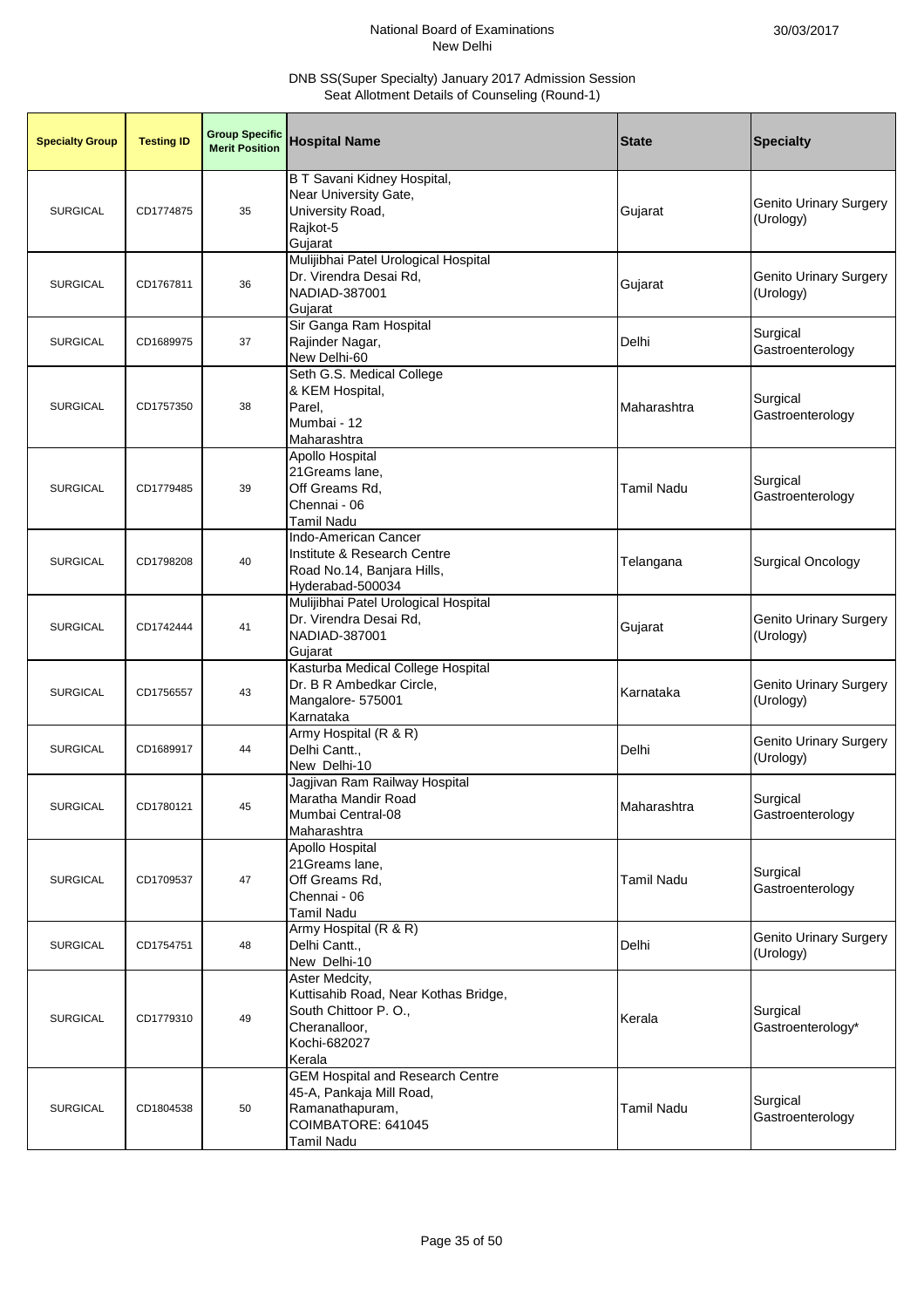National Board of Examinations
New Delhi

30/03/2017

DNB SS(Super Specialty) January 2017 Admission Session
Seat Allotment Details of Counseling (Round-1)

| Specialty Group | Testing ID | Group Specific Merit Position | Hospital Name | State | Specialty |
|---|---|---|---|---|---|
| SURGICAL | CD1774875 | 35 | B T Savani Kidney Hospital, Near University Gate, University Road, Rajkot-5 Gujarat | Gujarat | Genito Urinary Surgery (Urology) |
| SURGICAL | CD1767811 | 36 | Mulijibhai Patel Urological Hospital Dr. Virendra Desai Rd, NADIAD-387001 Gujarat | Gujarat | Genito Urinary Surgery (Urology) |
| SURGICAL | CD1689975 | 37 | Sir Ganga Ram Hospital Rajinder Nagar, New Delhi-60 | Delhi | Surgical Gastroenterology |
| SURGICAL | CD1757350 | 38 | Seth G.S. Medical College & KEM Hospital, Parel, Mumbai - 12 Maharashtra | Maharashtra | Surgical Gastroenterology |
| SURGICAL | CD1779485 | 39 | Apollo Hospital 21Greams lane, Off Greams Rd, Chennai - 06 Tamil Nadu | Tamil Nadu | Surgical Gastroenterology |
| SURGICAL | CD1798208 | 40 | Indo-American Cancer Institute & Research Centre Road No.14, Banjara Hills, Hyderabad-500034 | Telangana | Surgical Oncology |
| SURGICAL | CD1742444 | 41 | Mulijibhai Patel Urological Hospital Dr. Virendra Desai Rd, NADIAD-387001 Gujarat | Gujarat | Genito Urinary Surgery (Urology) |
| SURGICAL | CD1756557 | 43 | Kasturba Medical College Hospital Dr. B R Ambedkar Circle, Mangalore- 575001 Karnataka | Karnataka | Genito Urinary Surgery (Urology) |
| SURGICAL | CD1689917 | 44 | Army Hospital (R & R) Delhi Cantt., New Delhi-10 | Delhi | Genito Urinary Surgery (Urology) |
| SURGICAL | CD1780121 | 45 | Jagjivan Ram Railway Hospital Maratha Mandir Road Mumbai Central-08 Maharashtra | Maharashtra | Surgical Gastroenterology |
| SURGICAL | CD1709537 | 47 | Apollo Hospital 21Greams lane, Off Greams Rd, Chennai - 06 Tamil Nadu | Tamil Nadu | Surgical Gastroenterology |
| SURGICAL | CD1754751 | 48 | Army Hospital (R & R) Delhi Cantt., New Delhi-10 | Delhi | Genito Urinary Surgery (Urology) |
| SURGICAL | CD1779310 | 49 | Aster Medcity, Kuttisahib Road, Near Kothas Bridge, South Chittoor P. O., Cheranalloor, Kochi-682027 Kerala | Kerala | Surgical Gastroenterology* |
| SURGICAL | CD1804538 | 50 | GEM Hospital and Research Centre 45-A, Pankaja Mill Road, Ramanathapuram, COIMBATORE: 641045 Tamil Nadu | Tamil Nadu | Surgical Gastroenterology |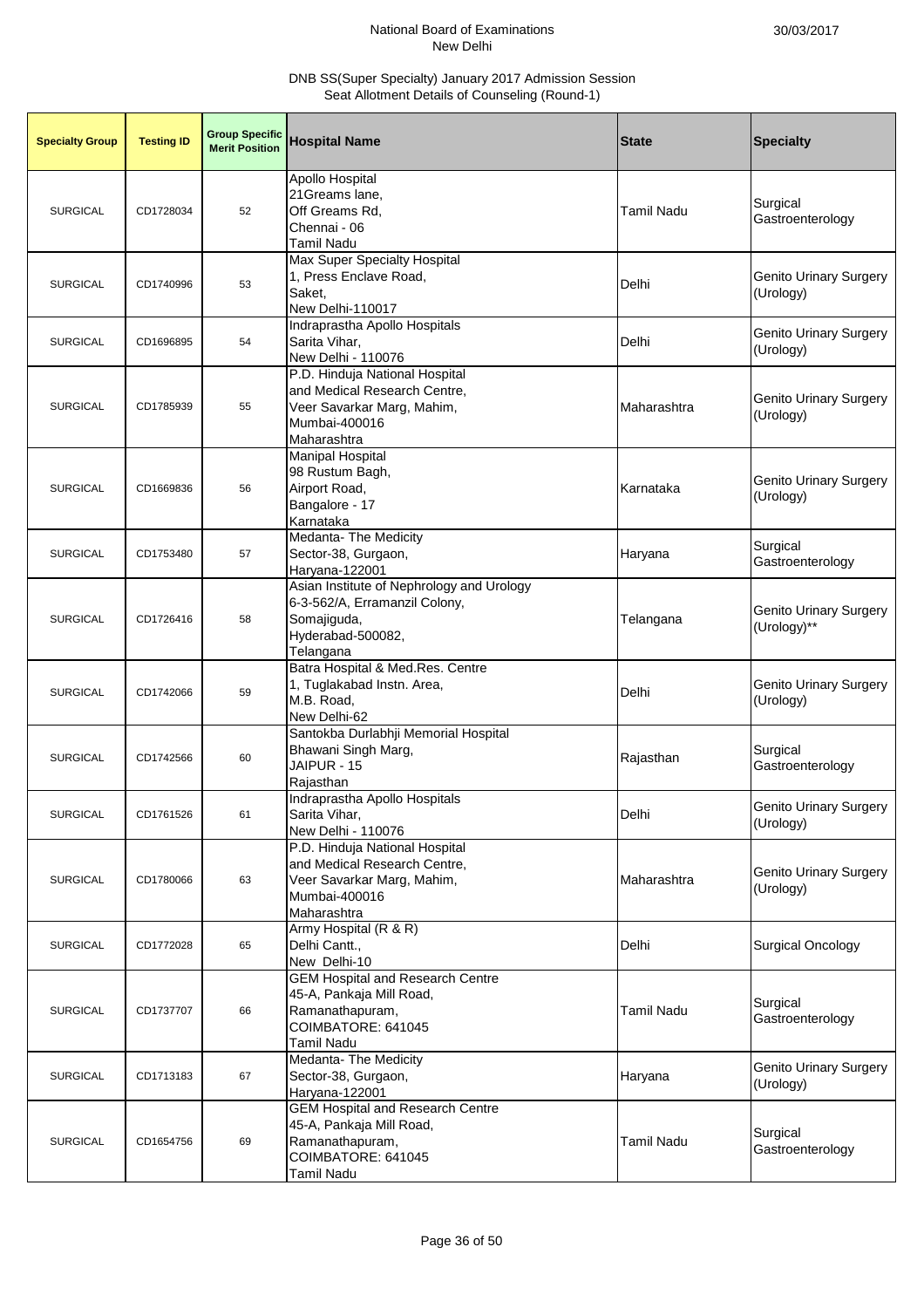National Board of Examinations
New Delhi

30/03/2017

DNB SS(Super Specialty) January 2017 Admission Session
Seat Allotment Details of Counseling (Round-1)

| Specialty Group | Testing ID | Group Specific Merit Position | Hospital Name | State | Specialty |
|---|---|---|---|---|---|
| SURGICAL | CD1728034 | 52 | Apollo Hospital 21Greams lane, Off Greams Rd, Chennai - 06 Tamil Nadu | Tamil Nadu | Surgical Gastroenterology |
| SURGICAL | CD1740996 | 53 | Max Super Specialty Hospital 1, Press Enclave Road, Saket, New Delhi-110017 | Delhi | Genito Urinary Surgery (Urology) |
| SURGICAL | CD1696895 | 54 | Indraprastha Apollo Hospitals Sarita Vihar, New Delhi - 110076 | Delhi | Genito Urinary Surgery (Urology) |
| SURGICAL | CD1785939 | 55 | P.D. Hinduja National Hospital and Medical Research Centre, Veer Savarkar Marg, Mahim, Mumbai-400016 Maharashtra | Maharashtra | Genito Urinary Surgery (Urology) |
| SURGICAL | CD1669836 | 56 | Manipal Hospital 98 Rustum Bagh, Airport Road, Bangalore - 17 Karnataka | Karnataka | Genito Urinary Surgery (Urology) |
| SURGICAL | CD1753480 | 57 | Medanta- The Medicity Sector-38, Gurgaon, Haryana-122001 | Haryana | Surgical Gastroenterology |
| SURGICAL | CD1726416 | 58 | Asian Institute of Nephrology and Urology 6-3-562/A, Erramanzil Colony, Somajiguda, Hyderabad-500082, Telangana | Telangana | Genito Urinary Surgery (Urology)** |
| SURGICAL | CD1742066 | 59 | Batra Hospital & Med.Res. Centre 1, Tuglakabad Instn. Area, M.B. Road, New Delhi-62 | Delhi | Genito Urinary Surgery (Urology) |
| SURGICAL | CD1742566 | 60 | Santokba Durlabhji Memorial Hospital Bhawani Singh Marg, JAIPUR - 15 Rajasthan | Rajasthan | Surgical Gastroenterology |
| SURGICAL | CD1761526 | 61 | Indraprastha Apollo Hospitals Sarita Vihar, New Delhi - 110076 | Delhi | Genito Urinary Surgery (Urology) |
| SURGICAL | CD1780066 | 63 | P.D. Hinduja National Hospital and Medical Research Centre, Veer Savarkar Marg, Mahim, Mumbai-400016 Maharashtra | Maharashtra | Genito Urinary Surgery (Urology) |
| SURGICAL | CD1772028 | 65 | Army Hospital (R & R) Delhi Cantt., New Delhi-10 | Delhi | Surgical Oncology |
| SURGICAL | CD1737707 | 66 | GEM Hospital and Research Centre 45-A, Pankaja Mill Road, Ramanathapuram, COIMBATORE: 641045 Tamil Nadu | Tamil Nadu | Surgical Gastroenterology |
| SURGICAL | CD1713183 | 67 | Medanta- The Medicity Sector-38, Gurgaon, Haryana-122001 | Haryana | Genito Urinary Surgery (Urology) |
| SURGICAL | CD1654756 | 69 | GEM Hospital and Research Centre 45-A, Pankaja Mill Road, Ramanathapuram, COIMBATORE: 641045 Tamil Nadu | Tamil Nadu | Surgical Gastroenterology |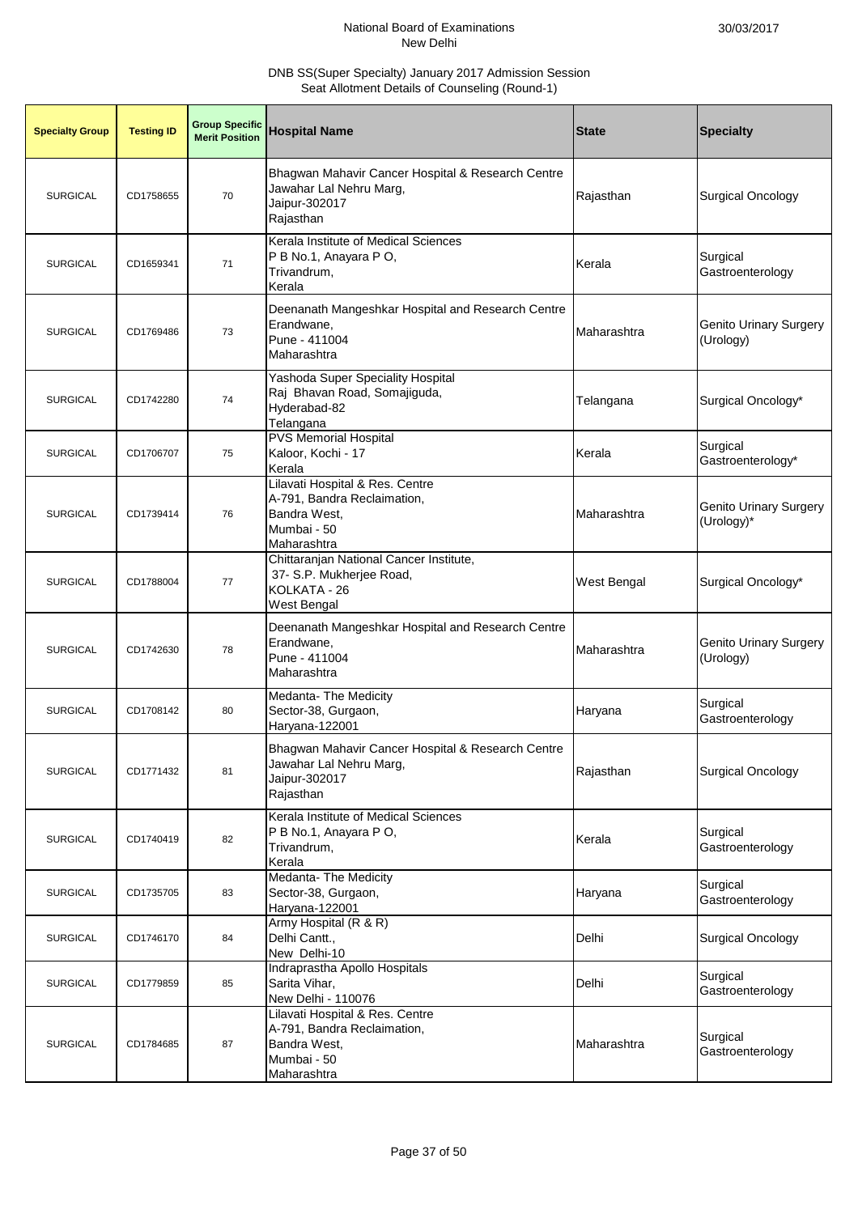| Specialty Group | Testing ID | Group Specific Merit Position | Hospital Name | State | Specialty |
|---|---|---|---|---|---|
| SURGICAL | CD1758655 | 70 | Bhagwan Mahavir Cancer Hospital & Research Centre Jawahar Lal Nehru Marg, Jaipur-302017 Rajasthan | Rajasthan | Surgical Oncology |
| SURGICAL | CD1659341 | 71 | Kerala Institute of Medical Sciences P B No.1, Anayara P O, Trivandrum, Kerala | Kerala | Surgical Gastroenterology |
| SURGICAL | CD1769486 | 73 | Deenanath Mangeshkar Hospital and Research Centre Erandwane, Pune - 411004 Maharashtra | Maharashtra | Genito Urinary Surgery (Urology) |
| SURGICAL | CD1742280 | 74 | Yashoda Super Speciality Hospital Raj Bhavan Road, Somajiguda, Hyderabad-82 Telangana | Telangana | Surgical Oncology* |
| SURGICAL | CD1706707 | 75 | PVS Memorial Hospital Kaloor, Kochi - 17 Kerala | Kerala | Surgical Gastroenterology* |
| SURGICAL | CD1739414 | 76 | Lilavati Hospital & Res. Centre A-791, Bandra Reclaimation, Bandra West, Mumbai - 50 Maharashtra | Maharashtra | Genito Urinary Surgery (Urology)* |
| SURGICAL | CD1788004 | 77 | Chittaranjan National Cancer Institute, 37- S.P. Mukherjee Road, KOLKATA - 26 West Bengal | West Bengal | Surgical Oncology* |
| SURGICAL | CD1742630 | 78 | Deenanath Mangeshkar Hospital and Research Centre Erandwane, Pune - 411004 Maharashtra | Maharashtra | Genito Urinary Surgery (Urology) |
| SURGICAL | CD1708142 | 80 | Medanta- The Medicity Sector-38, Gurgaon, Haryana-122001 | Haryana | Surgical Gastroenterology |
| SURGICAL | CD1771432 | 81 | Bhagwan Mahavir Cancer Hospital & Research Centre Jawahar Lal Nehru Marg, Jaipur-302017 Rajasthan | Rajasthan | Surgical Oncology |
| SURGICAL | CD1740419 | 82 | Kerala Institute of Medical Sciences P B No.1, Anayara P O, Trivandrum, Kerala | Kerala | Surgical Gastroenterology |
| SURGICAL | CD1735705 | 83 | Medanta- The Medicity Sector-38, Gurgaon, Haryana-122001 | Haryana | Surgical Gastroenterology |
| SURGICAL | CD1746170 | 84 | Army Hospital (R & R) Delhi Cantt., New Delhi-10 | Delhi | Surgical Oncology |
| SURGICAL | CD1779859 | 85 | Indraprastha Apollo Hospitals Sarita Vihar, New Delhi - 110076 | Delhi | Surgical Gastroenterology |
| SURGICAL | CD1784685 | 87 | Lilavati Hospital & Res. Centre A-791, Bandra Reclaimation, Bandra West, Mumbai - 50 Maharashtra | Maharashtra | Surgical Gastroenterology |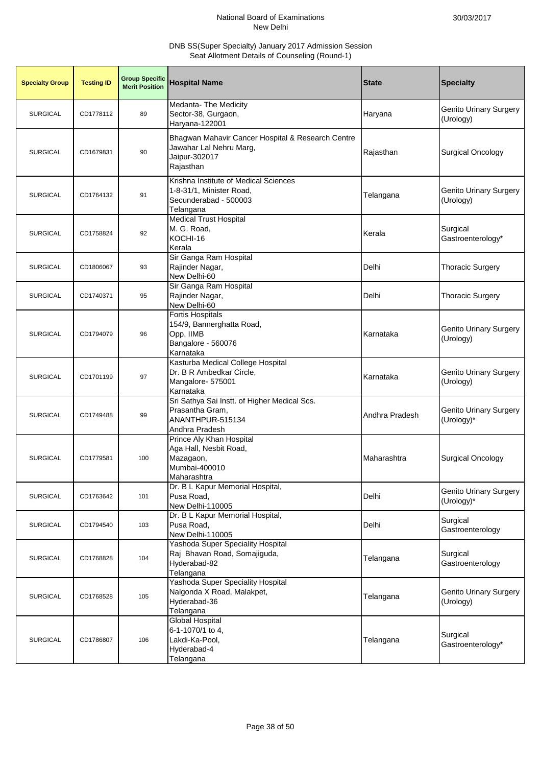National Board of Examinations
New Delhi

30/03/2017

DNB SS(Super Specialty) January 2017 Admission Session
Seat Allotment Details of Counseling (Round-1)

| Specialty Group | Testing ID | Group Specific Merit Position | Hospital Name | State | Specialty |
|---|---|---|---|---|---|
| SURGICAL | CD1778112 | 89 | Medanta- The Medicity Sector-38, Gurgaon, Haryana-122001 | Haryana | Genito Urinary Surgery (Urology) |
| SURGICAL | CD1679831 | 90 | Bhagwan Mahavir Cancer Hospital & Research Centre Jawahar Lal Nehru Marg, Jaipur-302017 Rajasthan | Rajasthan | Surgical Oncology |
| SURGICAL | CD1764132 | 91 | Krishna Institute of Medical Sciences 1-8-31/1, Minister Road, Secunderabad - 500003 Telangana | Telangana | Genito Urinary Surgery (Urology) |
| SURGICAL | CD1758824 | 92 | Medical Trust Hospital M. G. Road, KOCHI-16 Kerala | Kerala | Surgical Gastroenterology* |
| SURGICAL | CD1806067 | 93 | Sir Ganga Ram Hospital Rajinder Nagar, New Delhi-60 | Delhi | Thoracic Surgery |
| SURGICAL | CD1740371 | 95 | Sir Ganga Ram Hospital Rajinder Nagar, New Delhi-60 | Delhi | Thoracic Surgery |
| SURGICAL | CD1794079 | 96 | Fortis Hospitals 154/9, Bannerghatta Road, Opp. IIMB Bangalore - 560076 Karnataka | Karnataka | Genito Urinary Surgery (Urology) |
| SURGICAL | CD1701199 | 97 | Kasturba Medical College Hospital Dr. B R Ambedkar Circle, Mangalore- 575001 Karnataka | Karnataka | Genito Urinary Surgery (Urology) |
| SURGICAL | CD1749488 | 99 | Sri Sathya Sai Instt. of Higher Medical Scs. Prasantha Gram, ANANTHPUR-515134 Andhra Pradesh | Andhra Pradesh | Genito Urinary Surgery (Urology)* |
| SURGICAL | CD1779581 | 100 | Prince Aly Khan Hospital Aga Hall, Nesbit Road, Mazagaon, Mumbai-400010 Maharashtra | Maharashtra | Surgical Oncology |
| SURGICAL | CD1763642 | 101 | Dr. B L Kapur Memorial Hospital, Pusa Road, New Delhi-110005 | Delhi | Genito Urinary Surgery (Urology)* |
| SURGICAL | CD1794540 | 103 | Dr. B L Kapur Memorial Hospital, Pusa Road, New Delhi-110005 | Delhi | Surgical Gastroenterology |
| SURGICAL | CD1768828 | 104 | Yashoda Super Speciality Hospital Raj Bhavan Road, Somajiguda, Hyderabad-82 Telangana | Telangana | Surgical Gastroenterology |
| SURGICAL | CD1768528 | 105 | Yashoda Super Speciality Hospital Nalgonda X Road, Malakpet, Hyderabad-36 Telangana | Telangana | Genito Urinary Surgery (Urology) |
| SURGICAL | CD1786807 | 106 | Global Hospital 6-1-1070/1 to 4, Lakdi-Ka-Pool, Hyderabad-4 Telangana | Telangana | Surgical Gastroenterology* |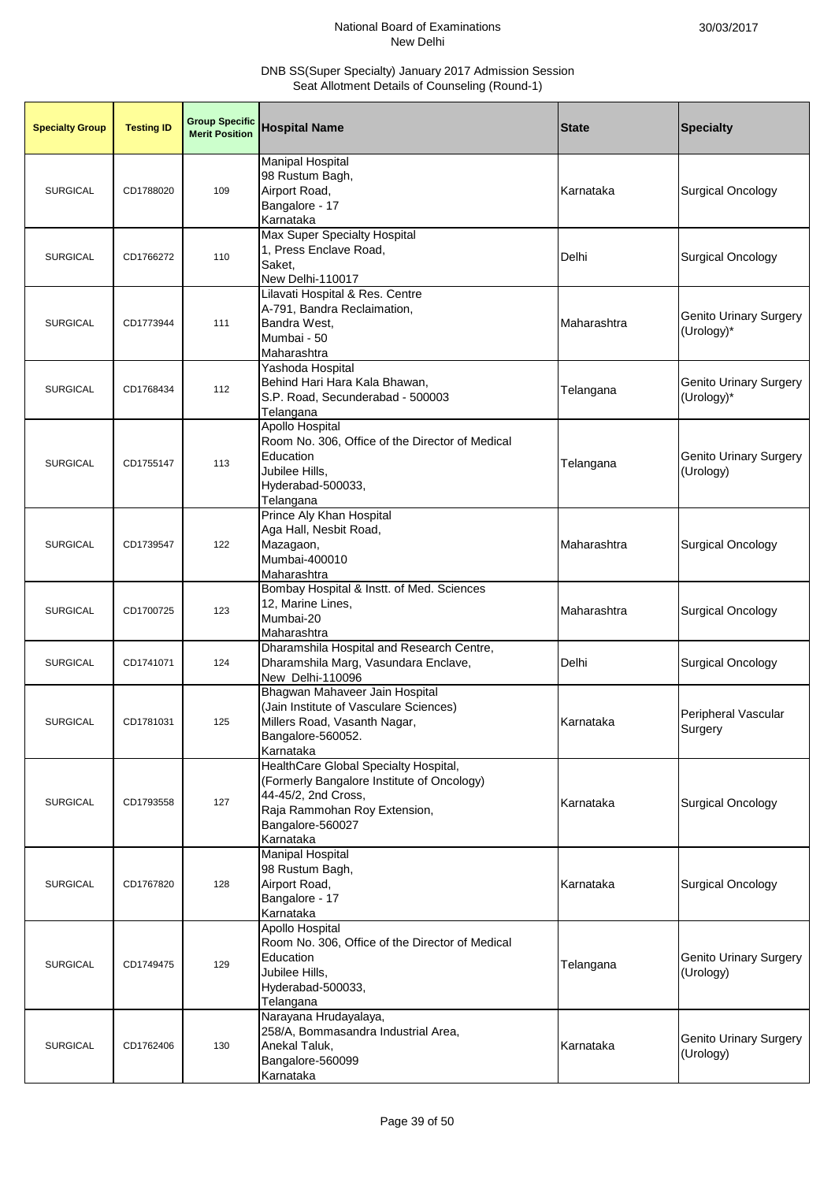National Board of Examinations
New Delhi

30/03/2017

DNB SS(Super Specialty) January 2017 Admission Session
Seat Allotment Details of Counseling (Round-1)

| Specialty Group | Testing ID | Group Specific Merit Position | Hospital Name | State | Specialty |
|---|---|---|---|---|---|
| SURGICAL | CD1788020 | 109 | Manipal Hospital<br>98 Rustum Bagh,<br>Airport Road,<br>Bangalore - 17<br>Karnataka | Karnataka | Surgical Oncology |
| SURGICAL | CD1766272 | 110 | Max Super Specialty Hospital<br>1, Press Enclave Road,<br>Saket,<br>New Delhi-110017 | Delhi | Surgical Oncology |
| SURGICAL | CD1773944 | 111 | Lilavati Hospital & Res. Centre<br>A-791, Bandra Reclaimation,<br>Bandra West,<br>Mumbai - 50<br>Maharashtra | Maharashtra | Genito Urinary Surgery (Urology)* |
| SURGICAL | CD1768434 | 112 | Yashoda Hospital<br>Behind Hari Hara Kala Bhawan,<br>S.P. Road, Secunderabad - 500003<br>Telangana | Telangana | Genito Urinary Surgery (Urology)* |
| SURGICAL | CD1755147 | 113 | Apollo Hospital<br>Room No. 306, Office of the Director of Medical Education<br>Jubilee Hills,<br>Hyderabad-500033,<br>Telangana | Telangana | Genito Urinary Surgery (Urology) |
| SURGICAL | CD1739547 | 122 | Prince Aly Khan Hospital<br>Aga Hall, Nesbit Road,<br>Mazagaon,<br>Mumbai-400010<br>Maharashtra | Maharashtra | Surgical Oncology |
| SURGICAL | CD1700725 | 123 | Bombay Hospital & Instt. of Med. Sciences<br>12, Marine Lines,<br>Mumbai-20<br>Maharashtra | Maharashtra | Surgical Oncology |
| SURGICAL | CD1741071 | 124 | Dharamshila Hospital and Research Centre,<br>Dharamshila Marg, Vasundara Enclave,<br>New Delhi-110096 | Delhi | Surgical Oncology |
| SURGICAL | CD1781031 | 125 | Bhagwan Mahaveer Jain Hospital<br>(Jain Institute of Vasculare Sciences)<br>Millers Road, Vasanth Nagar,<br>Bangalore-560052.<br>Karnataka | Karnataka | Peripheral Vascular Surgery |
| SURGICAL | CD1793558 | 127 | HealthCare Global Specialty Hospital,<br>(Formerly Bangalore Institute of Oncology)<br>44-45/2, 2nd Cross,<br>Raja Rammohan Roy Extension,<br>Bangalore-560027<br>Karnataka | Karnataka | Surgical Oncology |
| SURGICAL | CD1767820 | 128 | Manipal Hospital<br>98 Rustum Bagh,<br>Airport Road,<br>Bangalore - 17<br>Karnataka | Karnataka | Surgical Oncology |
| SURGICAL | CD1749475 | 129 | Apollo Hospital<br>Room No. 306, Office of the Director of Medical Education<br>Jubilee Hills,<br>Hyderabad-500033,<br>Telangana | Telangana | Genito Urinary Surgery (Urology) |
| SURGICAL | CD1762406 | 130 | Narayana Hrudayalaya,<br>258/A, Bommasandra Industrial Area,<br>Anekal Taluk,<br>Bangalore-560099<br>Karnataka | Karnataka | Genito Urinary Surgery (Urology) |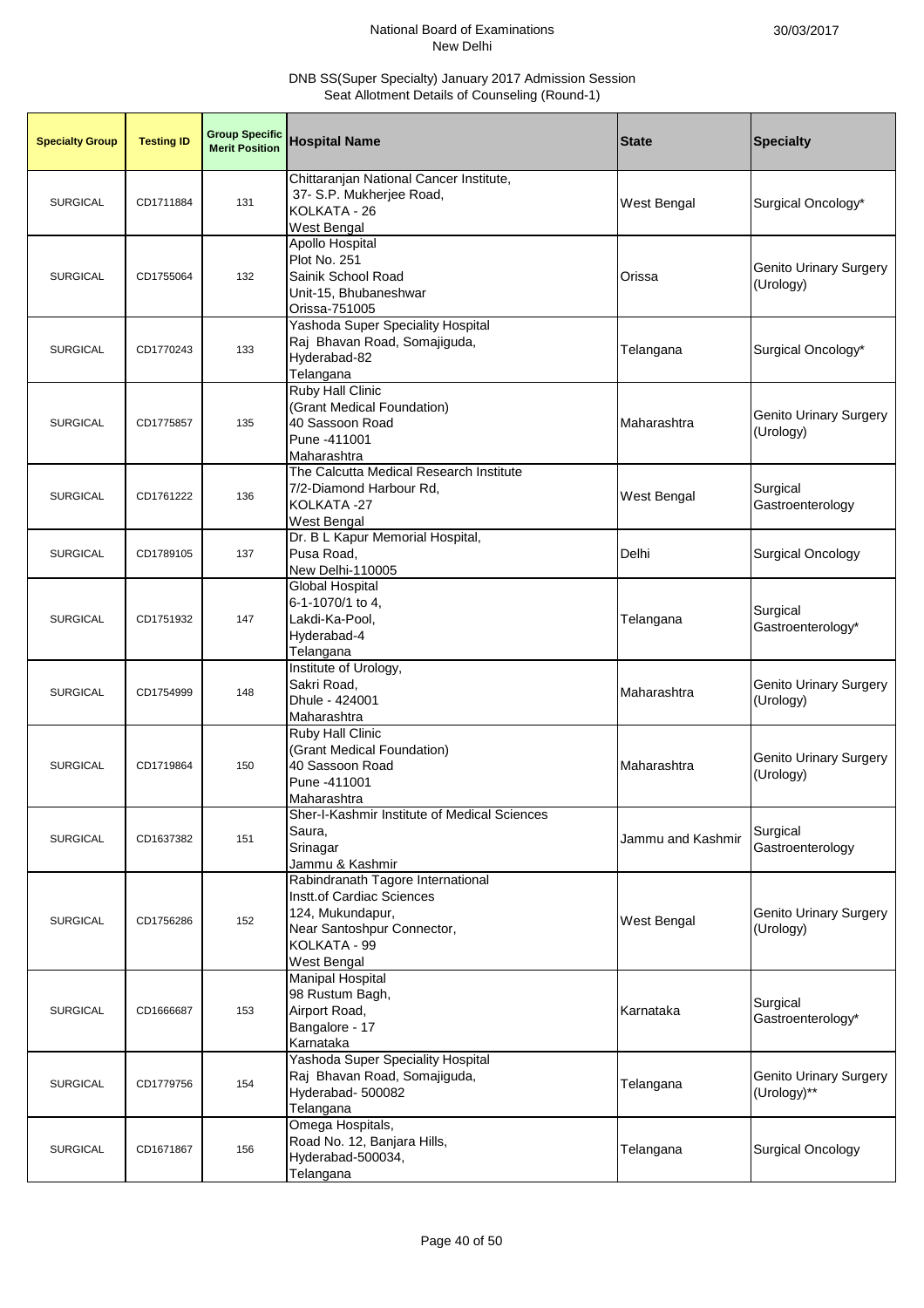National Board of Examinations
New Delhi

30/03/2017

DNB SS(Super Specialty) January 2017 Admission Session
Seat Allotment Details of Counseling (Round-1)

| Specialty Group | Testing ID | Group Specific Merit Position | Hospital Name | State | Specialty |
|---|---|---|---|---|---|
| SURGICAL | CD1711884 | 131 | Chittaranjan National Cancer Institute, 37- S.P. Mukherjee Road, KOLKATA - 26 West Bengal | West Bengal | Surgical Oncology* |
| SURGICAL | CD1755064 | 132 | Apollo Hospital Plot No. 251 Sainik School Road Unit-15, Bhubaneshwar Orissa-751005 | Orissa | Genito Urinary Surgery (Urology) |
| SURGICAL | CD1770243 | 133 | Yashoda Super Speciality Hospital Raj Bhavan Road, Somajiguda, Hyderabad-82 Telangana | Telangana | Surgical Oncology* |
| SURGICAL | CD1775857 | 135 | Ruby Hall Clinic (Grant Medical Foundation) 40 Sassoon Road Pune -411001 Maharashtra | Maharashtra | Genito Urinary Surgery (Urology) |
| SURGICAL | CD1761222 | 136 | The Calcutta Medical Research Institute 7/2-Diamond Harbour Rd, KOLKATA -27 West Bengal | West Bengal | Surgical Gastroenterology |
| SURGICAL | CD1789105 | 137 | Dr. B L Kapur Memorial Hospital, Pusa Road, New Delhi-110005 | Delhi | Surgical Oncology |
| SURGICAL | CD1751932 | 147 | Global Hospital 6-1-1070/1 to 4, Lakdi-Ka-Pool, Hyderabad-4 Telangana | Telangana | Surgical Gastroenterology* |
| SURGICAL | CD1754999 | 148 | Institute of Urology, Sakri Road, Dhule - 424001 Maharashtra | Maharashtra | Genito Urinary Surgery (Urology) |
| SURGICAL | CD1719864 | 150 | Ruby Hall Clinic (Grant Medical Foundation) 40 Sassoon Road Pune -411001 Maharashtra | Maharashtra | Genito Urinary Surgery (Urology) |
| SURGICAL | CD1637382 | 151 | Sher-I-Kashmir Institute of Medical Sciences Saura, Srinagar Jammu & Kashmir | Jammu and Kashmir | Surgical Gastroenterology |
| SURGICAL | CD1756286 | 152 | Rabindranath Tagore International Instt.of Cardiac Sciences 124, Mukundapur, Near Santoshpur Connector, KOLKATA - 99 West Bengal | West Bengal | Genito Urinary Surgery (Urology) |
| SURGICAL | CD1666687 | 153 | Manipal Hospital 98 Rustum Bagh, Airport Road, Bangalore - 17 Karnataka | Karnataka | Surgical Gastroenterology* |
| SURGICAL | CD1779756 | 154 | Yashoda Super Speciality Hospital Raj Bhavan Road, Somajiguda, Hyderabad- 500082 Telangana | Telangana | Genito Urinary Surgery (Urology)** |
| SURGICAL | CD1671867 | 156 | Omega Hospitals, Road No. 12, Banjara Hills, Hyderabad-500034, Telangana | Telangana | Surgical Oncology |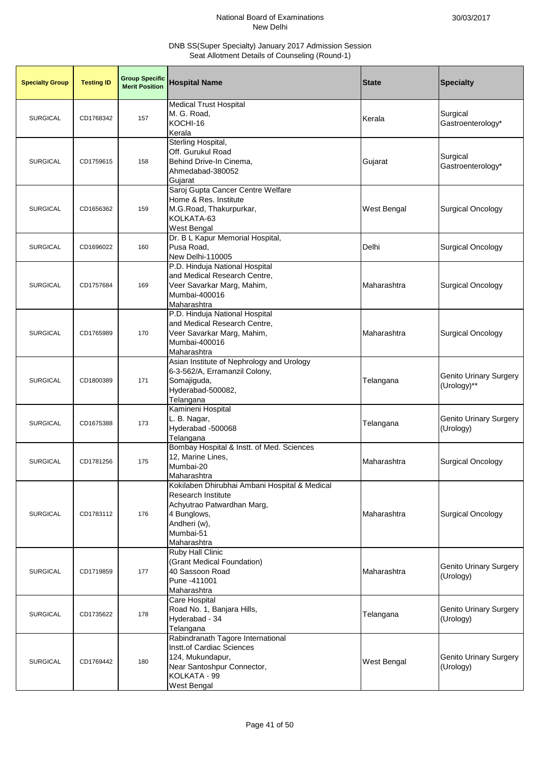National Board of Examinations
New Delhi

DNB SS(Super Specialty) January 2017 Admission Session
Seat Allotment Details of Counseling (Round-1)

| Specialty Group | Testing ID | Group Specific Merit Position | Hospital Name | State | Specialty |
|---|---|---|---|---|---|
| SURGICAL | CD1768342 | 157 | Medical Trust Hospital<br>M. G. Road,<br>KOCHI-16<br>Kerala | Kerala | Surgical Gastroenterology* |
| SURGICAL | CD1759615 | 158 | Sterling Hospital,<br>Off. Gurukul Road<br>Behind Drive-In Cinema,<br>Ahmedabad-380052<br>Gujarat | Gujarat | Surgical Gastroenterology* |
| SURGICAL | CD1656362 | 159 | Saroj Gupta Cancer Centre Welfare<br>Home & Res. Institute<br>M.G.Road, Thakurpurkar,<br>KOLKATA-63<br>West Bengal | West Bengal | Surgical Oncology |
| SURGICAL | CD1696022 | 160 | Dr. B L Kapur Memorial Hospital,<br>Pusa Road,<br>New Delhi-110005 | Delhi | Surgical Oncology |
| SURGICAL | CD1757684 | 169 | P.D. Hinduja National Hospital<br>and Medical Research Centre,<br>Veer Savarkar Marg, Mahim,<br>Mumbai-400016<br>Maharashtra | Maharashtra | Surgical Oncology |
| SURGICAL | CD1765989 | 170 | P.D. Hinduja National Hospital<br>and Medical Research Centre,<br>Veer Savarkar Marg, Mahim,<br>Mumbai-400016<br>Maharashtra | Maharashtra | Surgical Oncology |
| SURGICAL | CD1800389 | 171 | Asian Institute of Nephrology and Urology<br>6-3-562/A, Erramanzil Colony,<br>Somajiguda,<br>Hyderabad-500082,<br>Telangana | Telangana | Genito Urinary Surgery (Urology)** |
| SURGICAL | CD1675388 | 173 | Kamineni Hospital<br>L. B. Nagar,<br>Hyderabad -500068<br>Telangana | Telangana | Genito Urinary Surgery (Urology) |
| SURGICAL | CD1781256 | 175 | Bombay Hospital & Instt. of Med. Sciences<br>12, Marine Lines,<br>Mumbai-20<br>Maharashtra | Maharashtra | Surgical Oncology |
| SURGICAL | CD1783112 | 176 | Kokilaben Dhirubhai Ambani Hospital & Medical<br>Research Institute<br>Achyutrao Patwardhan Marg,<br>4 Bunglows,<br>Andheri (w),<br>Mumbai-51<br>Maharashtra | Maharashtra | Surgical Oncology |
| SURGICAL | CD1719859 | 177 | Ruby Hall Clinic<br>(Grant Medical Foundation)<br>40 Sassoon Road<br>Pune -411001<br>Maharashtra | Maharashtra | Genito Urinary Surgery (Urology) |
| SURGICAL | CD1735622 | 178 | Care Hospital<br>Road No. 1, Banjara Hills,<br>Hyderabad - 34<br>Telangana | Telangana | Genito Urinary Surgery (Urology) |
| SURGICAL | CD1769442 | 180 | Rabindranath Tagore International<br>Instt.of Cardiac Sciences<br>124, Mukundapur,<br>Near Santoshpur Connector,<br>KOLKATA - 99<br>West Bengal | West Bengal | Genito Urinary Surgery (Urology) |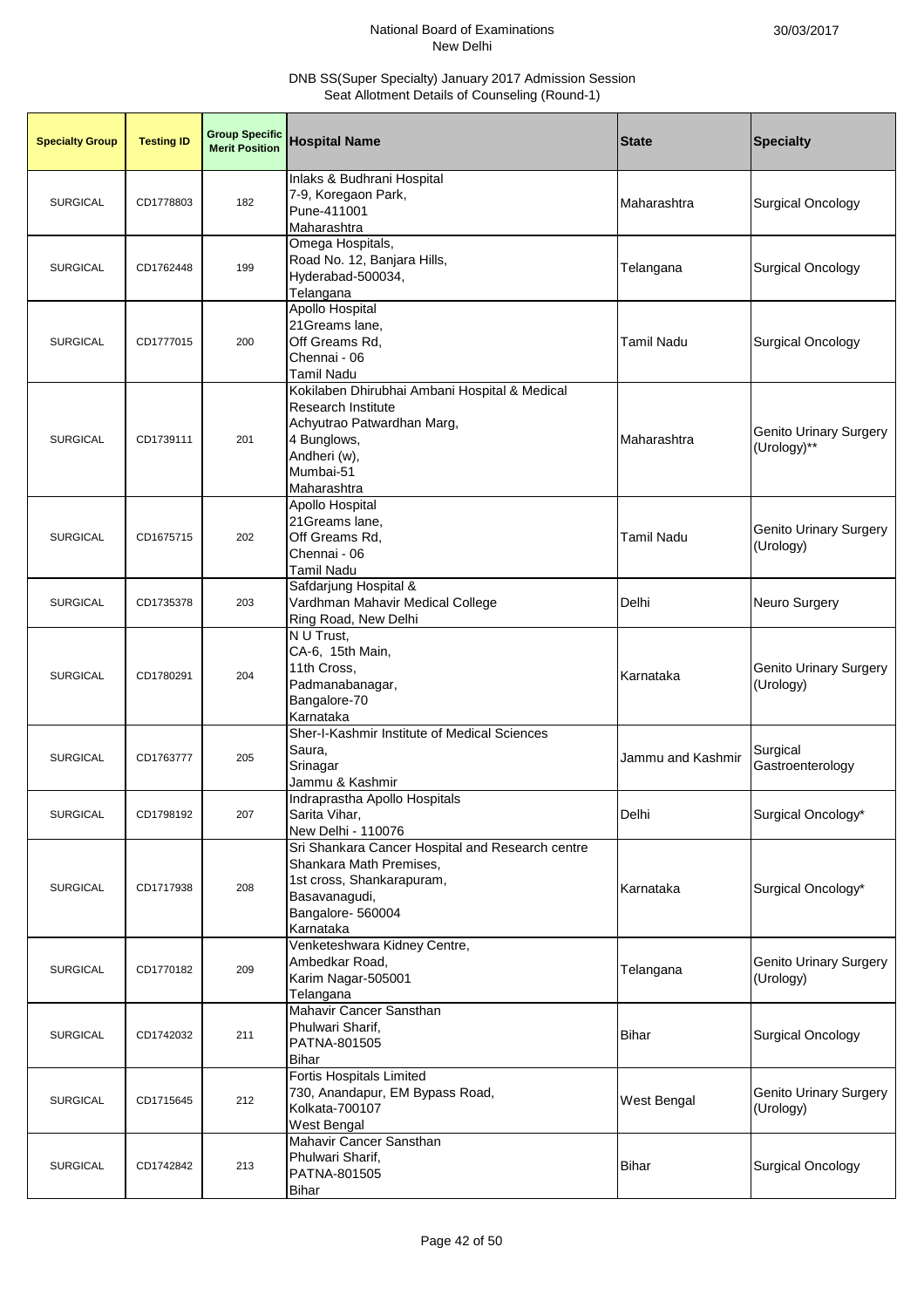National Board of Examinations
New Delhi

30/03/2017

DNB SS(Super Specialty) January 2017 Admission Session
Seat Allotment Details of Counseling (Round-1)

| Specialty Group | Testing ID | Group Specific Merit Position | Hospital Name | State | Specialty |
|---|---|---|---|---|---|
| SURGICAL | CD1778803 | 182 | Inlaks & Budhrani Hospital<br>7-9, Koregaon Park,<br>Pune-411001<br>Maharashtra | Maharashtra | Surgical Oncology |
| SURGICAL | CD1762448 | 199 | Omega Hospitals,<br>Road No. 12, Banjara Hills,<br>Hyderabad-500034,<br>Telangana | Telangana | Surgical Oncology |
| SURGICAL | CD1777015 | 200 | Apollo Hospital<br>21Greams lane,<br>Off Greams Rd,<br>Chennai - 06<br>Tamil Nadu | Tamil Nadu | Surgical Oncology |
| SURGICAL | CD1739111 | 201 | Kokilaben Dhirubhai Ambani Hospital & Medical Research Institute<br>Achyutrao Patwardhan Marg,<br>4 Bunglows,<br>Andheri (w),<br>Mumbai-51<br>Maharashtra | Maharashtra | Genito Urinary Surgery (Urology)** |
| SURGICAL | CD1675715 | 202 | Apollo Hospital<br>21Greams lane,<br>Off Greams Rd,<br>Chennai - 06<br>Tamil Nadu | Tamil Nadu | Genito Urinary Surgery (Urology) |
| SURGICAL | CD1735378 | 203 | Safdarjung Hospital &<br>Vardhman Mahavir Medical College<br>Ring Road, New Delhi | Delhi | Neuro Surgery |
| SURGICAL | CD1780291 | 204 | N U Trust,<br>CA-6, 15th Main,<br>11th Cross,<br>Padmanabanagar,<br>Bangalore-70<br>Karnataka | Karnataka | Genito Urinary Surgery (Urology) |
| SURGICAL | CD1763777 | 205 | Sher-I-Kashmir Institute of Medical Sciences<br>Saura,<br>Srinagar<br>Jammu & Kashmir | Jammu and Kashmir | Surgical Gastroenterology |
| SURGICAL | CD1798192 | 207 | Indraprastha Apollo Hospitals<br>Sarita Vihar,<br>New Delhi - 110076 | Delhi | Surgical Oncology* |
| SURGICAL | CD1717938 | 208 | Sri Shankara Cancer Hospital and Research centre<br>Shankara Math Premises,<br>1st cross, Shankarapuram,<br>Basavanagudi,<br>Bangalore- 560004<br>Karnataka | Karnataka | Surgical Oncology* |
| SURGICAL | CD1770182 | 209 | Venketeshwara Kidney Centre,<br>Ambedkar Road,<br>Karim Nagar-505001<br>Telangana | Telangana | Genito Urinary Surgery (Urology) |
| SURGICAL | CD1742032 | 211 | Mahavir Cancer Sansthan<br>Phulwari Sharif,<br>PATNA-801505<br>Bihar | Bihar | Surgical Oncology |
| SURGICAL | CD1715645 | 212 | Fortis Hospitals Limited<br>730, Anandapur, EM Bypass Road,<br>Kolkata-700107<br>West Bengal | West Bengal | Genito Urinary Surgery (Urology) |
| SURGICAL | CD1742842 | 213 | Mahavir Cancer Sansthan<br>Phulwari Sharif,<br>PATNA-801505<br>Bihar | Bihar | Surgical Oncology |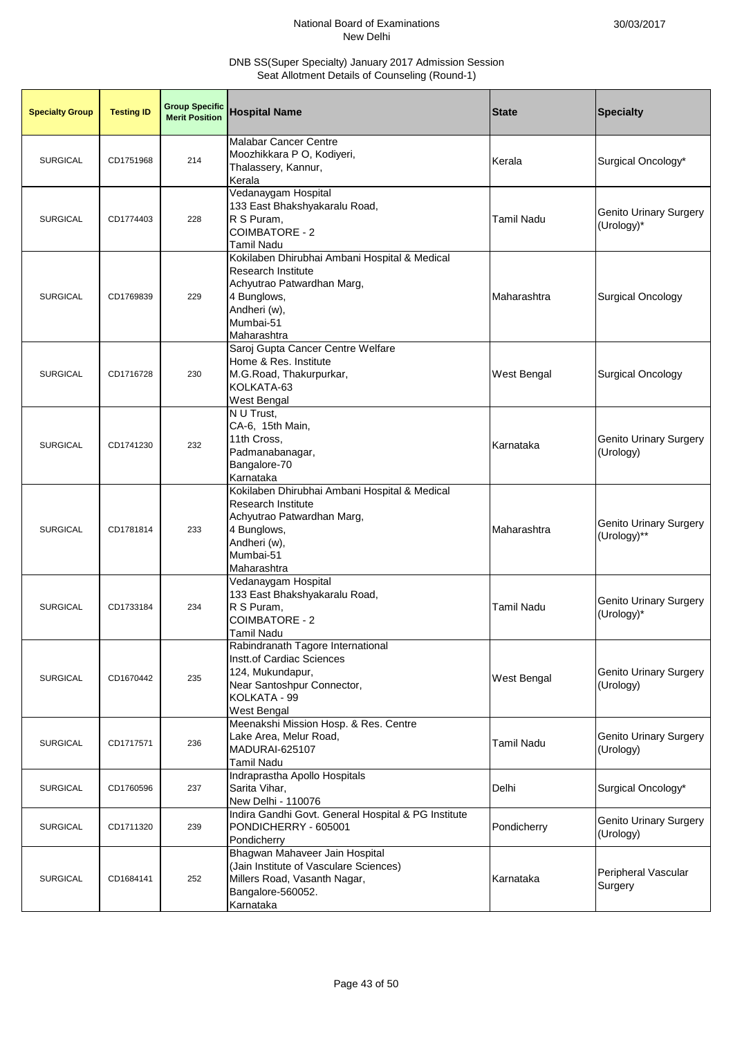National Board of Examinations
New Delhi

30/03/2017

DNB SS(Super Specialty) January 2017 Admission Session
Seat Allotment Details of Counseling (Round-1)

| Specialty Group | Testing ID | Group Specific Merit Position | Hospital Name | State | Specialty |
|---|---|---|---|---|---|
| SURGICAL | CD1751968 | 214 | Malabar Cancer Centre Moozhikkara P O, Kodiyeri, Thalassery, Kannur, Kerala | Kerala | Surgical Oncology* |
| SURGICAL | CD1774403 | 228 | Vedanaygam Hospital 133 East Bhakshyakaralu Road, R S Puram, COIMBATORE - 2 Tamil Nadu | Tamil Nadu | Genito Urinary Surgery (Urology)* |
| SURGICAL | CD1769839 | 229 | Kokilaben Dhirubhai Ambani Hospital & Medical Research Institute Achyutrao Patwardhan Marg, 4 Bunglows, Andheri (w), Mumbai-51 Maharashtra | Maharashtra | Surgical Oncology |
| SURGICAL | CD1716728 | 230 | Saroj Gupta Cancer Centre Welfare Home & Res. Institute M.G.Road, Thakurpurkar, KOLKATA-63 West Bengal | West Bengal | Surgical Oncology |
| SURGICAL | CD1741230 | 232 | N U Trust, CA-6, 15th Main, 11th Cross, Padmanabanagar, Bangalore-70 Karnataka | Karnataka | Genito Urinary Surgery (Urology) |
| SURGICAL | CD1781814 | 233 | Kokilaben Dhirubhai Ambani Hospital & Medical Research Institute Achyutrao Patwardhan Marg, 4 Bunglows, Andheri (w), Mumbai-51 Maharashtra | Maharashtra | Genito Urinary Surgery (Urology)** |
| SURGICAL | CD1733184 | 234 | Vedanaygam Hospital 133 East Bhakshyakaralu Road, R S Puram, COIMBATORE - 2 Tamil Nadu | Tamil Nadu | Genito Urinary Surgery (Urology)* |
| SURGICAL | CD1670442 | 235 | Rabindranath Tagore International Instt.of Cardiac Sciences 124, Mukundapur, Near Santoshpur Connector, KOLKATA - 99 West Bengal | West Bengal | Genito Urinary Surgery (Urology) |
| SURGICAL | CD1717571 | 236 | Meenakshi Mission Hosp. & Res. Centre Lake Area, Melur Road, MADURAI-625107 Tamil Nadu | Tamil Nadu | Genito Urinary Surgery (Urology) |
| SURGICAL | CD1760596 | 237 | Indraprastha Apollo Hospitals Sarita Vihar, New Delhi - 110076 | Delhi | Surgical Oncology* |
| SURGICAL | CD1711320 | 239 | Indira Gandhi Govt. General Hospital & PG Institute PONDICHERRY - 605001 Pondicherry | Pondicherry | Genito Urinary Surgery (Urology) |
| SURGICAL | CD1684141 | 252 | Bhagwan Mahaveer Jain Hospital (Jain Institute of Vasculare Sciences) Millers Road, Vasanth Nagar, Bangalore-560052. Karnataka | Karnataka | Peripheral Vascular Surgery |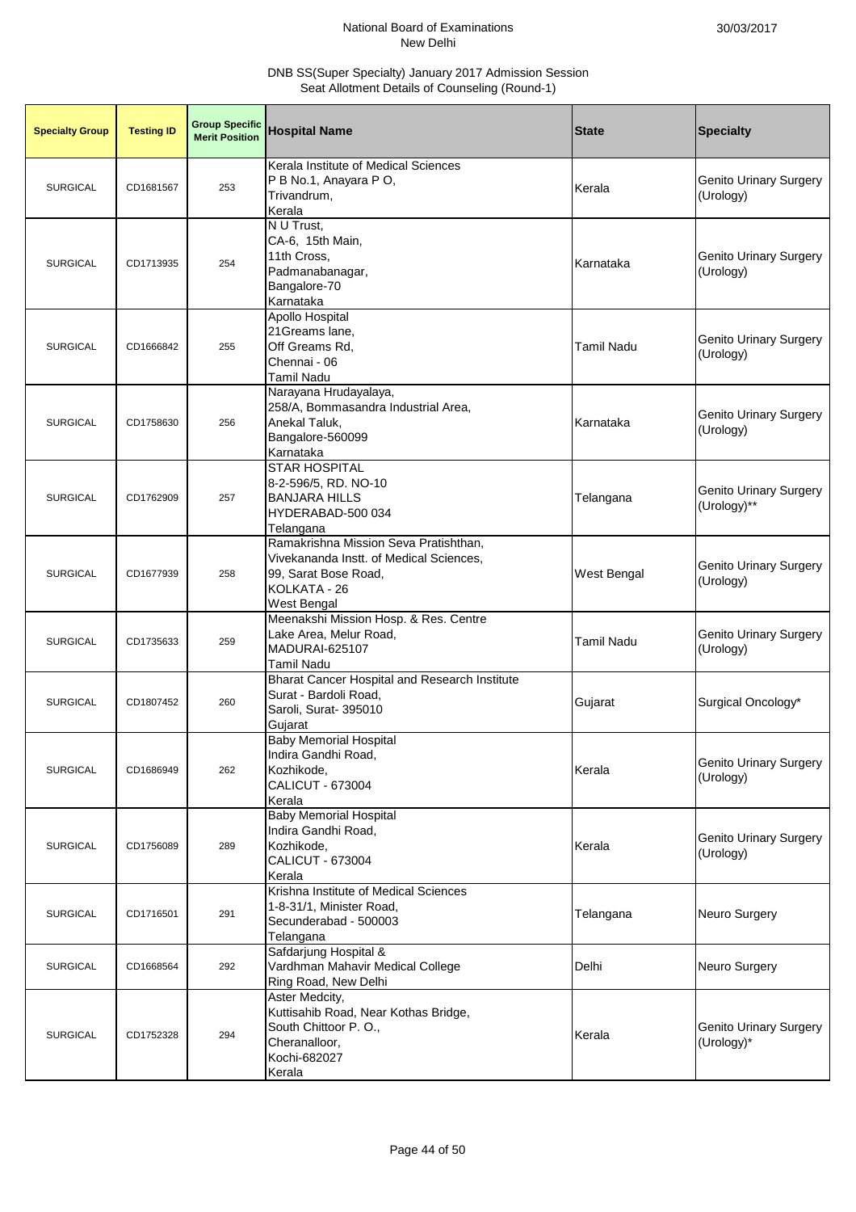National Board of Examinations
New Delhi

30/03/2017

DNB SS(Super Specialty) January 2017 Admission Session
Seat Allotment Details of Counseling (Round-1)

| Specialty Group | Testing ID | Group Specific Merit Position | Hospital Name | State | Specialty |
|---|---|---|---|---|---|
| SURGICAL | CD1681567 | 253 | Kerala Institute of Medical Sciences P B No.1, Anayara P O, Trivandrum, Kerala | Kerala | Genito Urinary Surgery (Urology) |
| SURGICAL | CD1713935 | 254 | N U Trust, CA-6, 15th Main, 11th Cross, Padmanabanagar, Bangalore-70 Karnataka | Karnataka | Genito Urinary Surgery (Urology) |
| SURGICAL | CD1666842 | 255 | Apollo Hospital 21Greams lane, Off Greams Rd, Chennai - 06 Tamil Nadu | Tamil Nadu | Genito Urinary Surgery (Urology) |
| SURGICAL | CD1758630 | 256 | Narayana Hrudayalaya, 258/A, Bommasandra Industrial Area, Anekal Taluk, Bangalore-560099 Karnataka | Karnataka | Genito Urinary Surgery (Urology) |
| SURGICAL | CD1762909 | 257 | STAR HOSPITAL 8-2-596/5, RD. NO-10 BANJARA HILLS HYDERABAD-500 034 Telangana | Telangana | Genito Urinary Surgery (Urology)** |
| SURGICAL | CD1677939 | 258 | Ramakrishna Mission Seva Pratishthan, Vivekananda Instt. of Medical Sciences, 99, Sarat Bose Road, KOLKATA - 26 West Bengal | West Bengal | Genito Urinary Surgery (Urology) |
| SURGICAL | CD1735633 | 259 | Meenakshi Mission Hosp. & Res. Centre Lake Area, Melur Road, MADURAI-625107 Tamil Nadu | Tamil Nadu | Genito Urinary Surgery (Urology) |
| SURGICAL | CD1807452 | 260 | Bharat Cancer Hospital and Research Institute Surat - Bardoli Road, Saroli, Surat- 395010 Gujarat | Gujarat | Surgical Oncology* |
| SURGICAL | CD1686949 | 262 | Baby Memorial Hospital Indira Gandhi Road, Kozhikode, CALICUT - 673004 Kerala | Kerala | Genito Urinary Surgery (Urology) |
| SURGICAL | CD1756089 | 289 | Baby Memorial Hospital Indira Gandhi Road, Kozhikode, CALICUT - 673004 Kerala | Kerala | Genito Urinary Surgery (Urology) |
| SURGICAL | CD1716501 | 291 | Krishna Institute of Medical Sciences 1-8-31/1, Minister Road, Secunderabad - 500003 Telangana | Telangana | Neuro Surgery |
| SURGICAL | CD1668564 | 292 | Safdarjung Hospital & Vardhman Mahavir Medical College Ring Road, New Delhi | Delhi | Neuro Surgery |
| SURGICAL | CD1752328 | 294 | Aster Medcity, Kuttisahib Road, Near Kothas Bridge, South Chittoor P. O., Cheranalloor, Kochi-682027 Kerala | Kerala | Genito Urinary Surgery (Urology)* |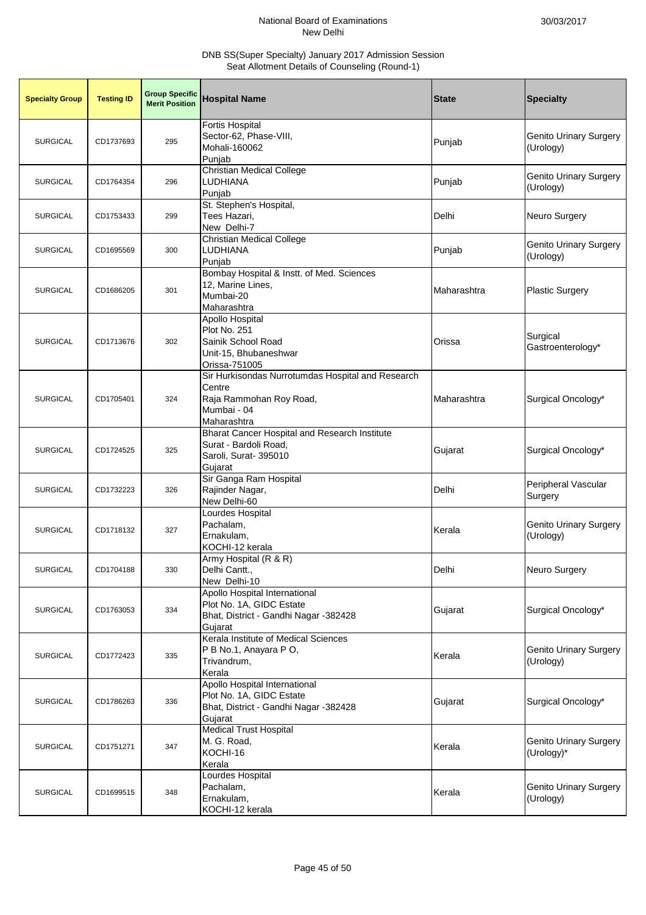National Board of Examinations
New Delhi

30/03/2017

DNB SS(Super Specialty) January 2017 Admission Session
Seat Allotment Details of Counseling (Round-1)

| Specialty Group | Testing ID | Group Specific Merit Position | Hospital Name | State | Specialty |
|---|---|---|---|---|---|
| SURGICAL | CD1737693 | 295 | Fortis Hospital<br>Sector-62, Phase-VIII,<br>Mohali-160062<br>Punjab | Punjab | Genito Urinary Surgery (Urology) |
| SURGICAL | CD1764354 | 296 | Christian Medical College<br>LUDHIANA<br>Punjab | Punjab | Genito Urinary Surgery (Urology) |
| SURGICAL | CD1753433 | 299 | St. Stephen's Hospital,<br>Tees Hazari,<br>New Delhi-7 | Delhi | Neuro Surgery |
| SURGICAL | CD1695569 | 300 | Christian Medical College<br>LUDHIANA<br>Punjab | Punjab | Genito Urinary Surgery (Urology) |
| SURGICAL | CD1686205 | 301 | Bombay Hospital & Instt. of Med. Sciences<br>12, Marine Lines,<br>Mumbai-20<br>Maharashtra | Maharashtra | Plastic Surgery |
| SURGICAL | CD1713676 | 302 | Apollo Hospital<br>Plot No. 251<br>Sainik School Road<br>Unit-15, Bhubaneshwar<br>Orissa-751005 | Orissa | Surgical Gastroenterology* |
| SURGICAL | CD1705401 | 324 | Sir Hurkisondas Nurrotumdas Hospital and Research Centre<br>Raja Rammohan Roy Road,<br>Mumbai - 04<br>Maharashtra | Maharashtra | Surgical Oncology* |
| SURGICAL | CD1724525 | 325 | Bharat Cancer Hospital and Research Institute<br>Surat - Bardoli Road,<br>Saroli, Surat- 395010<br>Gujarat | Gujarat | Surgical Oncology* |
| SURGICAL | CD1732223 | 326 | Sir Ganga Ram Hospital<br>Rajinder Nagar,<br>New Delhi-60 | Delhi | Peripheral Vascular Surgery |
| SURGICAL | CD1718132 | 327 | Lourdes Hospital<br>Pachalam,<br>Ernakulam,<br>KOCHI-12 kerala | Kerala | Genito Urinary Surgery (Urology) |
| SURGICAL | CD1704188 | 330 | Army Hospital (R & R)<br>Delhi Cantt.,<br>New Delhi-10 | Delhi | Neuro Surgery |
| SURGICAL | CD1763053 | 334 | Apollo Hospital International<br>Plot No. 1A, GIDC Estate<br>Bhat, District - Gandhi Nagar -382428<br>Gujarat | Gujarat | Surgical Oncology* |
| SURGICAL | CD1772423 | 335 | Kerala Institute of Medical Sciences<br>P B No.1, Anayara P O,<br>Trivandrum,<br>Kerala | Kerala | Genito Urinary Surgery (Urology) |
| SURGICAL | CD1786263 | 336 | Apollo Hospital International<br>Plot No. 1A, GIDC Estate<br>Bhat, District - Gandhi Nagar -382428<br>Gujarat | Gujarat | Surgical Oncology* |
| SURGICAL | CD1751271 | 347 | Medical Trust Hospital<br>M. G. Road,<br>KOCHI-16<br>Kerala | Kerala | Genito Urinary Surgery (Urology)* |
| SURGICAL | CD1699515 | 348 | Lourdes Hospital<br>Pachalam,<br>Ernakulam,<br>KOCHI-12 kerala | Kerala | Genito Urinary Surgery (Urology) |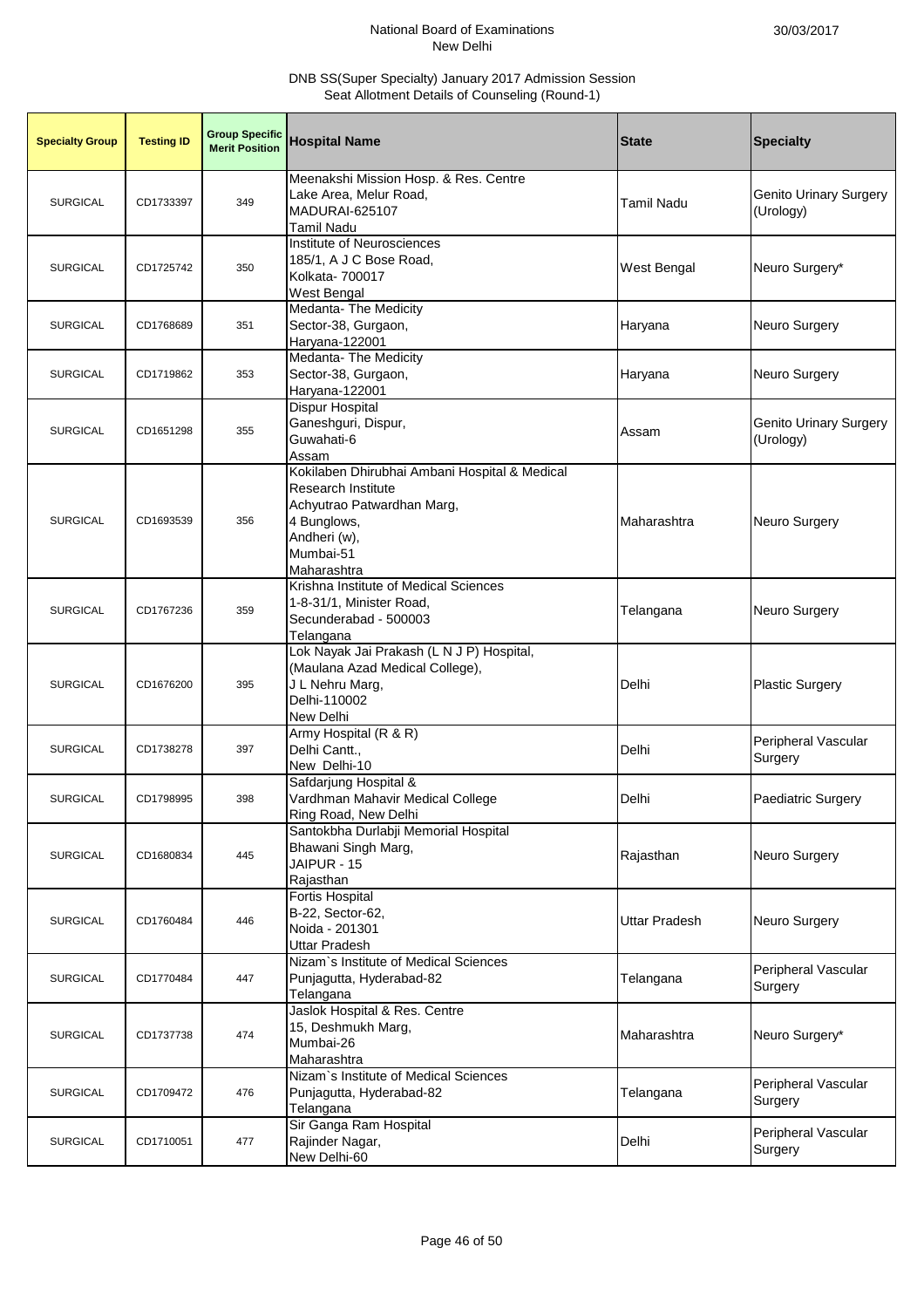National Board of Examinations
New Delhi

30/03/2017

DNB SS(Super Specialty) January 2017 Admission Session
Seat Allotment Details of Counseling (Round-1)

| Specialty Group | Testing ID | Group Specific Merit Position | Hospital Name | State | Specialty |
|---|---|---|---|---|---|
| SURGICAL | CD1733397 | 349 | Meenakshi Mission Hosp. & Res. Centre Lake Area, Melur Road, MADURAI-625107 Tamil Nadu | Tamil Nadu | Genito Urinary Surgery (Urology) |
| SURGICAL | CD1725742 | 350 | Institute of Neurosciences 185/1, A J C Bose Road, Kolkata- 700017 West Bengal | West Bengal | Neuro Surgery* |
| SURGICAL | CD1768689 | 351 | Medanta- The Medicity Sector-38, Gurgaon, Haryana-122001 | Haryana | Neuro Surgery |
| SURGICAL | CD1719862 | 353 | Medanta- The Medicity Sector-38, Gurgaon, Haryana-122001 | Haryana | Neuro Surgery |
| SURGICAL | CD1651298 | 355 | Dispur Hospital Ganeshguri, Dispur, Guwahati-6 Assam | Assam | Genito Urinary Surgery (Urology) |
| SURGICAL | CD1693539 | 356 | Kokilaben Dhirubhai Ambani Hospital & Medical Research Institute Achyutrao Patwardhan Marg, 4 Bunglows, Andheri (w), Mumbai-51 Maharashtra | Maharashtra | Neuro Surgery |
| SURGICAL | CD1767236 | 359 | Krishna Institute of Medical Sciences 1-8-31/1, Minister Road, Secunderabad - 500003 Telangana | Telangana | Neuro Surgery |
| SURGICAL | CD1676200 | 395 | Lok Nayak Jai Prakash (L N J P) Hospital, (Maulana Azad Medical College), J L Nehru Marg, Delhi-110002 New Delhi | Delhi | Plastic Surgery |
| SURGICAL | CD1738278 | 397 | Army Hospital (R & R) Delhi Cantt., New Delhi-10 | Delhi | Peripheral Vascular Surgery |
| SURGICAL | CD1798995 | 398 | Safdarjung Hospital & Vardhman Mahavir Medical College Ring Road, New Delhi | Delhi | Paediatric Surgery |
| SURGICAL | CD1680834 | 445 | Santokbha Durlabji Memorial Hospital Bhawani Singh Marg, JAIPUR - 15 Rajasthan | Rajasthan | Neuro Surgery |
| SURGICAL | CD1760484 | 446 | Fortis Hospital B-22, Sector-62, Noida - 201301 Uttar Pradesh | Uttar Pradesh | Neuro Surgery |
| SURGICAL | CD1770484 | 447 | Nizam`s Institute of Medical Sciences Punjagutta, Hyderabad-82 Telangana | Telangana | Peripheral Vascular Surgery |
| SURGICAL | CD1737738 | 474 | Jaslok Hospital & Res. Centre 15, Deshmukh Marg, Mumbai-26 Maharashtra | Maharashtra | Neuro Surgery* |
| SURGICAL | CD1709472 | 476 | Nizam`s Institute of Medical Sciences Punjagutta, Hyderabad-82 Telangana | Telangana | Peripheral Vascular Surgery |
| SURGICAL | CD1710051 | 477 | Sir Ganga Ram Hospital Rajinder Nagar, New Delhi-60 | Delhi | Peripheral Vascular Surgery |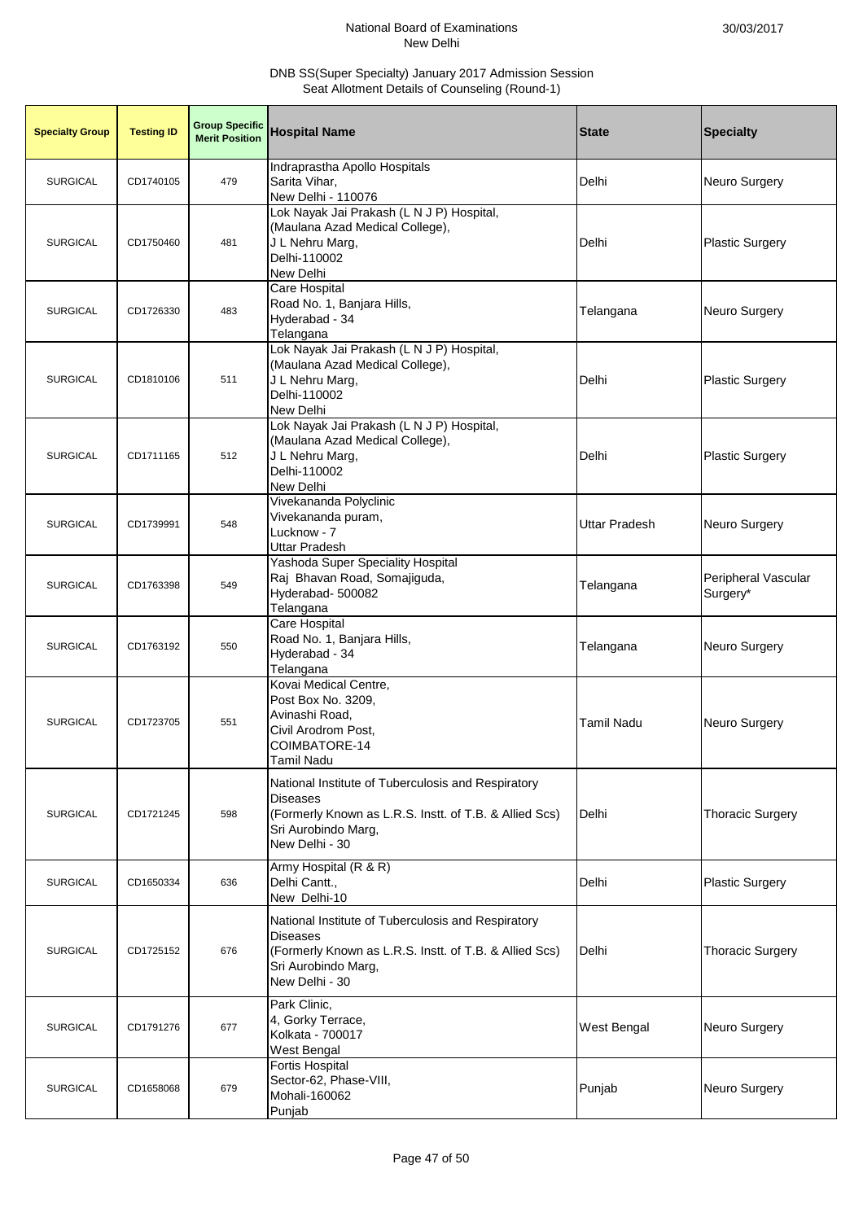National Board of Examinations
New Delhi

30/03/2017

DNB SS(Super Specialty) January 2017 Admission Session
Seat Allotment Details of Counseling (Round-1)

| Specialty Group | Testing ID | Group Specific Merit Position | Hospital Name | State | Specialty |
|---|---|---|---|---|---|
| SURGICAL | CD1740105 | 479 | Indraprastha Apollo Hospitals<br>Sarita Vihar,<br>New Delhi - 110076 | Delhi | Neuro Surgery |
| SURGICAL | CD1750460 | 481 | Lok Nayak Jai Prakash (L N J P) Hospital,<br>(Maulana Azad Medical College),<br>J L Nehru Marg,<br>Delhi-110002<br>New Delhi | Delhi | Plastic Surgery |
| SURGICAL | CD1726330 | 483 | Care Hospital<br>Road No. 1, Banjara Hills,<br>Hyderabad - 34<br>Telangana | Telangana | Neuro Surgery |
| SURGICAL | CD1810106 | 511 | Lok Nayak Jai Prakash (L N J P) Hospital,<br>(Maulana Azad Medical College),<br>J L Nehru Marg,<br>Delhi-110002<br>New Delhi | Delhi | Plastic Surgery |
| SURGICAL | CD1711165 | 512 | Lok Nayak Jai Prakash (L N J P) Hospital,<br>(Maulana Azad Medical College),<br>J L Nehru Marg,<br>Delhi-110002<br>New Delhi | Delhi | Plastic Surgery |
| SURGICAL | CD1739991 | 548 | Vivekananda Polyclinic<br>Vivekananda puram,<br>Lucknow - 7<br>Uttar Pradesh | Uttar Pradesh | Neuro Surgery |
| SURGICAL | CD1763398 | 549 | Yashoda Super Speciality Hospital<br>Raj Bhavan Road, Somajiguda,<br>Hyderabad- 500082<br>Telangana | Telangana | Peripheral Vascular Surgery* |
| SURGICAL | CD1763192 | 550 | Care Hospital<br>Road No. 1, Banjara Hills,<br>Hyderabad - 34<br>Telangana | Telangana | Neuro Surgery |
| SURGICAL | CD1723705 | 551 | Kovai Medical Centre,<br>Post Box No. 3209,<br>Avinashi Road,<br>Civil Arodrom Post,<br>COIMBATORE-14<br>Tamil Nadu | Tamil Nadu | Neuro Surgery |
| SURGICAL | CD1721245 | 598 | National Institute of Tuberculosis and Respiratory Diseases<br>(Formerly Known as L.R.S. Instt. of T.B. & Allied Scs)<br>Sri Aurobindo Marg,<br>New Delhi - 30 | Delhi | Thoracic Surgery |
| SURGICAL | CD1650334 | 636 | Army Hospital (R & R)<br>Delhi Cantt.,<br>New Delhi-10 | Delhi | Plastic Surgery |
| SURGICAL | CD1725152 | 676 | National Institute of Tuberculosis and Respiratory Diseases<br>(Formerly Known as L.R.S. Instt. of T.B. & Allied Scs)<br>Sri Aurobindo Marg,<br>New Delhi - 30 | Delhi | Thoracic Surgery |
| SURGICAL | CD1791276 | 677 | Park Clinic,<br>4, Gorky Terrace,<br>Kolkata - 700017<br>West Bengal | West Bengal | Neuro Surgery |
| SURGICAL | CD1658068 | 679 | Fortis Hospital<br>Sector-62, Phase-VIII,<br>Mohali-160062<br>Punjab | Punjab | Neuro Surgery |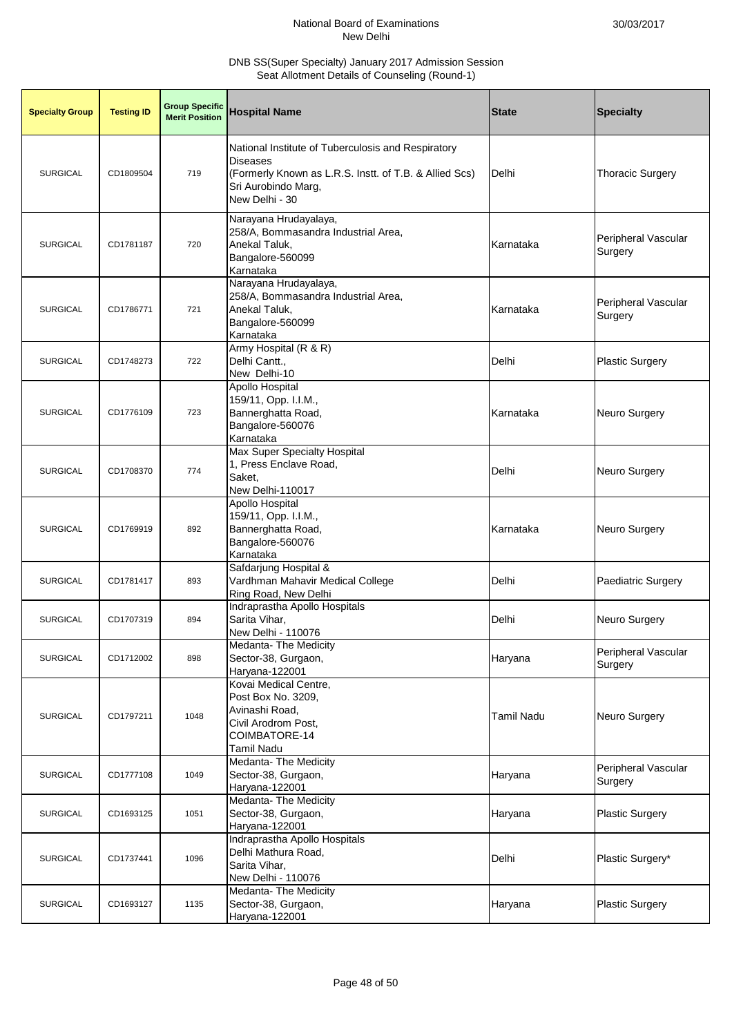National Board of Examinations
New Delhi

30/03/2017

DNB SS(Super Specialty) January 2017 Admission Session
Seat Allotment Details of Counseling (Round-1)

| Specialty Group | Testing ID | Group Specific Merit Position | Hospital Name | State | Specialty |
|---|---|---|---|---|---|
| SURGICAL | CD1809504 | 719 | National Institute of Tuberculosis and Respiratory Diseases (Formerly Known as L.R.S. Instt. of T.B. & Allied Scs) Sri Aurobindo Marg, New Delhi - 30 | Delhi | Thoracic Surgery |
| SURGICAL | CD1781187 | 720 | Narayana Hrudayalaya, 258/A, Bommasandra Industrial Area, Anekal Taluk, Bangalore-560099 Karnataka | Karnataka | Peripheral Vascular Surgery |
| SURGICAL | CD1786771 | 721 | Narayana Hrudayalaya, 258/A, Bommasandra Industrial Area, Anekal Taluk, Bangalore-560099 Karnataka | Karnataka | Peripheral Vascular Surgery |
| SURGICAL | CD1748273 | 722 | Army Hospital (R & R) Delhi Cantt., New Delhi-10 | Delhi | Plastic Surgery |
| SURGICAL | CD1776109 | 723 | Apollo Hospital 159/11, Opp. I.I.M., Bannerghatta Road, Bangalore-560076 Karnataka | Karnataka | Neuro Surgery |
| SURGICAL | CD1708370 | 774 | Max Super Specialty Hospital 1, Press Enclave Road, Saket, New Delhi-110017 | Delhi | Neuro Surgery |
| SURGICAL | CD1769919 | 892 | Apollo Hospital 159/11, Opp. I.I.M., Bannerghatta Road, Bangalore-560076 Karnataka | Karnataka | Neuro Surgery |
| SURGICAL | CD1781417 | 893 | Safdarjung Hospital & Vardhman Mahavir Medical College Ring Road, New Delhi | Delhi | Paediatric Surgery |
| SURGICAL | CD1707319 | 894 | Indraprastha Apollo Hospitals Sarita Vihar, New Delhi - 110076 | Delhi | Neuro Surgery |
| SURGICAL | CD1712002 | 898 | Medanta- The Medicity Sector-38, Gurgaon, Haryana-122001 | Haryana | Peripheral Vascular Surgery |
| SURGICAL | CD1797211 | 1048 | Kovai Medical Centre, Post Box No. 3209, Avinashi Road, Civil Arodrom Post, COIMBATORE-14 Tamil Nadu | Tamil Nadu | Neuro Surgery |
| SURGICAL | CD1777108 | 1049 | Medanta- The Medicity Sector-38, Gurgaon, Haryana-122001 | Haryana | Peripheral Vascular Surgery |
| SURGICAL | CD1693125 | 1051 | Medanta- The Medicity Sector-38, Gurgaon, Haryana-122001 | Haryana | Plastic Surgery |
| SURGICAL | CD1737441 | 1096 | Indraprastha Apollo Hospitals Delhi Mathura Road, Sarita Vihar, New Delhi - 110076 | Delhi | Plastic Surgery* |
| SURGICAL | CD1693127 | 1135 | Medanta- The Medicity Sector-38, Gurgaon, Haryana-122001 | Haryana | Plastic Surgery |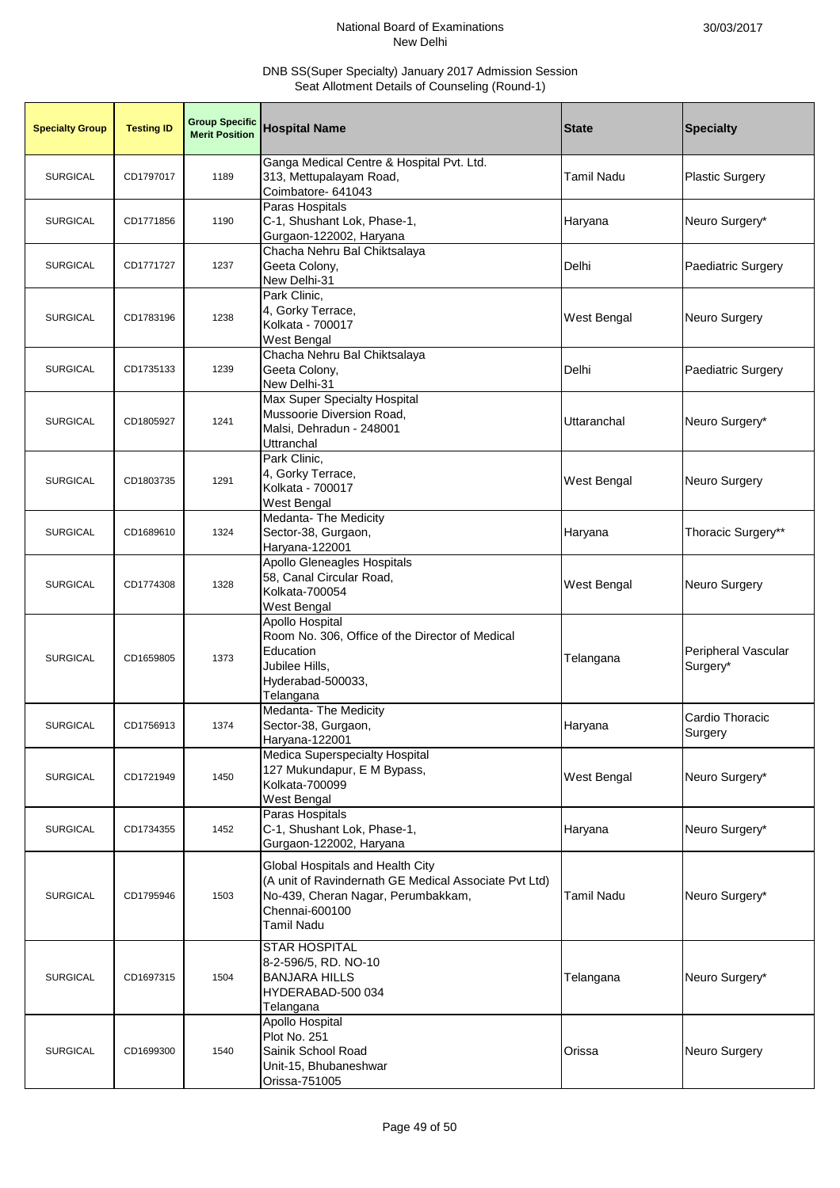National Board of Examinations
New Delhi

30/03/2017

DNB SS(Super Specialty) January 2017 Admission Session
Seat Allotment Details of Counseling (Round-1)

| Specialty Group | Testing ID | Group Specific Merit Position | Hospital Name | State | Specialty |
|---|---|---|---|---|---|
| SURGICAL | CD1797017 | 1189 | Ganga Medical Centre & Hospital Pvt. Ltd.<br>313, Mettupalayam Road,<br>Coimbatore- 641043 | Tamil Nadu | Plastic Surgery |
| SURGICAL | CD1771856 | 1190 | Paras Hospitals<br>C-1, Shushant Lok, Phase-1,<br>Gurgaon-122002, Haryana | Haryana | Neuro Surgery* |
| SURGICAL | CD1771727 | 1237 | Chacha Nehru Bal Chiktsalaya<br>Geeta Colony,<br>New Delhi-31 | Delhi | Paediatric Surgery |
| SURGICAL | CD1783196 | 1238 | Park Clinic,<br>4, Gorky Terrace,<br>Kolkata - 700017<br>West Bengal | West Bengal | Neuro Surgery |
| SURGICAL | CD1735133 | 1239 | Chacha Nehru Bal Chiktsalaya<br>Geeta Colony,<br>New Delhi-31 | Delhi | Paediatric Surgery |
| SURGICAL | CD1805927 | 1241 | Max Super Specialty Hospital<br>Mussoorie Diversion Road,<br>Malsi, Dehradun - 248001<br>Uttranchal | Uttaranchal | Neuro Surgery* |
| SURGICAL | CD1803735 | 1291 | Park Clinic,<br>4, Gorky Terrace,<br>Kolkata - 700017<br>West Bengal | West Bengal | Neuro Surgery |
| SURGICAL | CD1689610 | 1324 | Medanta- The Medicity<br>Sector-38, Gurgaon,<br>Haryana-122001 | Haryana | Thoracic Surgery** |
| SURGICAL | CD1774308 | 1328 | Apollo Gleneagles Hospitals<br>58, Canal Circular Road,<br>Kolkata-700054<br>West Bengal | West Bengal | Neuro Surgery |
| SURGICAL | CD1659805 | 1373 | Apollo Hospital<br>Room No. 306, Office of the Director of Medical Education<br>Jubilee Hills,<br>Hyderabad-500033,<br>Telangana | Telangana | Peripheral Vascular Surgery* |
| SURGICAL | CD1756913 | 1374 | Medanta- The Medicity<br>Sector-38, Gurgaon,<br>Haryana-122001 | Haryana | Cardio Thoracic Surgery |
| SURGICAL | CD1721949 | 1450 | Medica Superspecialty Hospital<br>127 Mukundapur, E M Bypass,<br>Kolkata-700099<br>West Bengal | West Bengal | Neuro Surgery* |
| SURGICAL | CD1734355 | 1452 | Paras Hospitals<br>C-1, Shushant Lok, Phase-1,<br>Gurgaon-122002, Haryana | Haryana | Neuro Surgery* |
| SURGICAL | CD1795946 | 1503 | Global Hospitals and Health City<br>(A unit of Ravindernath GE Medical Associate Pvt Ltd)<br>No-439, Cheran Nagar, Perumbakkam,<br>Chennai-600100<br>Tamil Nadu | Tamil Nadu | Neuro Surgery* |
| SURGICAL | CD1697315 | 1504 | STAR HOSPITAL<br>8-2-596/5, RD. NO-10<br>BANJARA HILLS<br>HYDERABAD-500 034<br>Telangana | Telangana | Neuro Surgery* |
| SURGICAL | CD1699300 | 1540 | Apollo Hospital<br>Plot No. 251<br>Sainik School Road<br>Unit-15, Bhubaneshwar<br>Orissa-751005 | Orissa | Neuro Surgery |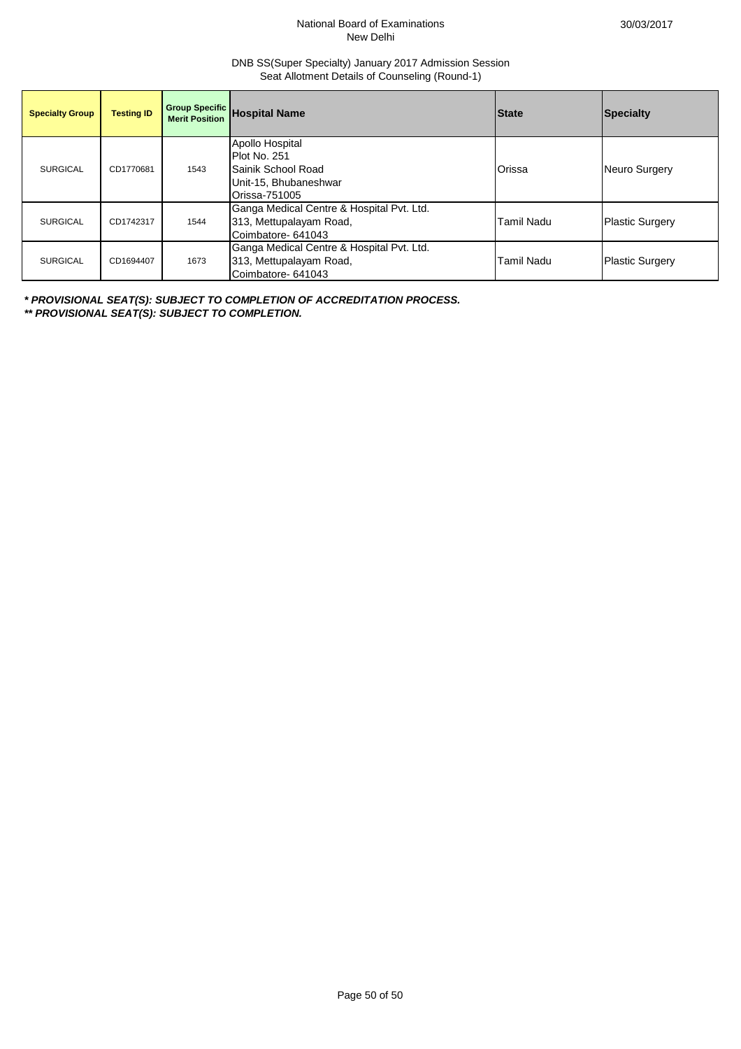National Board of Examinations
New Delhi

30/03/2017

DNB SS(Super Specialty) January 2017 Admission Session
Seat Allotment Details of Counseling (Round-1)

| Specialty Group | Testing ID | Group Specific Merit Position | Hospital Name | State | Specialty |
|---|---|---|---|---|---|
| SURGICAL | CD1770681 | 1543 | Apollo Hospital<br>Plot No. 251<br>Sainik School Road<br>Unit-15, Bhubaneshwar<br>Orissa-751005 | Orissa | Neuro Surgery |
| SURGICAL | CD1742317 | 1544 | Ganga Medical Centre & Hospital Pvt. Ltd.<br>313, Mettupalayam Road,<br>Coimbatore- 641043 | Tamil Nadu | Plastic Surgery |
| SURGICAL | CD1694407 | 1673 | Ganga Medical Centre & Hospital Pvt. Ltd.<br>313, Mettupalayam Road,<br>Coimbatore- 641043 | Tamil Nadu | Plastic Surgery |

***\* PROVISIONAL SEAT(S): SUBJECT TO COMPLETION OF ACCREDITATION PROCESS.***

***\*\* PROVISIONAL SEAT(S): SUBJECT TO COMPLETION.***